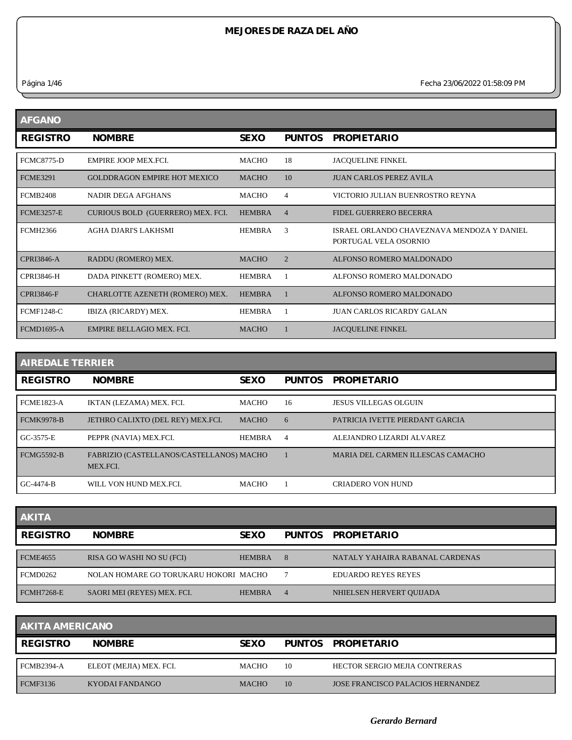# MEJORES DE RAZA DEL AÑO

Fecha 23/06/2022 01:58:09 PM

## AFGANO

| REGISTRO | NOMBRE | SEXO | PUNTOS | PROPIETARIO |
|---|---|---|---|---|
| FCMC8775-D | EMPIRE JOOP MEX.FCI. | MACHO | 18 | JACQUELINE FINKEL |
| FCME3291 | GOLDDRAGON EMPIRE HOT MEXICO | MACHO | 10 | JUAN CARLOS PEREZ AVILA |
| FCMB2408 | NADIR DEGA AFGHANS | MACHO | 4 | VICTORIO JULIAN BUENROSTRO REYNA |
| FCME3257-E | CURIOUS BOLD (GUERRERO) MEX. FCI. | HEMBRA | 4 | FIDEL GUERRERO BECERRA |
| FCMH2366 | AGHA DJARI'S LAKHSMI | HEMBRA | 3 | ISRAEL ORLANDO CHAVEZNAVA MENDOZA Y DANIEL PORTUGAL VELA OSORNIO |
| CPRI3846-A | RADDU (ROMERO) MEX. | MACHO | 2 | ALFONSO ROMERO MALDONADO |
| CPRI3846-H | DADA PINKETT (ROMERO) MEX. | HEMBRA | 1 | ALFONSO ROMERO MALDONADO |
| CPRI3846-F | CHARLOTTE AZENETH (ROMERO) MEX. | HEMBRA | 1 | ALFONSO ROMERO MALDONADO |
| FCMF1248-C | IBIZA (RICARDY) MEX. | HEMBRA | 1 | JUAN CARLOS RICARDY GALAN |
| FCMD1695-A | EMPIRE BELLAGIO MEX. FCI. | MACHO | 1 | JACQUELINE FINKEL |

## AIREDALE TERRIER

| REGISTRO | NOMBRE | SEXO | PUNTOS | PROPIETARIO |
|---|---|---|---|---|
| FCME1823-A | IKTAN (LEZAMA) MEX. FCI. | MACHO | 16 | JESUS VILLEGAS OLGUIN |
| FCMK9978-B | JETHRO CALIXTO (DEL REY) MEX.FCI. | MACHO | 6 | PATRICIA IVETTE PIERDANT GARCIA |
| GC-3575-E | PEPPR (NAVIA) MEX.FCI. | HEMBRA | 4 | ALEJANDRO LIZARDI ALVAREZ |
| FCMG5592-B | FABRIZIO (CASTELLANOS/CASTELLANOS) MEX.FCI. | MACHO | 1 | MARIA DEL CARMEN ILLESCAS CAMACHO |
| GC-4474-B | WILL VON HUND MEX.FCI. | MACHO | 1 | CRIADERO VON HUND |

## AKITA

| REGISTRO | NOMBRE | SEXO | PUNTOS | PROPIETARIO |
|---|---|---|---|---|
| FCME4655 | RISA GO WASHI NO SU (FCI) | HEMBRA | 8 | NATALY YAHAIRA RABANAL CARDENAS |
| FCMD0262 | NOLAN HOMARE GO TORUKARU HOKORI | MACHO | 7 | EDUARDO REYES REYES |
| FCMH7268-E | SAORI MEI (REYES) MEX. FCI. | HEMBRA | 4 | NHIELSEN HERVERT QUIJADA |

## AKITA AMERICANO

| REGISTRO | NOMBRE | SEXO | PUNTOS | PROPIETARIO |
|---|---|---|---|---|
| FCMB2394-A | ELEOT (MEJIA) MEX. FCI. | MACHO | 10 | HECTOR SERGIO MEJIA CONTRERAS |
| FCMF3136 | KYODAI FANDANGO | MACHO | 10 | JOSE FRANCISCO PALACIOS HERNANDEZ |

*Gerardo Bernard*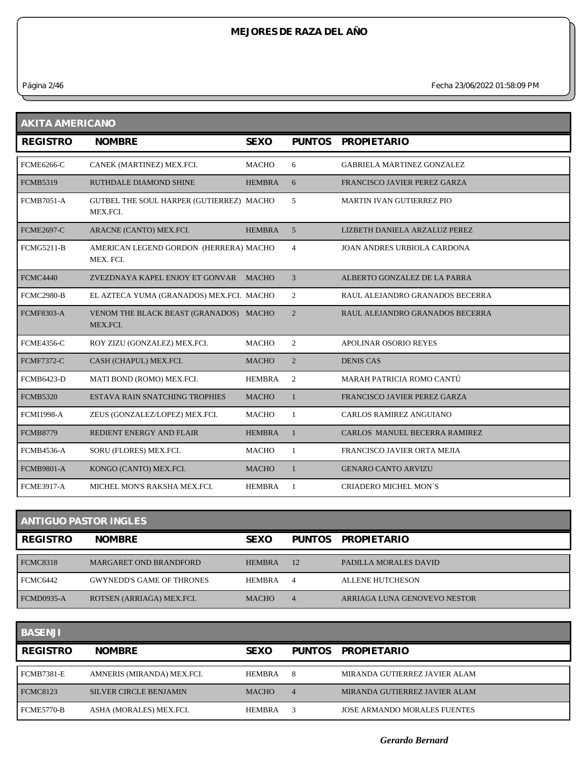# MEJORES DE RAZA DEL AÑO

Fecha 23/06/2022 01:58:09 PM

## AKITA AMERICANO

| REGISTRO | NOMBRE | SEXO | PUNTOS | PROPIETARIO |
|---|---|---|---|---|
| FCME6266-C | CANEK (MARTINEZ) MEX.FCI. | MACHO | 6 | GABRIELA MARTINEZ GONZALEZ |
| FCMB5319 | RUTHDALE DIAMOND SHINE | HEMBRA | 6 | FRANCISCO JAVIER PEREZ GARZA |
| FCMB7051-A | GUTBEL THE SOUL HARPER (GUTIERREZ) MEX.FCI. | MACHO | 5 | MARTIN IVAN GUTIERREZ PIO |
| FCME2697-C | ARACNE (CANTO) MEX.FCI. | HEMBRA | 5 | LIZBETH DANIELA ARZALUZ PEREZ |
| FCMG5211-B | AMERICAN LEGEND GORDON (HERRERA) MEX. FCI. | MACHO | 4 | JOAN ANDRES URBIOLA CARDONA |
| FCMC4440 | ZVEZDNAYA KAPEL ENJOY ET GONVAR | MACHO | 3 | ALBERTO GONZALEZ DE LA PARRA |
| FCMC2980-B | EL AZTECA YUMA (GRANADOS) MEX.FCI. | MACHO | 2 | RAUL ALEJANDRO GRANADOS BECERRA |
| FCMF8303-A | VENOM THE BLACK BEAST (GRANADOS) MEX.FCI. | MACHO | 2 | RAUL ALEJANDRO GRANADOS BECERRA |
| FCME4356-C | ROY ZIZU (GONZALEZ) MEX.FCI. | MACHO | 2 | APOLINAR OSORIO REYES |
| FCMF7372-C | CASH (CHAPUL) MEX.FCI. | MACHO | 2 | DENIS CAS |
| FCMB6423-D | MATI BOND (ROMO) MEX.FCI. | HEMBRA | 2 | MARAH PATRICIA ROMO CANTÚ |
| FCMB5320 | ESTAVA RAIN SNATCHING TROPHIES | MACHO | 1 | FRANCISCO JAVIER PEREZ GARZA |
| FCMI1998-A | ZEUS (GONZALEZ/LOPEZ) MEX.FCI. | MACHO | 1 | CARLOS RAMIREZ ANGUIANO |
| FCMB8779 | REDIENT ENERGY AND FLAIR | HEMBRA | 1 | CARLOS MANUEL BECERRA RAMIREZ |
| FCMB4536-A | SORU (FLORES) MEX.FCI. | MACHO | 1 | FRANCISCO JAVIER ORTA MEJIA |
| FCMB9801-A | KONGO (CANTO) MEX.FCI. | MACHO | 1 | GENARO CANTO ARVIZU |
| FCME3917-A | MICHEL MON'S RAKSHA MEX.FCI. | HEMBRA | 1 | CRIADERO MICHEL MON`S |

## ANTIGUO PASTOR INGLES

| REGISTRO | NOMBRE | SEXO | PUNTOS | PROPIETARIO |
|---|---|---|---|---|
| FCMC8318 | MARGARET OND BRANDFORD | HEMBRA | 12 | PADILLA MORALES DAVID |
| FCMC6442 | GWYNEDD'S GAME OF THRONES | HEMBRA | 4 | ALLENE HUTCHESON |
| FCMD0935-A | ROTSEN (ARRIAGA) MEX.FCI. | MACHO | 4 | ARRIAGA LUNA GENOVEVO NESTOR |

## BASENJI

| REGISTRO | NOMBRE | SEXO | PUNTOS | PROPIETARIO |
|---|---|---|---|---|
| FCMB7381-E | AMNERIS (MIRANDA) MEX.FCI. | HEMBRA | 8 | MIRANDA GUTIERREZ JAVIER ALAM |
| FCMC8123 | SILVER CIRCLE BENJAMIN | MACHO | 4 | MIRANDA GUTIERREZ JAVIER ALAM |
| FCME5770-B | ASHA (MORALES) MEX.FCI. | HEMBRA | 3 | JOSE ARMANDO MORALES FUENTES |

*Gerardo Bernard*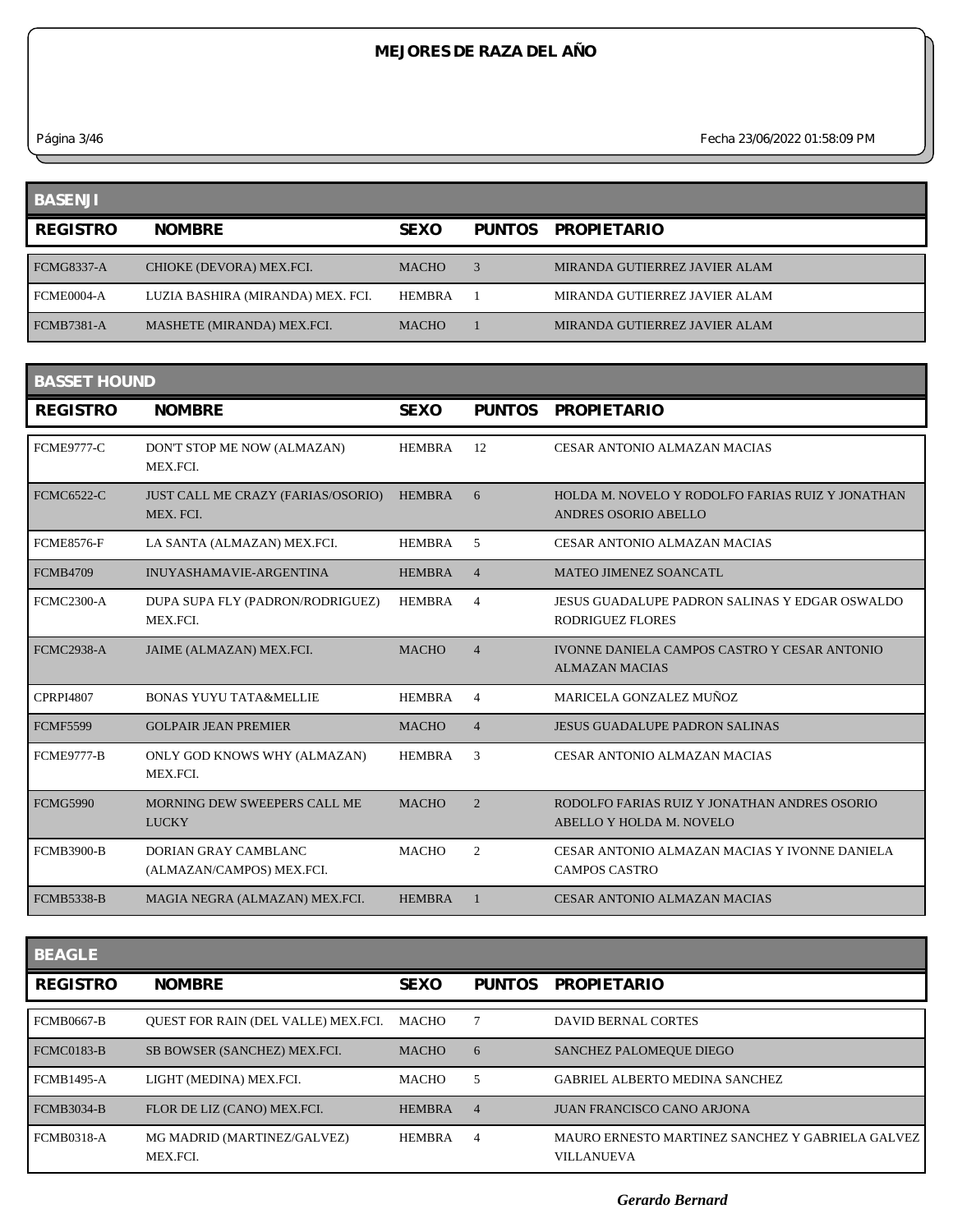# MEJORES DE RAZA DEL AÑO

## BASENJI

| REGISTRO | NOMBRE | SEXO | PUNTOS | PROPIETARIO |
|---|---|---|---|---|
| FCMG8337-A | CHIOKE (DEVORA) MEX.FCI. | MACHO | 3 | MIRANDA GUTIERREZ JAVIER ALAM |
| FCME0004-A | LUZIA BASHIRA (MIRANDA) MEX. FCI. | HEMBRA | 1 | MIRANDA GUTIERREZ JAVIER ALAM |
| FCMB7381-A | MASHETE (MIRANDA) MEX.FCI. | MACHO | 1 | MIRANDA GUTIERREZ JAVIER ALAM |

## BASSET HOUND

| REGISTRO | NOMBRE | SEXO | PUNTOS | PROPIETARIO |
|---|---|---|---|---|
| FCME9777-C | DON'T STOP ME NOW (ALMAZAN) MEX.FCI. | HEMBRA | 12 | CESAR ANTONIO ALMAZAN MACIAS |
| FCMC6522-C | JUST CALL ME CRAZY (FARIAS/OSORIO) MEX. FCI. | HEMBRA | 6 | HOLDA M. NOVELO Y RODOLFO FARIAS RUIZ Y JONATHAN ANDRES OSORIO ABELLO |
| FCME8576-F | LA SANTA (ALMAZAN) MEX.FCI. | HEMBRA | 5 | CESAR ANTONIO ALMAZAN MACIAS |
| FCMB4709 | INUYASHAMAVIE-ARGENTINA | HEMBRA | 4 | MATEO JIMENEZ SOANCATL |
| FCMC2300-A | DUPA SUPA FLY (PADRON/RODRIGUEZ) MEX.FCI. | HEMBRA | 4 | JESUS GUADALUPE PADRON SALINAS Y EDGAR OSWALDO RODRIGUEZ FLORES |
| FCMC2938-A | JAIME (ALMAZAN) MEX.FCI. | MACHO | 4 | IVONNE DANIELA CAMPOS CASTRO Y CESAR ANTONIO ALMAZAN MACIAS |
| CPRPI4807 | BONAS YUYU TATA&MELLIE | HEMBRA | 4 | MARICELA GONZALEZ MUÑOZ |
| FCMF5599 | GOLPAIR JEAN PREMIER | MACHO | 4 | JESUS GUADALUPE PADRON SALINAS |
| FCME9777-B | ONLY GOD KNOWS WHY (ALMAZAN) MEX.FCI. | HEMBRA | 3 | CESAR ANTONIO ALMAZAN MACIAS |
| FCMG5990 | MORNING DEW SWEEPERS CALL ME LUCKY | MACHO | 2 | RODOLFO FARIAS RUIZ Y JONATHAN ANDRES OSORIO ABELLO Y HOLDA M. NOVELO |
| FCMB3900-B | DORIAN GRAY CAMBLANC (ALMAZAN/CAMPOS) MEX.FCI. | MACHO | 2 | CESAR ANTONIO ALMAZAN MACIAS Y IVONNE DANIELA CAMPOS CASTRO |
| FCMB5338-B | MAGIA NEGRA (ALMAZAN) MEX.FCI. | HEMBRA | 1 | CESAR ANTONIO ALMAZAN MACIAS |

## BEAGLE

| REGISTRO | NOMBRE | SEXO | PUNTOS | PROPIETARIO |
|---|---|---|---|---|
| FCMB0667-B | QUEST FOR RAIN (DEL VALLE) MEX.FCI. | MACHO | 7 | DAVID BERNAL CORTES |
| FCMC0183-B | SB BOWSER (SANCHEZ) MEX.FCI. | MACHO | 6 | SANCHEZ PALOMEQUE DIEGO |
| FCMB1495-A | LIGHT (MEDINA) MEX.FCI. | MACHO | 5 | GABRIEL ALBERTO MEDINA SANCHEZ |
| FCMB3034-B | FLOR DE LIZ (CANO) MEX.FCI. | HEMBRA | 4 | JUAN FRANCISCO CANO ARJONA |
| FCMB0318-A | MG MADRID (MARTINEZ/GALVEZ) MEX.FCI. | HEMBRA | 4 | MAURO ERNESTO MARTINEZ SANCHEZ Y GABRIELA GALVEZ VILLANUEVA |

*Gerardo Bernard*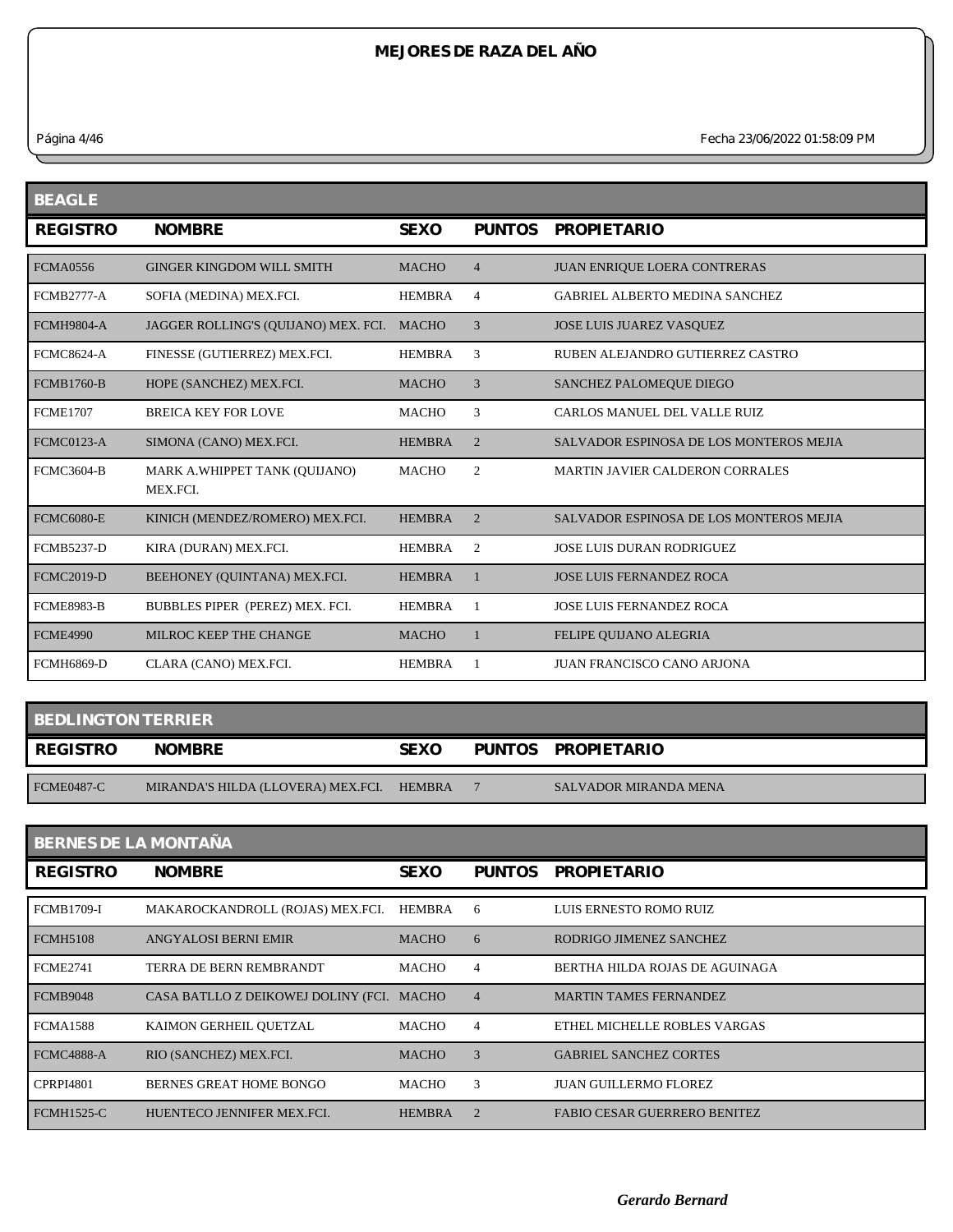# MEJORES DE RAZA DEL AÑO

## BEAGLE

| REGISTRO | NOMBRE | SEXO | PUNTOS | PROPIETARIO |
|---|---|---|---|---|
| FCMA0556 | GINGER KINGDOM WILL SMITH | MACHO | 4 | JUAN ENRIQUE LOERA CONTRERAS |
| FCMB2777-A | SOFIA (MEDINA) MEX.FCI. | HEMBRA | 4 | GABRIEL ALBERTO MEDINA SANCHEZ |
| FCMH9804-A | JAGGER ROLLING'S (QUIJANO) MEX. FCI. | MACHO | 3 | JOSE LUIS JUAREZ VASQUEZ |
| FCMC8624-A | FINESSE (GUTIERREZ) MEX.FCI. | HEMBRA | 3 | RUBEN ALEJANDRO GUTIERREZ CASTRO |
| FCMB1760-B | HOPE (SANCHEZ) MEX.FCI. | MACHO | 3 | SANCHEZ PALOMEQUE DIEGO |
| FCME1707 | BREICA KEY FOR LOVE | MACHO | 3 | CARLOS MANUEL DEL VALLE RUIZ |
| FCMC0123-A | SIMONA (CANO) MEX.FCI. | HEMBRA | 2 | SALVADOR ESPINOSA DE LOS MONTEROS MEJIA |
| FCMC3604-B | MARK A.WHIPPET TANK (QUIJANO) MEX.FCI. | MACHO | 2 | MARTIN JAVIER CALDERON CORRALES |
| FCMC6080-E | KINICH (MENDEZ/ROMERO) MEX.FCI. | HEMBRA | 2 | SALVADOR ESPINOSA DE LOS MONTEROS MEJIA |
| FCMB5237-D | KIRA (DURAN) MEX.FCI. | HEMBRA | 2 | JOSE LUIS DURAN RODRIGUEZ |
| FCMC2019-D | BEEHONEY (QUINTANA) MEX.FCI. | HEMBRA | 1 | JOSE LUIS FERNANDEZ ROCA |
| FCME8983-B | BUBBLES PIPER (PEREZ) MEX. FCI. | HEMBRA | 1 | JOSE LUIS FERNANDEZ ROCA |
| FCME4990 | MILROC KEEP THE CHANGE | MACHO | 1 | FELIPE QUIJANO ALEGRIA |
| FCMH6869-D | CLARA (CANO) MEX.FCI. | HEMBRA | 1 | JUAN FRANCISCO CANO ARJONA |

## BEDLINGTON TERRIER

| REGISTRO | NOMBRE | SEXO | PUNTOS | PROPIETARIO |
|---|---|---|---|---|
| FCME0487-C | MIRANDA'S HILDA (LLOVERA) MEX.FCI. | HEMBRA | 7 | SALVADOR MIRANDA MENA |

## BERNES DE LA MONTAÑA

| REGISTRO | NOMBRE | SEXO | PUNTOS | PROPIETARIO |
|---|---|---|---|---|
| FCMB1709-I | MAKAROCKANDROLL (ROJAS) MEX.FCI. | HEMBRA | 6 | LUIS ERNESTO ROMO RUIZ |
| FCMH5108 | ANGYALOSI BERNI EMIR | MACHO | 6 | RODRIGO JIMENEZ SANCHEZ |
| FCME2741 | TERRA DE BERN REMBRANDT | MACHO | 4 | BERTHA HILDA ROJAS DE AGUINAGA |
| FCMB9048 | CASA BATLLO Z DEIKOWEJ DOLINY (FCI. | MACHO | 4 | MARTIN TAMES FERNANDEZ |
| FCMA1588 | KAIMON GERHEIL QUETZAL | MACHO | 4 | ETHEL MICHELLE ROBLES VARGAS |
| FCMC4888-A | RIO (SANCHEZ) MEX.FCI. | MACHO | 3 | GABRIEL SANCHEZ CORTES |
| CPRPI4801 | BERNES GREAT HOME BONGO | MACHO | 3 | JUAN GUILLERMO FLOREZ |
| FCMH1525-C | HUENTECO JENNIFER MEX.FCI. | HEMBRA | 2 | FABIO CESAR GUERRERO BENITEZ |

*Gerardo Bernard*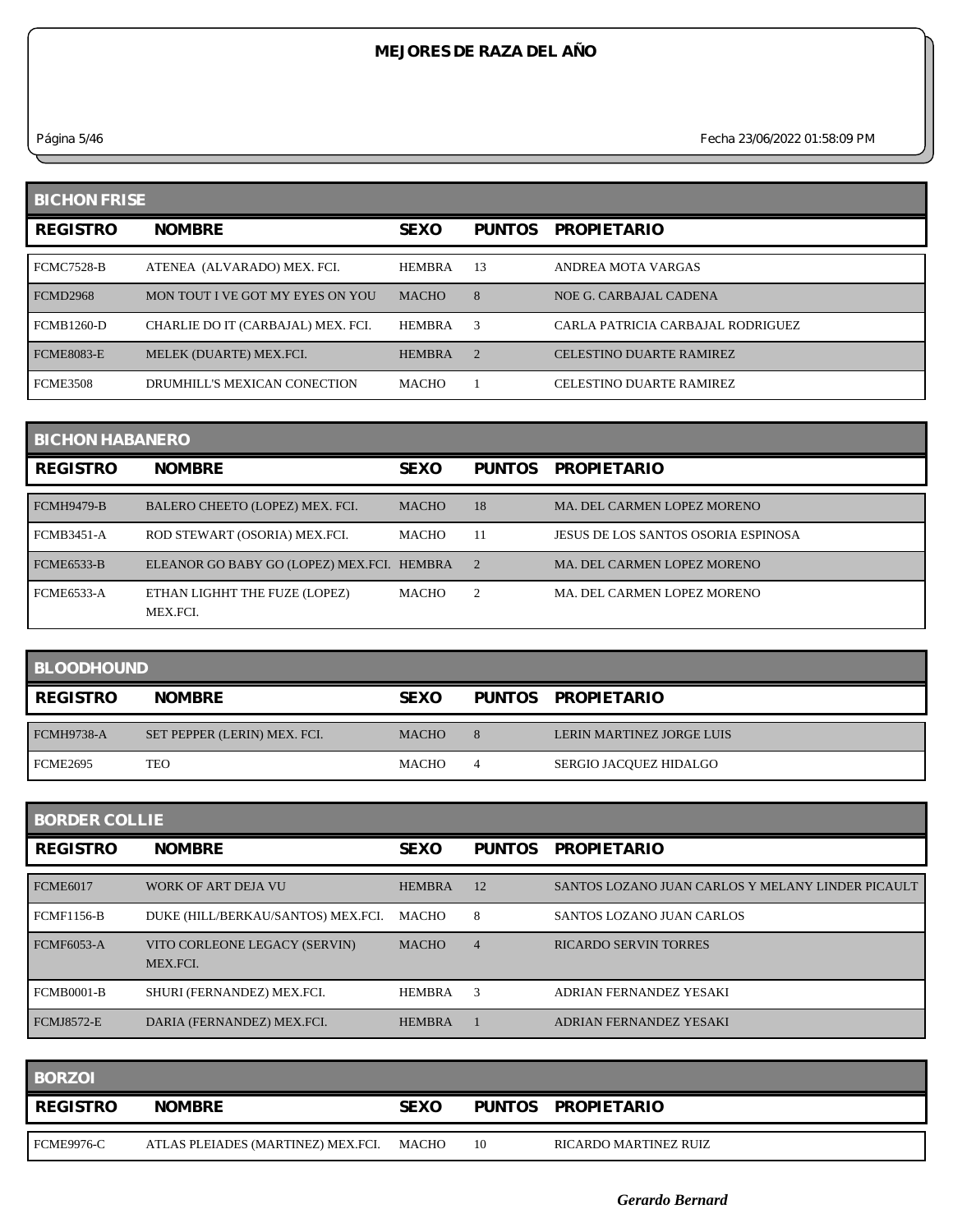# MEJORES DE RAZA DEL AÑO

## BICHON FRISE

| REGISTRO | NOMBRE | SEXO | PUNTOS | PROPIETARIO |
|---|---|---|---|---|
| FCMC7528-B | ATENEA (ALVARADO) MEX. FCI. | HEMBRA | 13 | ANDREA MOTA VARGAS |
| FCMD2968 | MON TOUT I VE GOT MY EYES ON YOU | MACHO | 8 | NOE G. CARBAJAL CADENA |
| FCMB1260-D | CHARLIE DO IT (CARBAJAL) MEX. FCI. | HEMBRA | 3 | CARLA PATRICIA CARBAJAL RODRIGUEZ |
| FCME8083-E | MELEK (DUARTE) MEX.FCI. | HEMBRA | 2 | CELESTINO DUARTE RAMIREZ |
| FCME3508 | DRUMHILL'S MEXICAN CONECTION | MACHO | 1 | CELESTINO DUARTE RAMIREZ |

## BICHON HABANERO

| REGISTRO | NOMBRE | SEXO | PUNTOS | PROPIETARIO |
|---|---|---|---|---|
| FCMH9479-B | BALERO CHEETO (LOPEZ) MEX. FCI. | MACHO | 18 | MA. DEL CARMEN LOPEZ MORENO |
| FCMB3451-A | ROD STEWART (OSORIA) MEX.FCI. | MACHO | 11 | JESUS DE LOS SANTOS OSORIA ESPINOSA |
| FCME6533-B | ELEANOR GO BABY GO (LOPEZ) MEX.FCI. | HEMBRA | 2 | MA. DEL CARMEN LOPEZ MORENO |
| FCME6533-A | ETHAN LIGHHT THE FUZE (LOPEZ) MEX.FCI. | MACHO | 2 | MA. DEL CARMEN LOPEZ MORENO |

## BLOODHOUND

| REGISTRO | NOMBRE | SEXO | PUNTOS | PROPIETARIO |
|---|---|---|---|---|
| FCMH9738-A | SET PEPPER (LERIN) MEX. FCI. | MACHO | 8 | LERIN MARTINEZ JORGE LUIS |
| FCME2695 | TEO | MACHO | 4 | SERGIO JACQUEZ HIDALGO |

## BORDER COLLIE

| REGISTRO | NOMBRE | SEXO | PUNTOS | PROPIETARIO |
|---|---|---|---|---|
| FCME6017 | WORK OF ART DEJA VU | HEMBRA | 12 | SANTOS LOZANO JUAN CARLOS Y MELANY LINDER PICAULT |
| FCMF1156-B | DUKE (HILL/BERKAU/SANTOS) MEX.FCI. | MACHO | 8 | SANTOS LOZANO JUAN CARLOS |
| FCMF6053-A | VITO CORLEONE LEGACY (SERVIN) MEX.FCI. | MACHO | 4 | RICARDO SERVIN TORRES |
| FCMB0001-B | SHURI (FERNANDEZ) MEX.FCI. | HEMBRA | 3 | ADRIAN FERNANDEZ YESAKI |
| FCMJ8572-E | DARIA (FERNANDEZ) MEX.FCI. | HEMBRA | 1 | ADRIAN FERNANDEZ YESAKI |

## BORZOI

| REGISTRO | NOMBRE | SEXO | PUNTOS | PROPIETARIO |
|---|---|---|---|---|
| FCME9976-C | ATLAS PLEIADES (MARTINEZ) MEX.FCI. | MACHO | 10 | RICARDO MARTINEZ RUIZ |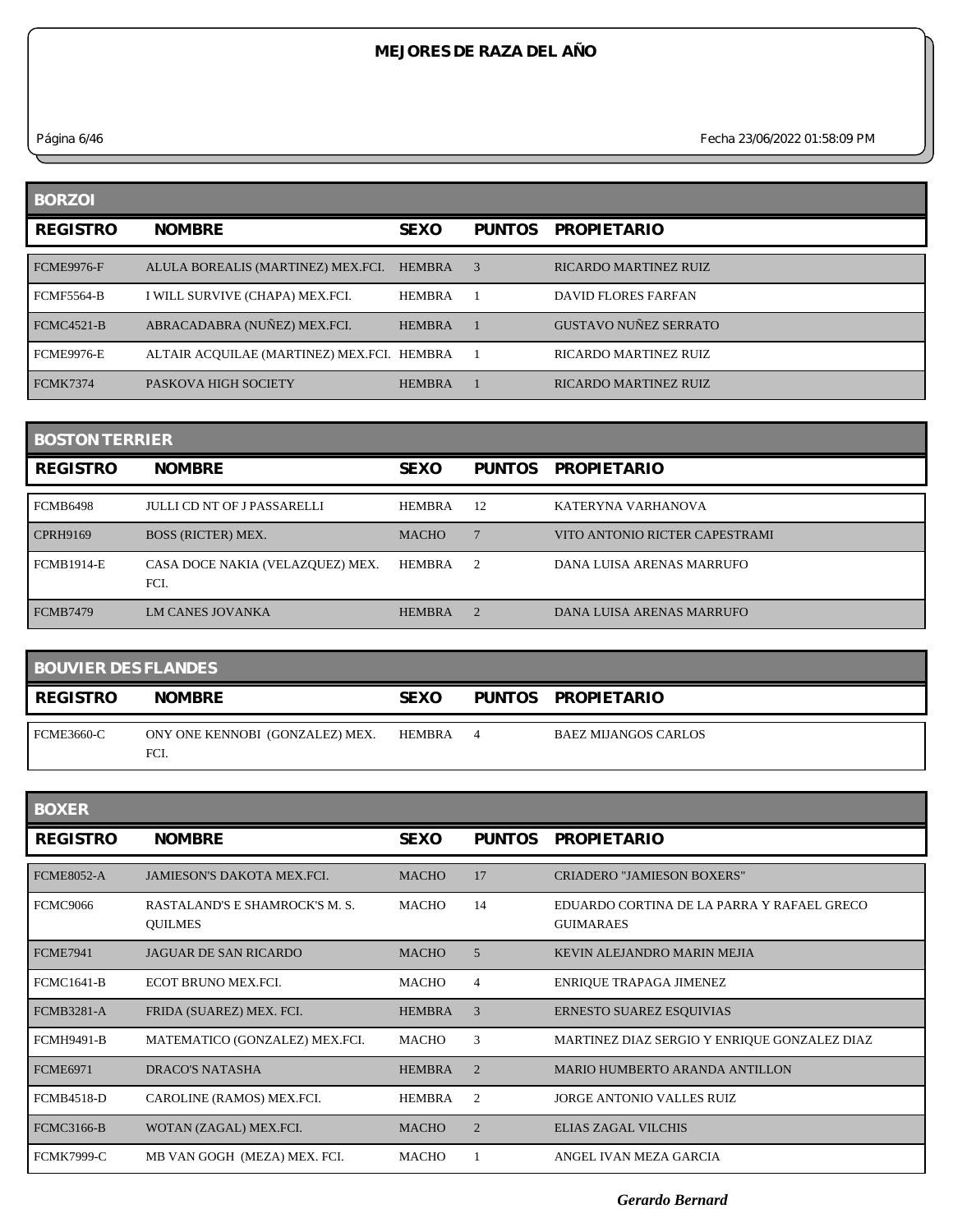# MEJORES DE RAZA DEL AÑO

Fecha 23/06/2022 01:58:09 PM

## BORZOI

| REGISTRO | NOMBRE | SEXO | PUNTOS | PROPIETARIO |
|---|---|---|---|---|
| FCME9976-F | ALULA BOREALIS (MARTINEZ) MEX.FCI. | HEMBRA | 3 | RICARDO MARTINEZ RUIZ |
| FCMF5564-B | I WILL SURVIVE (CHAPA) MEX.FCI. | HEMBRA | 1 | DAVID FLORES FARFAN |
| FCMC4521-B | ABRACADABRA (NUÑEZ) MEX.FCI. | HEMBRA | 1 | GUSTAVO NUÑEZ SERRATO |
| FCME9976-E | ALTAIR ACQUILAE (MARTINEZ) MEX.FCI. | HEMBRA | 1 | RICARDO MARTINEZ RUIZ |
| FCMK7374 | PASKOVA HIGH SOCIETY | HEMBRA | 1 | RICARDO MARTINEZ RUIZ |

## BOSTON TERRIER

| REGISTRO | NOMBRE | SEXO | PUNTOS | PROPIETARIO |
|---|---|---|---|---|
| FCMB6498 | JULLI CD NT OF J PASSARELLI | HEMBRA | 12 | KATERYNA VARHANOVA |
| CPRH9169 | BOSS (RICTER) MEX. | MACHO | 7 | VITO ANTONIO RICTER CAPESTRAMI |
| FCMB1914-E | CASA DOCE NAKIA (VELAZQUEZ) MEX. FCI. | HEMBRA | 2 | DANA LUISA ARENAS MARRUFO |
| FCMB7479 | LM CANES JOVANKA | HEMBRA | 2 | DANA LUISA ARENAS MARRUFO |

## BOUVIER DES FLANDES

| REGISTRO | NOMBRE | SEXO | PUNTOS | PROPIETARIO |
|---|---|---|---|---|
| FCME3660-C | ONY ONE KENNOBI (GONZALEZ) MEX. FCI. | HEMBRA | 4 | BAEZ MIJANGOS CARLOS |

## BOXER

| REGISTRO | NOMBRE | SEXO | PUNTOS | PROPIETARIO |
|---|---|---|---|---|
| FCME8052-A | JAMIESON'S DAKOTA MEX.FCI. | MACHO | 17 | CRIADERO "JAMIESON BOXERS" |
| FCMC9066 | RASTALAND'S E SHAMROCK'S M. S. QUILMES | MACHO | 14 | EDUARDO CORTINA DE LA PARRA Y RAFAEL GRECO GUIMARAES |
| FCME7941 | JAGUAR DE SAN RICARDO | MACHO | 5 | KEVIN ALEJANDRO MARIN MEJIA |
| FCMC1641-B | ECOT BRUNO MEX.FCI. | MACHO | 4 | ENRIQUE TRAPAGA JIMENEZ |
| FCMB3281-A | FRIDA (SUAREZ) MEX. FCI. | HEMBRA | 3 | ERNESTO SUAREZ ESQUIVIAS |
| FCMH9491-B | MATEMATICO (GONZALEZ) MEX.FCI. | MACHO | 3 | MARTINEZ DIAZ SERGIO Y ENRIQUE GONZALEZ DIAZ |
| FCME6971 | DRACO'S NATASHA | HEMBRA | 2 | MARIO HUMBERTO ARANDA ANTILLON |
| FCMB4518-D | CAROLINE (RAMOS) MEX.FCI. | HEMBRA | 2 | JORGE ANTONIO VALLES RUIZ |
| FCMC3166-B | WOTAN (ZAGAL) MEX.FCI. | MACHO | 2 | ELIAS ZAGAL VILCHIS |
| FCMK7999-C | MB VAN GOGH (MEZA) MEX. FCI. | MACHO | 1 | ANGEL IVAN MEZA GARCIA |

*Gerardo Bernard*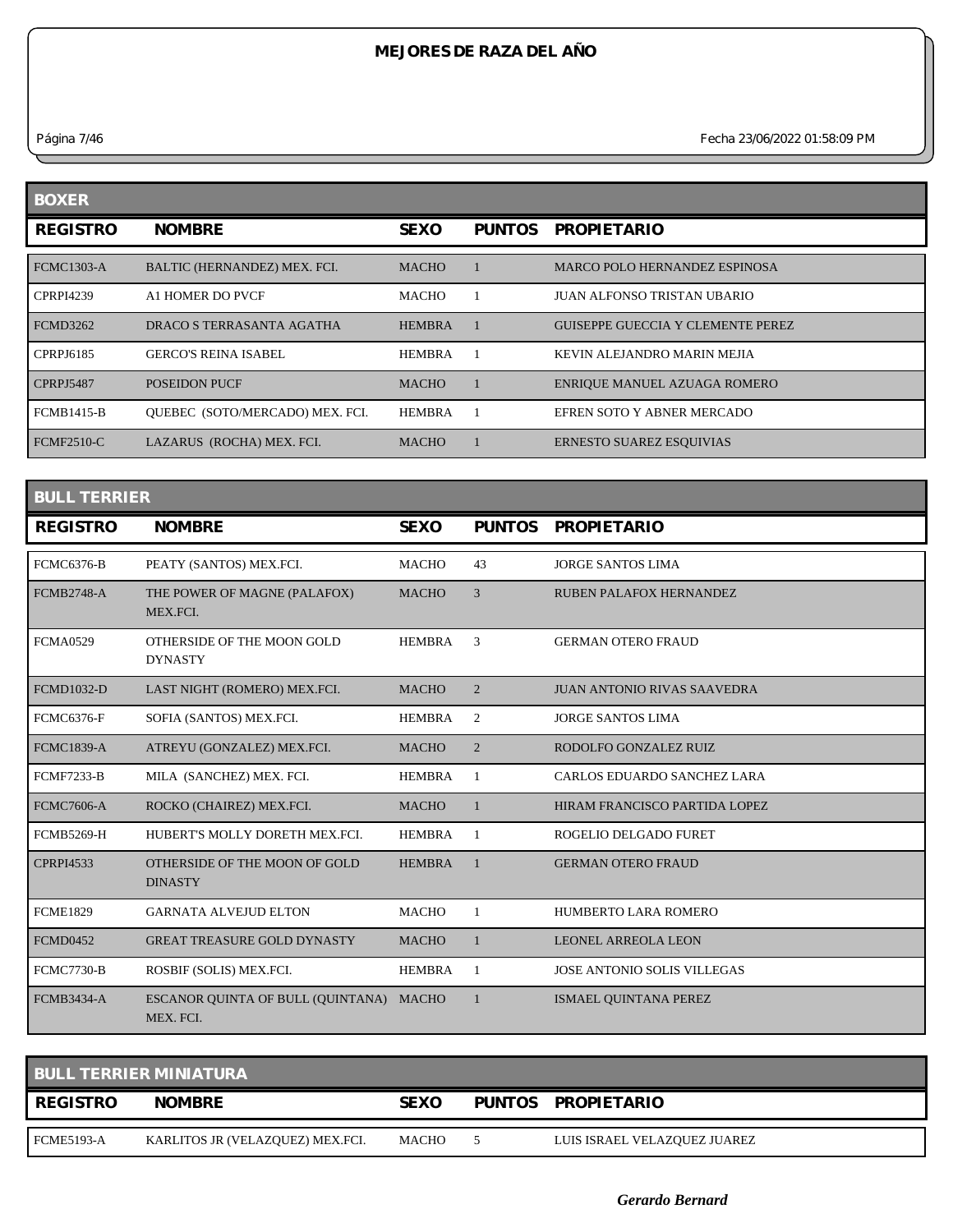# MEJORES DE RAZA DEL AÑO

## BOXER

| REGISTRO | NOMBRE | SEXO | PUNTOS | PROPIETARIO |
|---|---|---|---|---|
| FCMC1303-A | BALTIC (HERNANDEZ) MEX. FCI. | MACHO | 1 | MARCO POLO HERNANDEZ ESPINOSA |
| CPRPI4239 | A1 HOMER DO PVCF | MACHO | 1 | JUAN ALFONSO TRISTAN UBARIO |
| FCMD3262 | DRACO S TERRASANTA AGATHA | HEMBRA | 1 | GUISEPPE GUECCIA Y CLEMENTE PEREZ |
| CPRPJ6185 | GERCO'S REINA ISABEL | HEMBRA | 1 | KEVIN ALEJANDRO MARIN MEJIA |
| CPRPJ5487 | POSEIDON PUCF | MACHO | 1 | ENRIQUE MANUEL AZUAGA ROMERO |
| FCMB1415-B | QUEBEC (SOTO/MERCADO) MEX. FCI. | HEMBRA | 1 | EFREN SOTO Y ABNER MERCADO |
| FCMF2510-C | LAZARUS (ROCHA) MEX. FCI. | MACHO | 1 | ERNESTO SUAREZ ESQUIVIAS |

## BULL TERRIER

| REGISTRO | NOMBRE | SEXO | PUNTOS | PROPIETARIO |
|---|---|---|---|---|
| FCMC6376-B | PEATY (SANTOS) MEX.FCI. | MACHO | 43 | JORGE SANTOS LIMA |
| FCMB2748-A | THE POWER OF MAGNE (PALAFOX) MEX.FCI. | MACHO | 3 | RUBEN PALAFOX HERNANDEZ |
| FCMA0529 | OTHERSIDE OF THE MOON GOLD DYNASTY | HEMBRA | 3 | GERMAN OTERO FRAUD |
| FCMD1032-D | LAST NIGHT (ROMERO) MEX.FCI. | MACHO | 2 | JUAN ANTONIO RIVAS SAAVEDRA |
| FCMC6376-F | SOFIA (SANTOS) MEX.FCI. | HEMBRA | 2 | JORGE SANTOS LIMA |
| FCMC1839-A | ATREYU (GONZALEZ) MEX.FCI. | MACHO | 2 | RODOLFO GONZALEZ RUIZ |
| FCMF7233-B | MILA (SANCHEZ) MEX. FCI. | HEMBRA | 1 | CARLOS EDUARDO SANCHEZ LARA |
| FCMC7606-A | ROCKO (CHAIREZ) MEX.FCI. | MACHO | 1 | HIRAM FRANCISCO PARTIDA LOPEZ |
| FCMB5269-H | HUBERT'S MOLLY DORETH MEX.FCI. | HEMBRA | 1 | ROGELIO DELGADO FURET |
| CPRPI4533 | OTHERSIDE OF THE MOON OF GOLD DINASTY | HEMBRA | 1 | GERMAN OTERO FRAUD |
| FCME1829 | GARNATA ALVEJUD ELTON | MACHO | 1 | HUMBERTO LARA ROMERO |
| FCMD0452 | GREAT TREASURE GOLD DYNASTY | MACHO | 1 | LEONEL ARREOLA LEON |
| FCMC7730-B | ROSBIF (SOLIS) MEX.FCI. | HEMBRA | 1 | JOSE ANTONIO SOLIS VILLEGAS |
| FCMB3434-A | ESCANOR QUINTA OF BULL (QUINTANA) MEX. FCI. | MACHO | 1 | ISMAEL QUINTANA PEREZ |

## BULL TERRIER MINIATURA

| REGISTRO | NOMBRE | SEXO | PUNTOS | PROPIETARIO |
|---|---|---|---|---|
| FCME5193-A | KARLITOS JR (VELAZQUEZ) MEX.FCI. | MACHO | 5 | LUIS ISRAEL VELAZQUEZ JUAREZ |

*Gerardo Bernard*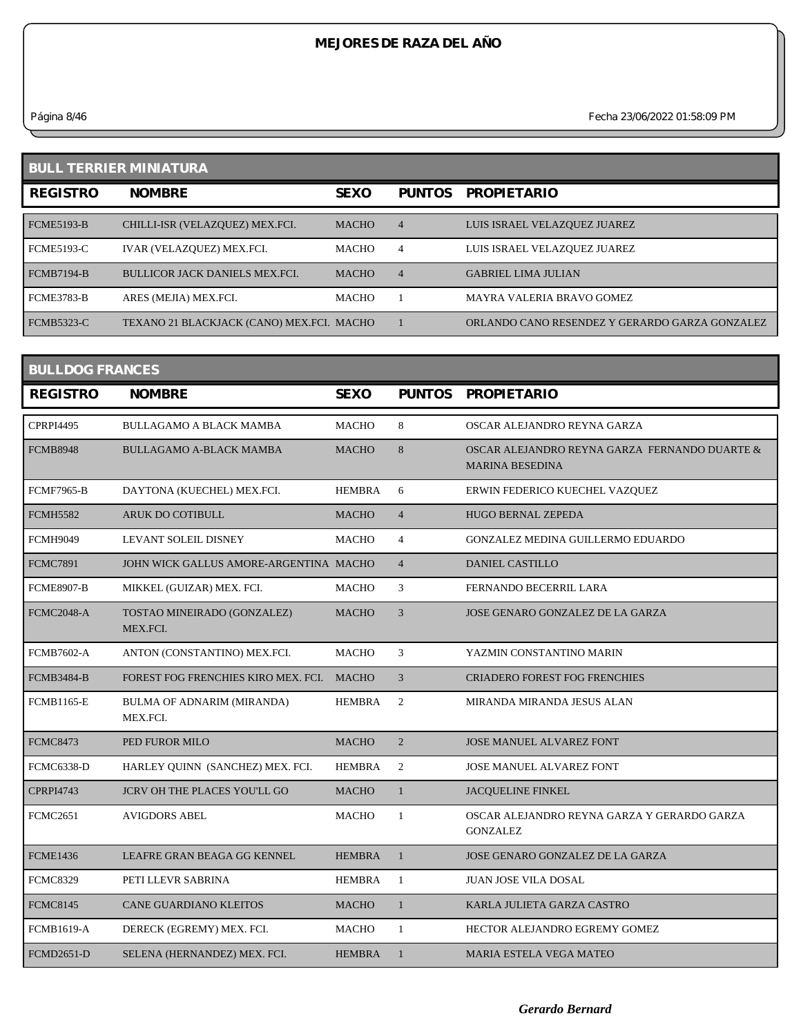# MEJORES DE RAZA DEL AÑO

## BULL TERRIER MINIATURA

| REGISTRO | NOMBRE | SEXO | PUNTOS | PROPIETARIO |
|---|---|---|---|---|
| FCME5193-B | CHILLI-ISR (VELAZQUEZ) MEX.FCI. | MACHO | 4 | LUIS ISRAEL VELAZQUEZ JUAREZ |
| FCME5193-C | IVAR (VELAZQUEZ) MEX.FCI. | MACHO | 4 | LUIS ISRAEL VELAZQUEZ JUAREZ |
| FCMB7194-B | BULLICOR JACK DANIELS MEX.FCI. | MACHO | 4 | GABRIEL LIMA JULIAN |
| FCME3783-B | ARES (MEJIA) MEX.FCI. | MACHO | 1 | MAYRA VALERIA BRAVO GOMEZ |
| FCMB5323-C | TEXANO 21 BLACKJACK (CANO) MEX.FCI. | MACHO | 1 | ORLANDO CANO RESENDEZ Y GERARDO GARZA GONZALEZ |

## BULLDOG FRANCES

| REGISTRO | NOMBRE | SEXO | PUNTOS | PROPIETARIO |
|---|---|---|---|---|
| CPRPI4495 | BULLAGAMO A BLACK MAMBA | MACHO | 8 | OSCAR ALEJANDRO REYNA GARZA |
| FCMB8948 | BULLAGAMO A-BLACK MAMBA | MACHO | 8 | OSCAR ALEJANDRO REYNA GARZA FERNANDO DUARTE & MARINA BESEDINA |
| FCMF7965-B | DAYTONA (KUECHEL) MEX.FCI. | HEMBRA | 6 | ERWIN FEDERICO KUECHEL VAZQUEZ |
| FCMH5582 | ARUK DO COTIBULL | MACHO | 4 | HUGO BERNAL ZEPEDA |
| FCMH9049 | LEVANT SOLEIL DISNEY | MACHO | 4 | GONZALEZ MEDINA GUILLERMO EDUARDO |
| FCMC7891 | JOHN WICK GALLUS AMORE-ARGENTINA | MACHO | 4 | DANIEL CASTILLO |
| FCME8907-B | MIKKEL (GUIZAR) MEX. FCI. | MACHO | 3 | FERNANDO BECERRIL LARA |
| FCMC2048-A | TOSTAO MINEIRADO (GONZALEZ) MEX.FCI. | MACHO | 3 | JOSE GENARO GONZALEZ DE LA GARZA |
| FCMB7602-A | ANTON (CONSTANTINO) MEX.FCI. | MACHO | 3 | YAZMIN CONSTANTINO MARIN |
| FCMB3484-B | FOREST FOG FRENCHIES KIRO MEX. FCI. | MACHO | 3 | CRIADERO FOREST FOG FRENCHIES |
| FCMB1165-E | BULMA OF ADNARIM (MIRANDA) MEX.FCI. | HEMBRA | 2 | MIRANDA MIRANDA JESUS ALAN |
| FCMC8473 | PED FUROR MILO | MACHO | 2 | JOSE MANUEL ALVAREZ FONT |
| FCMC6338-D | HARLEY QUINN (SANCHEZ) MEX. FCI. | HEMBRA | 2 | JOSE MANUEL ALVAREZ FONT |
| CPRPI4743 | JCRV OH THE PLACES YOU'LL GO | MACHO | 1 | JACQUELINE FINKEL |
| FCMC2651 | AVIGDORS ABEL | MACHO | 1 | OSCAR ALEJANDRO REYNA GARZA Y GERARDO GARZA GONZALEZ |
| FCME1436 | LEAFRE GRAN BEAGA GG KENNEL | HEMBRA | 1 | JOSE GENARO GONZALEZ DE LA GARZA |
| FCMC8329 | PETI LLEVR SABRINA | HEMBRA | 1 | JUAN JOSE VILA DOSAL |
| FCMC8145 | CANE GUARDIANO KLEITOS | MACHO | 1 | KARLA JULIETA GARZA CASTRO |
| FCMB1619-A | DERECK (EGREMY) MEX. FCI. | MACHO | 1 | HECTOR ALEJANDRO EGREMY GOMEZ |
| FCMD2651-D | SELENA (HERNANDEZ) MEX. FCI. | HEMBRA | 1 | MARIA ESTELA VEGA MATEO |

*Gerardo Bernard*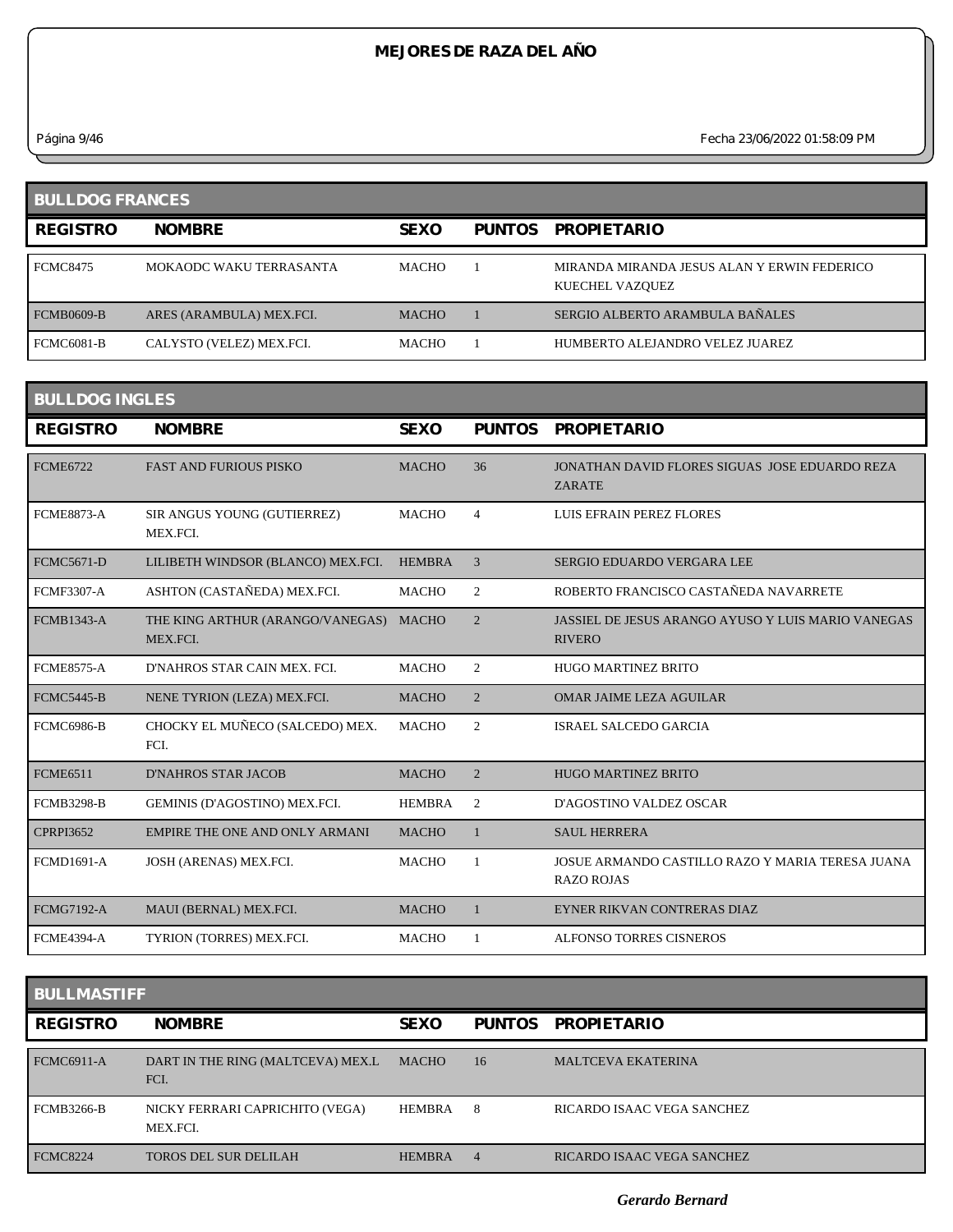# MEJORES DE RAZA DEL AÑO

Página 9/46 Fecha 23/06/2022 01:58:09 PM

## BULLDOG FRANCES

| REGISTRO | NOMBRE | SEXO | PUNTOS | PROPIETARIO |
|---|---|---|---|---|
| FCMC8475 | MOKAODC WAKU TERRASANTA | MACHO | 1 | MIRANDA MIRANDA JESUS ALAN Y ERWIN FEDERICO KUECHEL VAZQUEZ |
| FCMB0609-B | ARES (ARAMBULA) MEX.FCI. | MACHO | 1 | SERGIO ALBERTO ARAMBULA BAÑALES |
| FCMC6081-B | CALYSTO (VELEZ) MEX.FCI. | MACHO | 1 | HUMBERTO ALEJANDRO VELEZ JUAREZ |

## BULLDOG INGLES

| REGISTRO | NOMBRE | SEXO | PUNTOS | PROPIETARIO |
|---|---|---|---|---|
| FCME6722 | FAST AND FURIOUS PISKO | MACHO | 36 | JONATHAN DAVID FLORES SIGUAS JOSE EDUARDO REZA ZARATE |
| FCME8873-A | SIR ANGUS YOUNG (GUTIERREZ) MEX.FCI. | MACHO | 4 | LUIS EFRAIN PEREZ FLORES |
| FCMC5671-D | LILIBETH WINDSOR (BLANCO) MEX.FCI. | HEMBRA | 3 | SERGIO EDUARDO VERGARA LEE |
| FCMF3307-A | ASHTON (CASTAÑEDA) MEX.FCI. | MACHO | 2 | ROBERTO FRANCISCO CASTAÑEDA NAVARRETE |
| FCMB1343-A | THE KING ARTHUR (ARANGO/VANEGAS) MEX.FCI. | MACHO | 2 | JASSIEL DE JESUS ARANGO AYUSO Y LUIS MARIO VANEGAS RIVERO |
| FCME8575-A | D'NAHROS STAR CAIN MEX. FCI. | MACHO | 2 | HUGO MARTINEZ BRITO |
| FCMC5445-B | NENE TYRION (LEZA) MEX.FCI. | MACHO | 2 | OMAR JAIME LEZA AGUILAR |
| FCMC6986-B | CHOCKY EL MUÑECO (SALCEDO) MEX. FCI. | MACHO | 2 | ISRAEL SALCEDO GARCIA |
| FCME6511 | D'NAHROS STAR JACOB | MACHO | 2 | HUGO MARTINEZ BRITO |
| FCMB3298-B | GEMINIS (D'AGOSTINO) MEX.FCI. | HEMBRA | 2 | D'AGOSTINO VALDEZ OSCAR |
| CPRPI3652 | EMPIRE THE ONE AND ONLY ARMANI | MACHO | 1 | SAUL HERRERA |
| FCMD1691-A | JOSH (ARENAS) MEX.FCI. | MACHO | 1 | JOSUE ARMANDO CASTILLO RAZO Y MARIA TERESA JUANA RAZO ROJAS |
| FCMG7192-A | MAUI (BERNAL) MEX.FCI. | MACHO | 1 | EYNER RIKVAN CONTRERAS DIAZ |
| FCME4394-A | TYRION (TORRES) MEX.FCI. | MACHO | 1 | ALFONSO TORRES CISNEROS |

## BULLMASTIFF

| REGISTRO | NOMBRE | SEXO | PUNTOS | PROPIETARIO |
|---|---|---|---|---|
| FCMC6911-A | DART IN THE RING (MALTCEVA) MEX.L FCI. | MACHO | 16 | MALTCEVA EKATERINA |
| FCMB3266-B | NICKY FERRARI CAPRICHITO (VEGA) MEX.FCI. | HEMBRA | 8 | RICARDO ISAAC VEGA SANCHEZ |
| FCMC8224 | TOROS DEL SUR DELILAH | HEMBRA | 4 | RICARDO ISAAC VEGA SANCHEZ |

*Gerardo Bernard*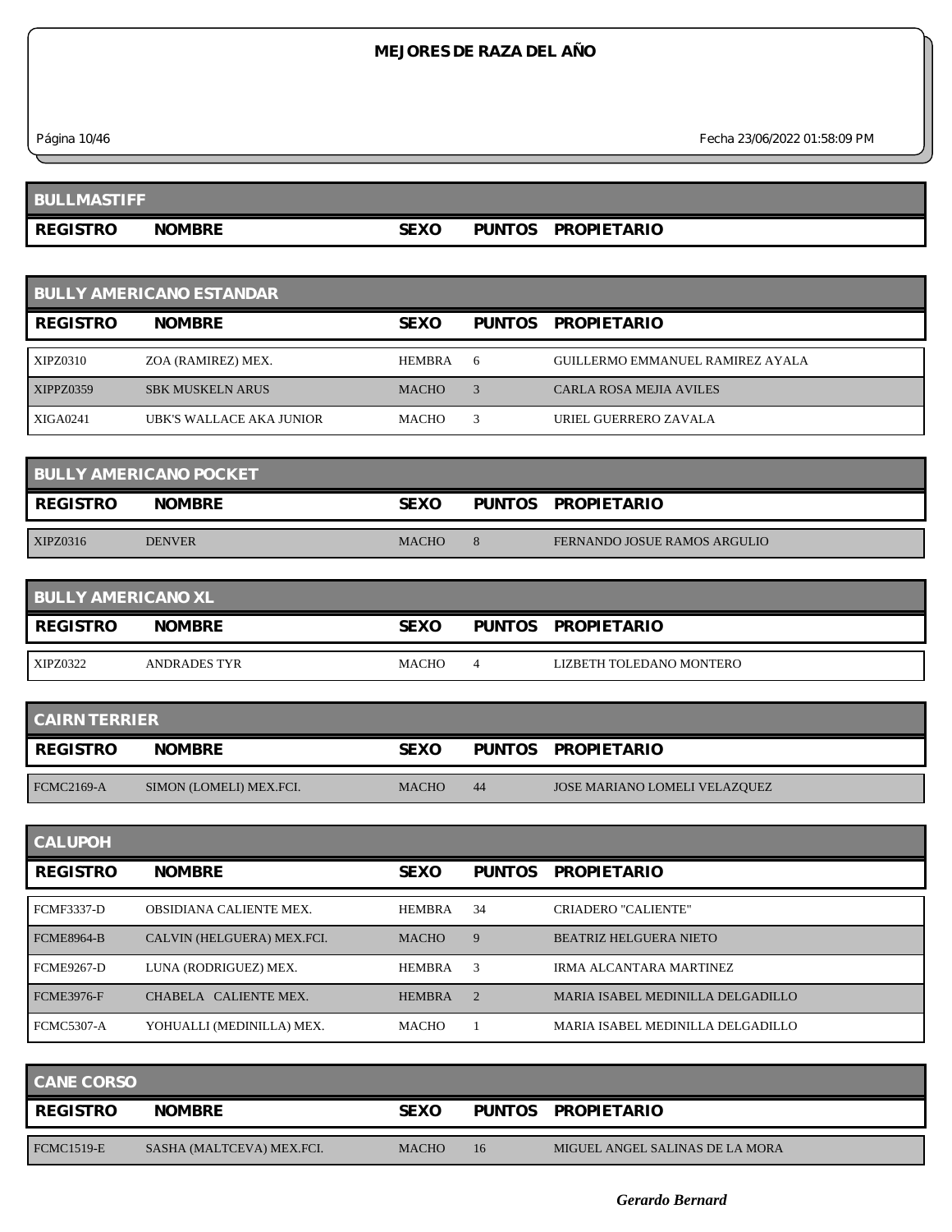# MEJORES DE RAZA DEL AÑO

## BULLMASTIFF

| REGISTRO | NOMBRE | SEXO | PUNTOS | PROPIETARIO |
|---|---|---|---|---|

## BULLY AMERICANO ESTANDAR

| REGISTRO | NOMBRE | SEXO | PUNTOS | PROPIETARIO |
|---|---|---|---|---|
| XIPZ0310 | ZOA (RAMIREZ) MEX. | HEMBRA | 6 | GUILLERMO EMMANUEL RAMIREZ AYALA |
| XIPPZ0359 | SBK MUSKELN ARUS | MACHO | 3 | CARLA ROSA MEJIA AVILES |
| XIGA0241 | UBK'S WALLACE AKA JUNIOR | MACHO | 3 | URIEL GUERRERO ZAVALA |

## BULLY AMERICANO POCKET

| REGISTRO | NOMBRE | SEXO | PUNTOS | PROPIETARIO |
|---|---|---|---|---|
| XIPZ0316 | DENVER | MACHO | 8 | FERNANDO JOSUE RAMOS ARGULIO |

## BULLY AMERICANO XL

| REGISTRO | NOMBRE | SEXO | PUNTOS | PROPIETARIO |
|---|---|---|---|---|
| XIPZ0322 | ANDRADES TYR | MACHO | 4 | LIZBETH TOLEDANO MONTERO |

## CAIRN TERRIER

| REGISTRO | NOMBRE | SEXO | PUNTOS | PROPIETARIO |
|---|---|---|---|---|
| FCMC2169-A | SIMON (LOMELI) MEX.FCI. | MACHO | 44 | JOSE MARIANO LOMELI VELAZQUEZ |

## CALUPOH

| REGISTRO | NOMBRE | SEXO | PUNTOS | PROPIETARIO |
|---|---|---|---|---|
| FCMF3337-D | OBSIDIANA CALIENTE MEX. | HEMBRA | 34 | CRIADERO "CALIENTE" |
| FCME8964-B | CALVIN (HELGUERA) MEX.FCI. | MACHO | 9 | BEATRIZ HELGUERA NIETO |
| FCME9267-D | LUNA (RODRIGUEZ) MEX. | HEMBRA | 3 | IRMA ALCANTARA MARTINEZ |
| FCME3976-F | CHABELA CALIENTE MEX. | HEMBRA | 2 | MARIA ISABEL MEDINILLA DELGADILLO |
| FCMC5307-A | YOHUALLI (MEDINILLA) MEX. | MACHO | 1 | MARIA ISABEL MEDINILLA DELGADILLO |

## CANE CORSO

| REGISTRO | NOMBRE | SEXO | PUNTOS | PROPIETARIO |
|---|---|---|---|---|
| FCMC1519-E | SASHA (MALTCEVA) MEX.FCI. | MACHO | 16 | MIGUEL ANGEL SALINAS DE LA MORA |

*Gerardo Bernard*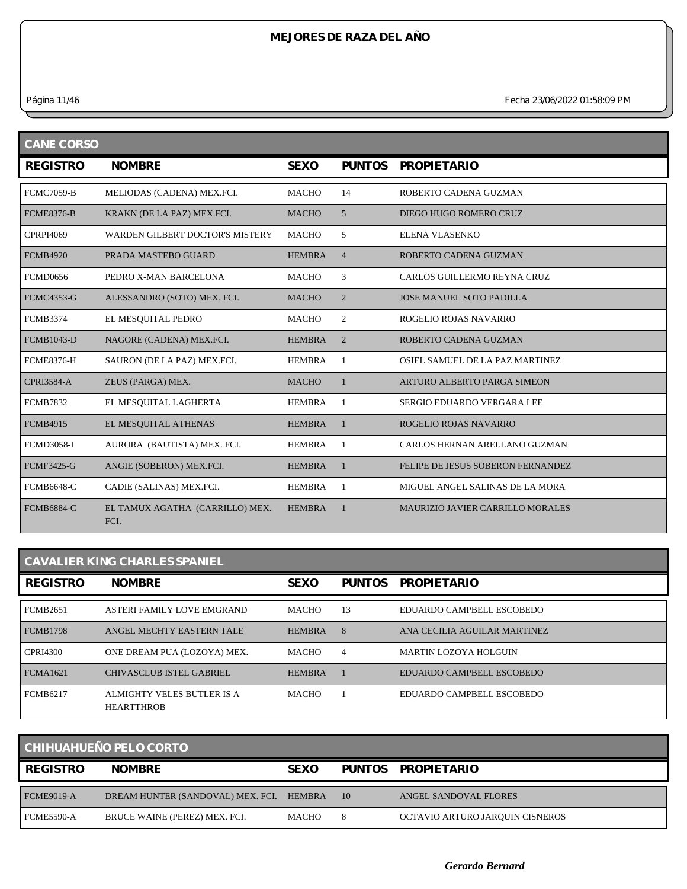# MEJORES DE RAZA DEL AÑO

Fecha 23/06/2022 01:58:09 PM

## CANE CORSO

| REGISTRO | NOMBRE | SEXO | PUNTOS | PROPIETARIO |
|---|---|---|---|---|
| FCMC7059-B | MELIODAS (CADENA) MEX.FCI. | MACHO | 14 | ROBERTO CADENA GUZMAN |
| FCME8376-B | KRAKN (DE LA PAZ) MEX.FCI. | MACHO | 5 | DIEGO HUGO ROMERO CRUZ |
| CPRPI4069 | WARDEN GILBERT DOCTOR'S MISTERY | MACHO | 5 | ELENA VLASENKO |
| FCMB4920 | PRADA MASTEBO GUARD | HEMBRA | 4 | ROBERTO CADENA GUZMAN |
| FCMD0656 | PEDRO X-MAN BARCELONA | MACHO | 3 | CARLOS GUILLERMO REYNA CRUZ |
| FCMC4353-G | ALESSANDRO (SOTO) MEX. FCI. | MACHO | 2 | JOSE MANUEL SOTO PADILLA |
| FCMB3374 | EL MESQUITAL PEDRO | MACHO | 2 | ROGELIO ROJAS NAVARRO |
| FCMB1043-D | NAGORE (CADENA) MEX.FCI. | HEMBRA | 2 | ROBERTO CADENA GUZMAN |
| FCME8376-H | SAURON (DE LA PAZ) MEX.FCI. | HEMBRA | 1 | OSIEL SAMUEL DE LA PAZ MARTINEZ |
| CPRI3584-A | ZEUS (PARGA) MEX. | MACHO | 1 | ARTURO ALBERTO PARGA SIMEON |
| FCMB7832 | EL MESQUITAL LAGHERTA | HEMBRA | 1 | SERGIO EDUARDO VERGARA LEE |
| FCMB4915 | EL MESQUITAL ATHENAS | HEMBRA | 1 | ROGELIO ROJAS NAVARRO |
| FCMD3058-I | AURORA (BAUTISTA) MEX. FCI. | HEMBRA | 1 | CARLOS HERNAN ARELLANO GUZMAN |
| FCMF3425-G | ANGIE (SOBERON) MEX.FCI. | HEMBRA | 1 | FELIPE DE JESUS SOBERON FERNANDEZ |
| FCMB6648-C | CADIE (SALINAS) MEX.FCI. | HEMBRA | 1 | MIGUEL ANGEL SALINAS DE LA MORA |
| FCMB6884-C | EL TAMUX AGATHA (CARRILLO) MEX. FCI. | HEMBRA | 1 | MAURIZIO JAVIER CARRILLO MORALES |

## CAVALIER KING CHARLES SPANIEL

| REGISTRO | NOMBRE | SEXO | PUNTOS | PROPIETARIO |
|---|---|---|---|---|
| FCMB2651 | ASTERI FAMILY LOVE EMGRAND | MACHO | 13 | EDUARDO CAMPBELL ESCOBEDO |
| FCMB1798 | ANGEL MECHTY EASTERN TALE | HEMBRA | 8 | ANA CECILIA AGUILAR MARTINEZ |
| CPRI4300 | ONE DREAM PUA (LOZOYA) MEX. | MACHO | 4 | MARTIN LOZOYA HOLGUIN |
| FCMA1621 | CHIVASCLUB ISTEL GABRIEL | HEMBRA | 1 | EDUARDO CAMPBELL ESCOBEDO |
| FCMB6217 | ALMIGHTY VELES BUTLER IS A HEARTTHROB | MACHO | 1 | EDUARDO CAMPBELL ESCOBEDO |

## CHIHUAHUEÑO PELO CORTO

| REGISTRO | NOMBRE | SEXO | PUNTOS | PROPIETARIO |
|---|---|---|---|---|
| FCME9019-A | DREAM HUNTER (SANDOVAL) MEX. FCI. | HEMBRA | 10 | ANGEL SANDOVAL FLORES |
| FCME5590-A | BRUCE WAINE (PEREZ) MEX. FCI. | MACHO | 8 | OCTAVIO ARTURO JARQUIN CISNEROS |

*Gerardo Bernard*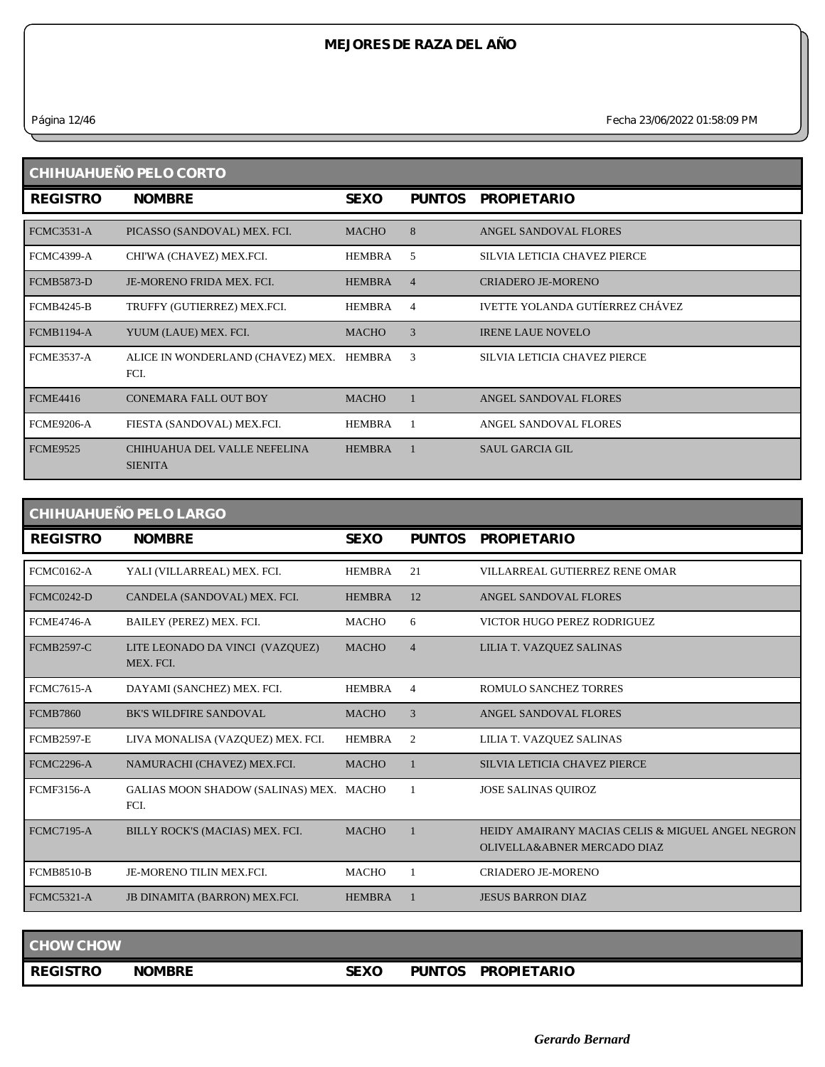# MEJORES DE RAZA DEL AÑO

## CHIHUAHUEÑO PELO CORTO

| REGISTRO | NOMBRE | SEXO | PUNTOS | PROPIETARIO |
|---|---|---|---|---|
| FCMC3531-A | PICASSO (SANDOVAL) MEX. FCI. | MACHO | 8 | ANGEL SANDOVAL FLORES |
| FCMC4399-A | CHI'WA (CHAVEZ) MEX.FCI. | HEMBRA | 5 | SILVIA LETICIA CHAVEZ PIERCE |
| FCMB5873-D | JE-MORENO FRIDA MEX. FCI. | HEMBRA | 4 | CRIADERO JE-MORENO |
| FCMB4245-B | TRUFFY (GUTIERREZ) MEX.FCI. | HEMBRA | 4 | IVETTE YOLANDA GUTÍERREZ CHÁVEZ |
| FCMB1194-A | YUUM (LAUE) MEX. FCI. | MACHO | 3 | IRENE LAUE NOVELO |
| FCME3537-A | ALICE IN WONDERLAND (CHAVEZ) MEX. FCI. | HEMBRA | 3 | SILVIA LETICIA CHAVEZ PIERCE |
| FCME4416 | CONEMARA FALL OUT BOY | MACHO | 1 | ANGEL SANDOVAL FLORES |
| FCME9206-A | FIESTA (SANDOVAL) MEX.FCI. | HEMBRA | 1 | ANGEL SANDOVAL FLORES |
| FCME9525 | CHIHUAHUA DEL VALLE NEFELINA SIENITA | HEMBRA | 1 | SAUL GARCIA GIL |

## CHIHUAHUEÑO PELO LARGO

| REGISTRO | NOMBRE | SEXO | PUNTOS | PROPIETARIO |
|---|---|---|---|---|
| FCMC0162-A | YALI (VILLARREAL) MEX. FCI. | HEMBRA | 21 | VILLARREAL GUTIERREZ RENE OMAR |
| FCMC0242-D | CANDELA (SANDOVAL) MEX. FCI. | HEMBRA | 12 | ANGEL SANDOVAL FLORES |
| FCME4746-A | BAILEY (PEREZ) MEX. FCI. | MACHO | 6 | VICTOR HUGO PEREZ RODRIGUEZ |
| FCMB2597-C | LITE LEONADO DA VINCI (VAZQUEZ) MEX. FCI. | MACHO | 4 | LILIA T. VAZQUEZ SALINAS |
| FCMC7615-A | DAYAMI (SANCHEZ) MEX. FCI. | HEMBRA | 4 | ROMULO SANCHEZ TORRES |
| FCMB7860 | BK'S WILDFIRE SANDOVAL | MACHO | 3 | ANGEL SANDOVAL FLORES |
| FCMB2597-E | LIVA MONALISA (VAZQUEZ) MEX. FCI. | HEMBRA | 2 | LILIA T. VAZQUEZ SALINAS |
| FCMC2296-A | NAMURACHI (CHAVEZ) MEX.FCI. | MACHO | 1 | SILVIA LETICIA CHAVEZ PIERCE |
| FCMF3156-A | GALIAS MOON SHADOW (SALINAS) MEX. FCI. | MACHO | 1 | JOSE SALINAS QUIROZ |
| FCMC7195-A | BILLY ROCK'S (MACIAS) MEX. FCI. | MACHO | 1 | HEIDY AMAIRANY MACIAS CELIS & MIGUEL ANGEL NEGRON OLIVELLA&ABNER MERCADO DIAZ |
| FCMB8510-B | JE-MORENO TILIN MEX.FCI. | MACHO | 1 | CRIADERO JE-MORENO |
| FCMC5321-A | JB DINAMITA (BARRON) MEX.FCI. | HEMBRA | 1 | JESUS BARRON DIAZ |

## CHOW CHOW

| REGISTRO | NOMBRE | SEXO | PUNTOS | PROPIETARIO |
|---|---|---|---|---|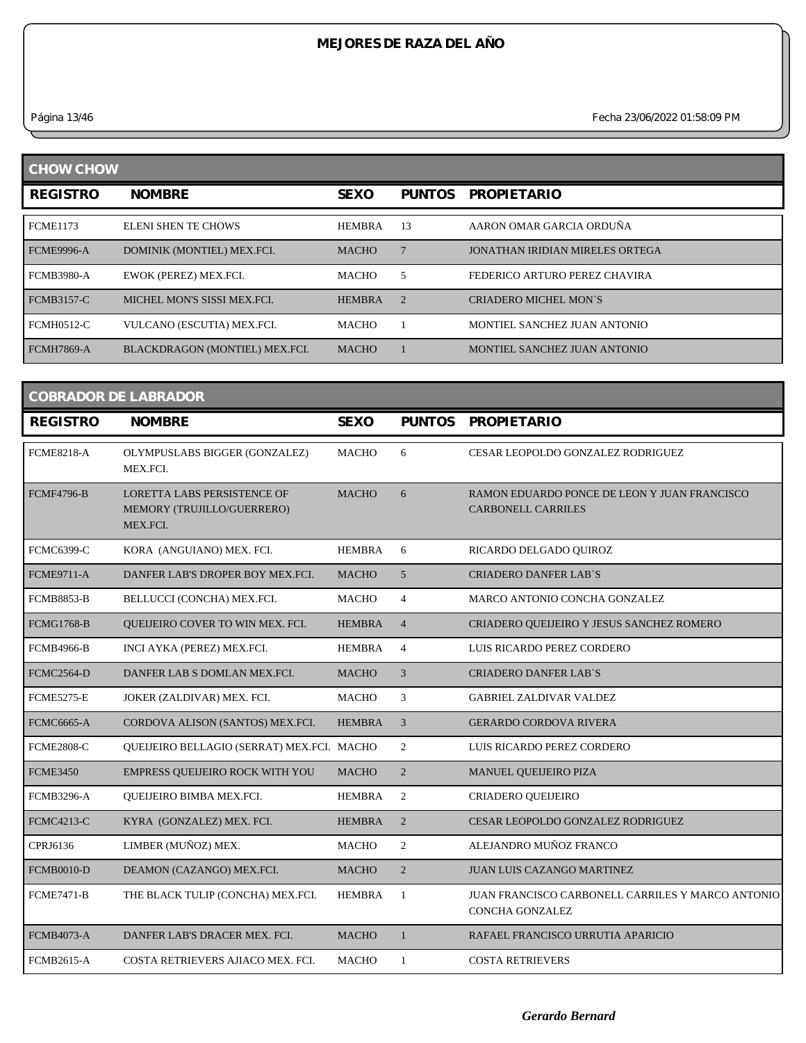# MEJORES DE RAZA DEL AÑO

## CHOW CHOW

| REGISTRO | NOMBRE | SEXO | PUNTOS | PROPIETARIO |
|---|---|---|---|---|
| FCME1173 | ELENI SHEN TE CHOWS | HEMBRA | 13 | AARON OMAR GARCIA ORDUÑA |
| FCME9996-A | DOMINIK (MONTIEL) MEX.FCI. | MACHO | 7 | JONATHAN IRIDIAN MIRELES ORTEGA |
| FCMB3980-A | EWOK (PEREZ) MEX.FCI. | MACHO | 5 | FEDERICO ARTURO PEREZ CHAVIRA |
| FCMB3157-C | MICHEL MON'S SISSI MEX.FCI. | HEMBRA | 2 | CRIADERO MICHEL MON`S |
| FCMH0512-C | VULCANO (ESCUTIA) MEX.FCI. | MACHO | 1 | MONTIEL SANCHEZ JUAN ANTONIO |
| FCMH7869-A | BLACKDRAGON (MONTIEL) MEX.FCI. | MACHO | 1 | MONTIEL SANCHEZ JUAN ANTONIO |

## COBRADOR DE LABRADOR

| REGISTRO | NOMBRE | SEXO | PUNTOS | PROPIETARIO |
|---|---|---|---|---|
| FCME8218-A | OLYMPUSLABS BIGGER (GONZALEZ) MEX.FCI. | MACHO | 6 | CESAR LEOPOLDO GONZALEZ RODRIGUEZ |
| FCMF4796-B | LORETTA LABS PERSISTENCE OF MEMORY (TRUJILLO/GUERRERO) MEX.FCI. | MACHO | 6 | RAMON EDUARDO PONCE DE LEON Y JUAN FRANCISCO CARBONELL CARRILES |
| FCMC6399-C | KORA (ANGUIANO) MEX. FCI. | HEMBRA | 6 | RICARDO DELGADO QUIROZ |
| FCME9711-A | DANFER LAB'S DROPER BOY MEX.FCI. | MACHO | 5 | CRIADERO DANFER LAB`S |
| FCMB8853-B | BELLUCCI (CONCHA) MEX.FCI. | MACHO | 4 | MARCO ANTONIO CONCHA GONZALEZ |
| FCMG1768-B | QUEIJEIRO COVER TO WIN MEX. FCI. | HEMBRA | 4 | CRIADERO QUEIJEIRO Y JESUS SANCHEZ ROMERO |
| FCMB4966-B | INCI AYKA (PEREZ) MEX.FCI. | HEMBRA | 4 | LUIS RICARDO PEREZ CORDERO |
| FCMC2564-D | DANFER LAB S DOMLAN MEX.FCI. | MACHO | 3 | CRIADERO DANFER LAB`S |
| FCME5275-E | JOKER (ZALDIVAR) MEX. FCI. | MACHO | 3 | GABRIEL ZALDIVAR VALDEZ |
| FCMC6665-A | CORDOVA ALISON (SANTOS) MEX.FCI. | HEMBRA | 3 | GERARDO CORDOVA RIVERA |
| FCME2808-C | QUEIJEIRO BELLAGIO (SERRAT) MEX.FCI. | MACHO | 2 | LUIS RICARDO PEREZ CORDERO |
| FCME3450 | EMPRESS QUEIJEIRO ROCK WITH YOU | MACHO | 2 | MANUEL QUEIJEIRO PIZA |
| FCMB3296-A | QUEIJEIRO BIMBA MEX.FCI. | HEMBRA | 2 | CRIADERO QUEIJEIRO |
| FCMC4213-C | KYRA (GONZALEZ) MEX. FCI. | HEMBRA | 2 | CESAR LEOPOLDO GONZALEZ RODRIGUEZ |
| CPRJ6136 | LIMBER (MUÑOZ) MEX. | MACHO | 2 | ALEJANDRO MUÑOZ FRANCO |
| FCMB0010-D | DEAMON (CAZANGO) MEX.FCI. | MACHO | 2 | JUAN LUIS CAZANGO MARTINEZ |
| FCME7471-B | THE BLACK TULIP (CONCHA) MEX.FCI. | HEMBRA | 1 | JUAN FRANCISCO CARBONELL CARRILES Y MARCO ANTONIO CONCHA GONZALEZ |
| FCMB4073-A | DANFER LAB'S DRACER MEX. FCI. | MACHO | 1 | RAFAEL FRANCISCO URRUTIA APARICIO |
| FCMB2615-A | COSTA RETRIEVERS AJIACO MEX. FCI. | MACHO | 1 | COSTA RETRIEVERS |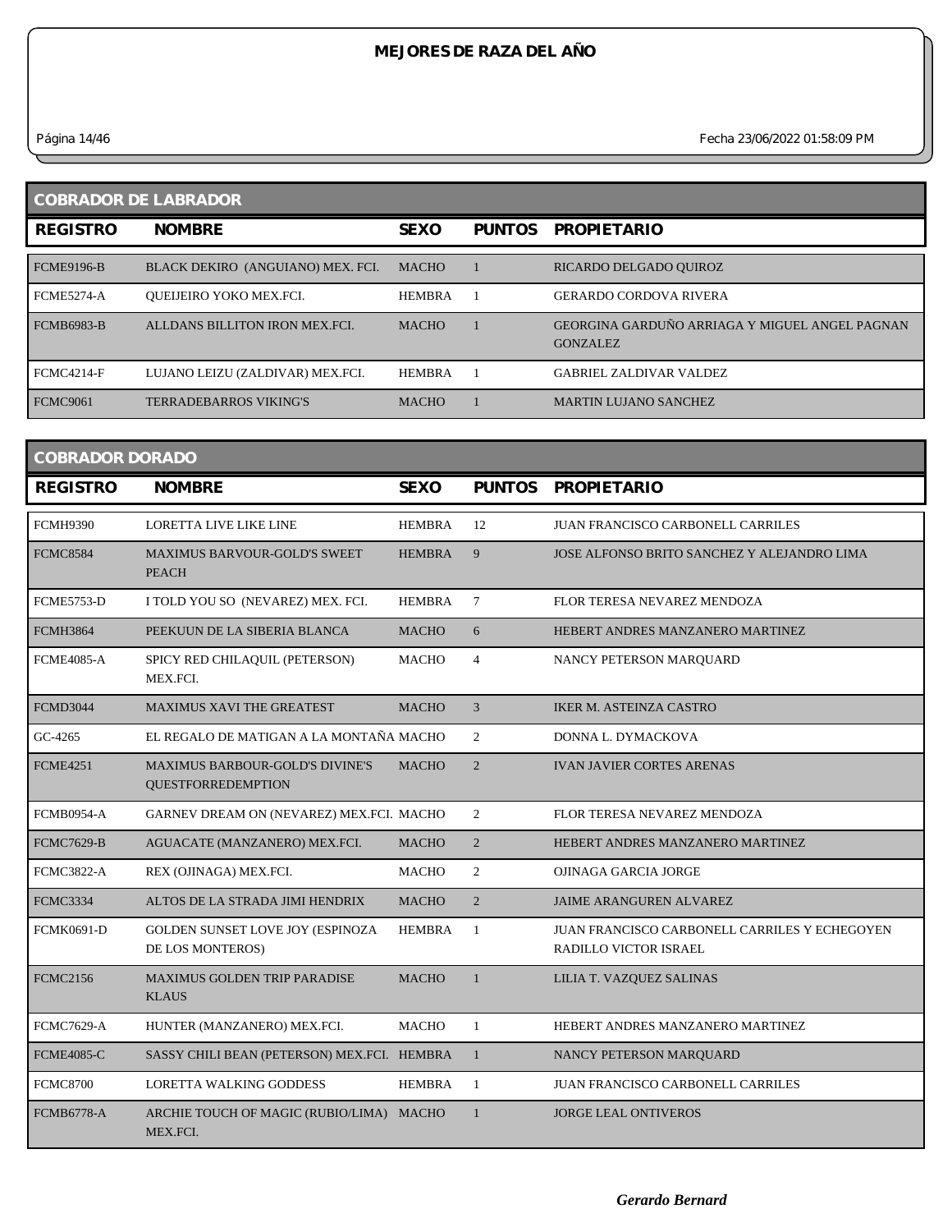# MEJORES DE RAZA DEL AÑO

## COBRADOR DE LABRADOR

| REGISTRO | NOMBRE | SEXO | PUNTOS | PROPIETARIO |
|---|---|---|---|---|
| FCME9196-B | BLACK DEKIRO (ANGUIANO) MEX. FCI. | MACHO | 1 | RICARDO DELGADO QUIROZ |
| FCME5274-A | QUEIJEIRO YOKO MEX.FCI. | HEMBRA | 1 | GERARDO CORDOVA RIVERA |
| FCMB6983-B | ALLDANS BILLITON IRON MEX.FCI. | MACHO | 1 | GEORGINA GARDUÑO ARRIAGA Y MIGUEL ANGEL PAGNAN GONZALEZ |
| FCMC4214-F | LUJANO LEIZU (ZALDIVAR) MEX.FCI. | HEMBRA | 1 | GABRIEL ZALDIVAR VALDEZ |
| FCMC9061 | TERRADEBARROS VIKING'S | MACHO | 1 | MARTIN LUJANO SANCHEZ |

## COBRADOR DORADO

| REGISTRO | NOMBRE | SEXO | PUNTOS | PROPIETARIO |
|---|---|---|---|---|
| FCMH9390 | LORETTA LIVE LIKE LINE | HEMBRA | 12 | JUAN FRANCISCO CARBONELL CARRILES |
| FCMC8584 | MAXIMUS BARVOUR-GOLD'S SWEET PEACH | HEMBRA | 9 | JOSE ALFONSO BRITO SANCHEZ Y ALEJANDRO LIMA |
| FCME5753-D | I TOLD YOU SO (NEVAREZ) MEX. FCI. | HEMBRA | 7 | FLOR TERESA NEVAREZ MENDOZA |
| FCMH3864 | PEEKUUN DE LA SIBERIA BLANCA | MACHO | 6 | HEBERT ANDRES MANZANERO MARTINEZ |
| FCME4085-A | SPICY RED CHILAQUIL (PETERSON) MEX.FCI. | MACHO | 4 | NANCY PETERSON MARQUARD |
| FCMD3044 | MAXIMUS XAVI THE GREATEST | MACHO | 3 | IKER M. ASTEINZA CASTRO |
| GC-4265 | EL REGALO DE MATIGAN A LA MONTAÑA | MACHO | 2 | DONNA L. DYMACKOVA |
| FCME4251 | MAXIMUS BARBOUR-GOLD'S DIVINE'S QUESTFORREDEMPTION | MACHO | 2 | IVAN JAVIER CORTES ARENAS |
| FCMB0954-A | GARNEV DREAM ON (NEVAREZ) MEX.FCI. | MACHO | 2 | FLOR TERESA NEVAREZ MENDOZA |
| FCMC7629-B | AGUACATE (MANZANERO) MEX.FCI. | MACHO | 2 | HEBERT ANDRES MANZANERO MARTINEZ |
| FCMC3822-A | REX (OJINAGA) MEX.FCI. | MACHO | 2 | OJINAGA GARCIA JORGE |
| FCMC3334 | ALTOS DE LA STRADA JIMI HENDRIX | MACHO | 2 | JAIME ARANGUREN ALVAREZ |
| FCMK0691-D | GOLDEN SUNSET LOVE JOY (ESPINOZA DE LOS MONTEROS) | HEMBRA | 1 | JUAN FRANCISCO CARBONELL CARRILES Y ECHEGOYEN RADILLO VICTOR ISRAEL |
| FCMC2156 | MAXIMUS GOLDEN TRIP PARADISE KLAUS | MACHO | 1 | LILIA T. VAZQUEZ SALINAS |
| FCMC7629-A | HUNTER (MANZANERO) MEX.FCI. | MACHO | 1 | HEBERT ANDRES MANZANERO MARTINEZ |
| FCME4085-C | SASSY CHILI BEAN (PETERSON) MEX.FCI. | HEMBRA | 1 | NANCY PETERSON MARQUARD |
| FCMC8700 | LORETTA WALKING GODDESS | HEMBRA | 1 | JUAN FRANCISCO CARBONELL CARRILES |
| FCMB6778-A | ARCHIE TOUCH OF MAGIC (RUBIO/LIMA) MEX.FCI. | MACHO | 1 | JORGE LEAL ONTIVEROS |

*Gerardo Bernard*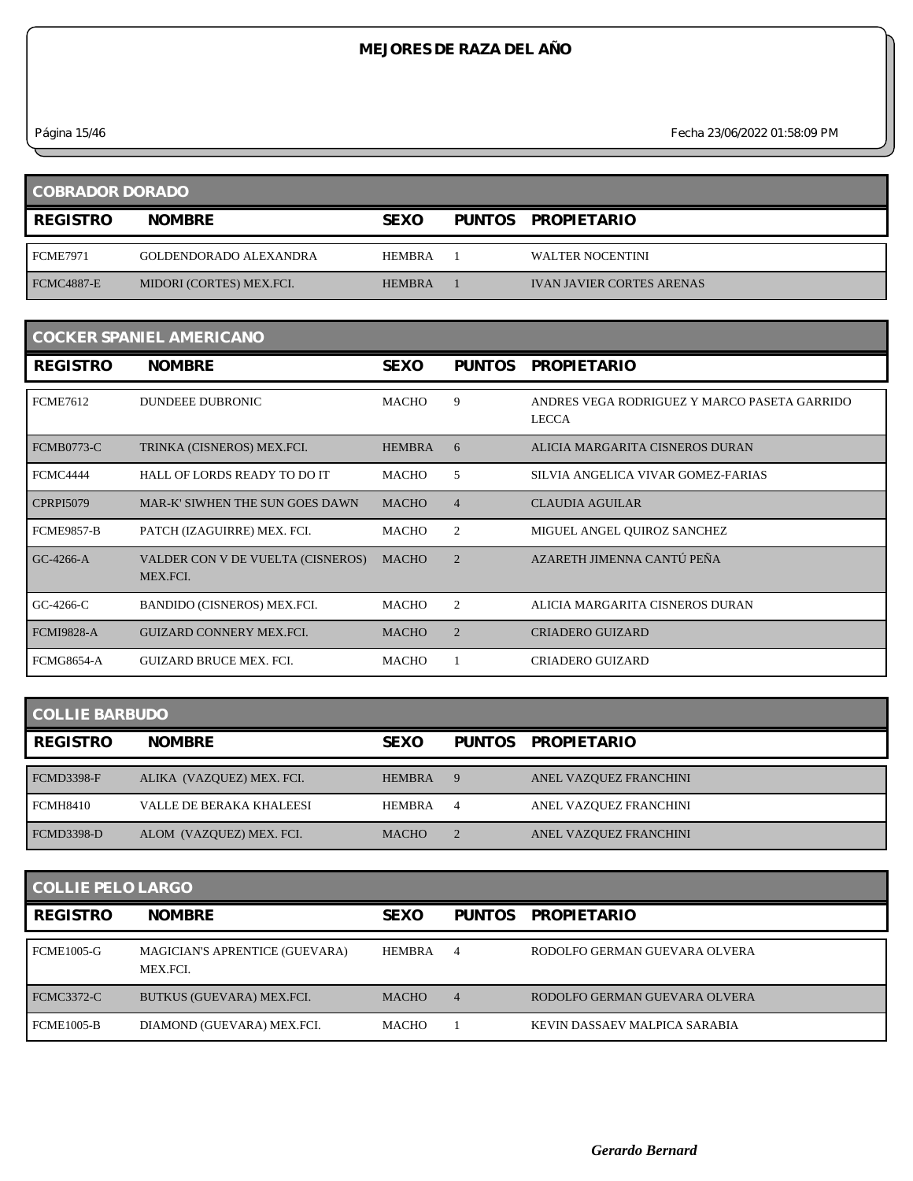# MEJORES DE RAZA DEL AÑO

## COBRADOR DORADO

| REGISTRO | NOMBRE | SEXO | PUNTOS | PROPIETARIO |
|---|---|---|---|---|
| FCME7971 | GOLDENDORADO ALEXANDRA | HEMBRA | 1 | WALTER NOCENTINI |
| FCMC4887-E | MIDORI (CORTES) MEX.FCI. | HEMBRA | 1 | IVAN JAVIER CORTES ARENAS |

## COCKER SPANIEL AMERICANO

| REGISTRO | NOMBRE | SEXO | PUNTOS | PROPIETARIO |
|---|---|---|---|---|
| FCME7612 | DUNDEEE DUBRONIC | MACHO | 9 | ANDRES VEGA RODRIGUEZ Y MARCO PASETA GARRIDO LECCA |
| FCMB0773-C | TRINKA (CISNEROS) MEX.FCI. | HEMBRA | 6 | ALICIA MARGARITA CISNEROS DURAN |
| FCMC4444 | HALL OF LORDS READY TO DO IT | MACHO | 5 | SILVIA ANGELICA VIVAR GOMEZ-FARIAS |
| CPRPI5079 | MAR-K' SIWHEN THE SUN GOES DAWN | MACHO | 4 | CLAUDIA AGUILAR |
| FCME9857-B | PATCH (IZAGUIRRE) MEX. FCI. | MACHO | 2 | MIGUEL ANGEL QUIROZ SANCHEZ |
| GC-4266-A | VALDER CON V DE VUELTA (CISNEROS) MEX.FCI. | MACHO | 2 | AZARETH JIMENNA CANTÚ PEÑA |
| GC-4266-C | BANDIDO (CISNEROS) MEX.FCI. | MACHO | 2 | ALICIA MARGARITA CISNEROS DURAN |
| FCMI9828-A | GUIZARD CONNERY MEX.FCI. | MACHO | 2 | CRIADERO GUIZARD |
| FCMG8654-A | GUIZARD BRUCE MEX. FCI. | MACHO | 1 | CRIADERO GUIZARD |

## COLLIE BARBUDO

| REGISTRO | NOMBRE | SEXO | PUNTOS | PROPIETARIO |
|---|---|---|---|---|
| FCMD3398-F | ALIKA (VAZQUEZ) MEX. FCI. | HEMBRA | 9 | ANEL VAZQUEZ FRANCHINI |
| FCMH8410 | VALLE DE BERAKA KHALEESI | HEMBRA | 4 | ANEL VAZQUEZ FRANCHINI |
| FCMD3398-D | ALOM (VAZQUEZ) MEX. FCI. | MACHO | 2 | ANEL VAZQUEZ FRANCHINI |

## COLLIE PELO LARGO

| REGISTRO | NOMBRE | SEXO | PUNTOS | PROPIETARIO |
|---|---|---|---|---|
| FCME1005-G | MAGICIAN'S APRENTICE (GUEVARA) MEX.FCI. | HEMBRA | 4 | RODOLFO GERMAN GUEVARA OLVERA |
| FCMC3372-C | BUTKUS (GUEVARA) MEX.FCI. | MACHO | 4 | RODOLFO GERMAN GUEVARA OLVERA |
| FCME1005-B | DIAMOND (GUEVARA) MEX.FCI. | MACHO | 1 | KEVIN DASSAEV MALPICA SARABIA |

*Gerardo Bernard*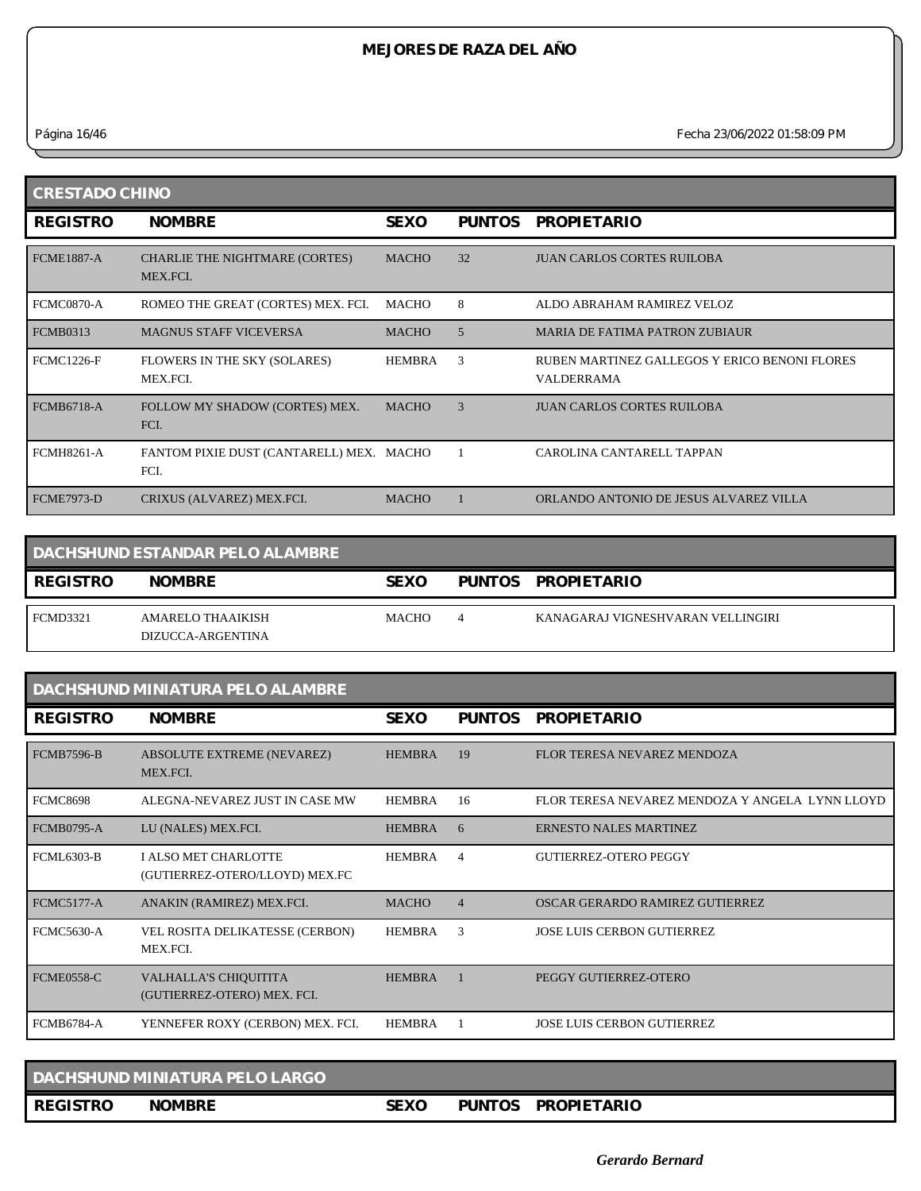# MEJORES DE RAZA DEL AÑO

## CRESTADO CHINO

| REGISTRO | NOMBRE | SEXO | PUNTOS | PROPIETARIO |
|---|---|---|---|---|
| FCME1887-A | CHARLIE THE NIGHTMARE (CORTES) MEX.FCI. | MACHO | 32 | JUAN CARLOS CORTES RUILOBA |
| FCMC0870-A | ROMEO THE GREAT (CORTES) MEX. FCI. | MACHO | 8 | ALDO ABRAHAM RAMIREZ VELOZ |
| FCMB0313 | MAGNUS STAFF VICEVERSA | MACHO | 5 | MARIA DE FATIMA PATRON ZUBIAUR |
| FCMC1226-F | FLOWERS IN THE SKY (SOLARES) MEX.FCI. | HEMBRA | 3 | RUBEN MARTINEZ GALLEGOS Y ERICO BENONI FLORES VALDERRAMA |
| FCMB6718-A | FOLLOW MY SHADOW (CORTES) MEX. FCI. | MACHO | 3 | JUAN CARLOS CORTES RUILOBA |
| FCMH8261-A | FANTOM PIXIE DUST (CANTARELL) MEX. FCI. | MACHO | 1 | CAROLINA CANTARELL TAPPAN |
| FCME7973-D | CRIXUS (ALVAREZ) MEX.FCI. | MACHO | 1 | ORLANDO ANTONIO DE JESUS ALVAREZ VILLA |

## DACHSHUND ESTANDAR PELO ALAMBRE

| REGISTRO | NOMBRE | SEXO | PUNTOS | PROPIETARIO |
|---|---|---|---|---|
| FCMD3321 | AMARELO THAAIKISH DIZUCCA-ARGENTINA | MACHO | 4 | KANAGARAJ VIGNESHVARAN VELLINGIRI |

## DACHSHUND MINIATURA PELO ALAMBRE

| REGISTRO | NOMBRE | SEXO | PUNTOS | PROPIETARIO |
|---|---|---|---|---|
| FCMB7596-B | ABSOLUTE EXTREME (NEVAREZ) MEX.FCI. | HEMBRA | 19 | FLOR TERESA NEVAREZ MENDOZA |
| FCMC8698 | ALEGNA-NEVAREZ JUST IN CASE MW | HEMBRA | 16 | FLOR TERESA NEVAREZ MENDOZA Y ANGELA LYNN LLOYD |
| FCMB0795-A | LU (NALES) MEX.FCI. | HEMBRA | 6 | ERNESTO NALES MARTINEZ |
| FCML6303-B | I ALSO MET CHARLOTTE (GUTIERREZ-OTERO/LLOYD) MEX.FC | HEMBRA | 4 | GUTIERREZ-OTERO PEGGY |
| FCMC5177-A | ANAKIN (RAMIREZ) MEX.FCI. | MACHO | 4 | OSCAR GERARDO RAMIREZ GUTIERREZ |
| FCMC5630-A | VEL ROSITA DELIKATESSE (CERBON) MEX.FCI. | HEMBRA | 3 | JOSE LUIS CERBON GUTIERREZ |
| FCME0558-C | VALHALLA'S CHIQUITITA (GUTIERREZ-OTERO) MEX. FCI. | HEMBRA | 1 | PEGGY GUTIERREZ-OTERO |
| FCMB6784-A | YENNEFER ROXY (CERBON) MEX. FCI. | HEMBRA | 1 | JOSE LUIS CERBON GUTIERREZ |

## DACHSHUND MINIATURA PELO LARGO

| REGISTRO | NOMBRE | SEXO | PUNTOS | PROPIETARIO |
|---|---|---|---|---|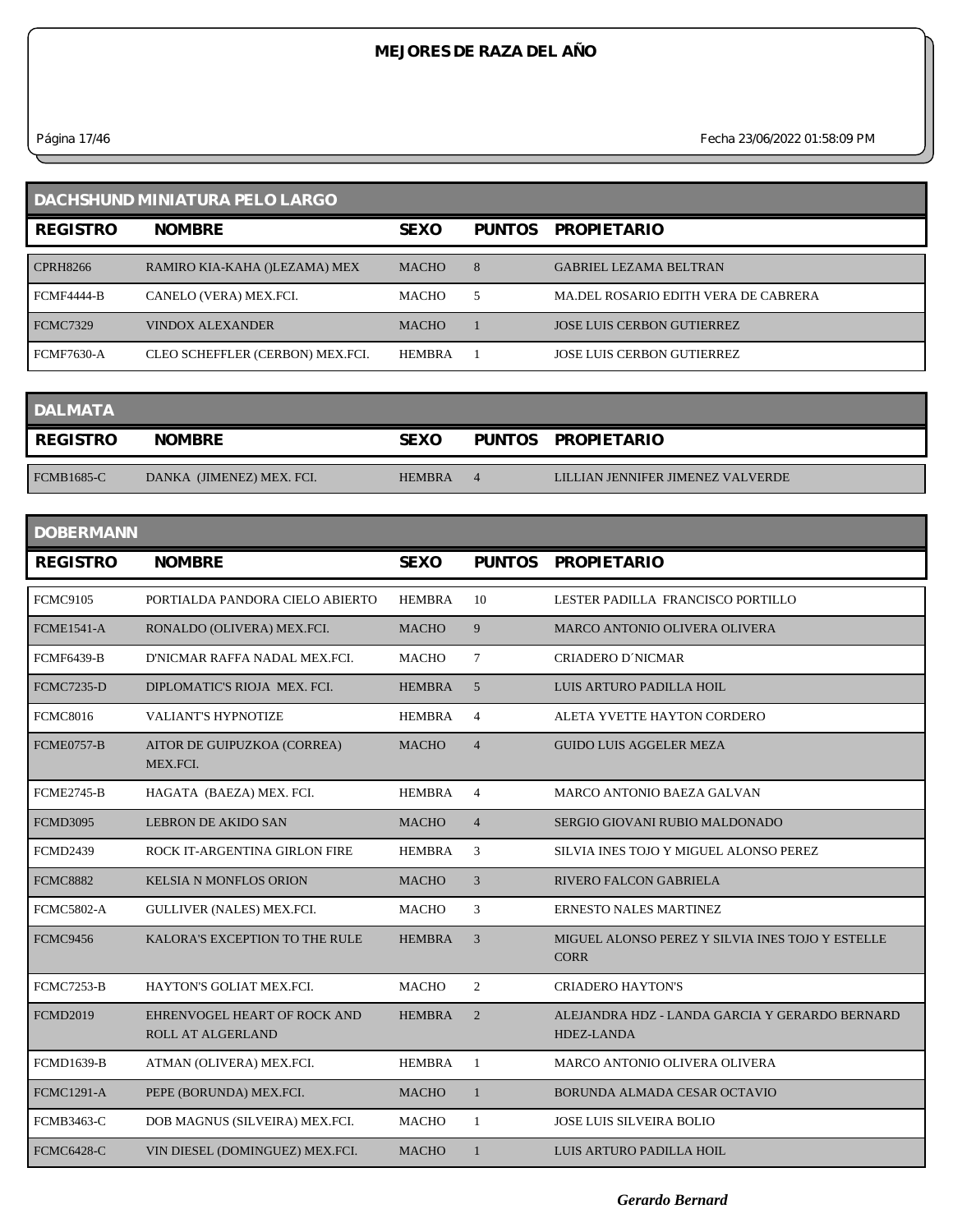# MEJORES DE RAZA DEL AÑO

## DACHSHUND MINIATURA PELO LARGO

| REGISTRO | NOMBRE | SEXO | PUNTOS | PROPIETARIO |
|---|---|---|---|---|
| CPRH8266 | RAMIRO KIA-KAHA ()LEZAMA) MEX | MACHO | 8 | GABRIEL LEZAMA BELTRAN |
| FCMF4444-B | CANELO (VERA) MEX.FCI. | MACHO | 5 | MA.DEL ROSARIO EDITH VERA DE CABRERA |
| FCMC7329 | VINDOX ALEXANDER | MACHO | 1 | JOSE LUIS CERBON GUTIERREZ |
| FCMF7630-A | CLEO SCHEFFLER (CERBON) MEX.FCI. | HEMBRA | 1 | JOSE LUIS CERBON GUTIERREZ |

## DALMATA

| REGISTRO | NOMBRE | SEXO | PUNTOS | PROPIETARIO |
|---|---|---|---|---|
| FCMB1685-C | DANKA (JIMENEZ) MEX. FCI. | HEMBRA | 4 | LILLIAN JENNIFER JIMENEZ VALVERDE |

## DOBERMANN

| REGISTRO | NOMBRE | SEXO | PUNTOS | PROPIETARIO |
|---|---|---|---|---|
| FCMC9105 | PORTIALDA PANDORA CIELO ABIERTO | HEMBRA | 10 | LESTER PADILLA FRANCISCO PORTILLO |
| FCME1541-A | RONALDO (OLIVERA) MEX.FCI. | MACHO | 9 | MARCO ANTONIO OLIVERA OLIVERA |
| FCMF6439-B | D'NICMAR RAFFA NADAL MEX.FCI. | MACHO | 7 | CRIADERO D´NICMAR |
| FCMC7235-D | DIPLOMATIC'S RIOJA MEX. FCI. | HEMBRA | 5 | LUIS ARTURO PADILLA HOIL |
| FCMC8016 | VALIANT'S HYPNOTIZE | HEMBRA | 4 | ALETA YVETTE HAYTON CORDERO |
| FCME0757-B | AITOR DE GUIPUZKOA (CORREA) MEX.FCI. | MACHO | 4 | GUIDO LUIS AGGELER MEZA |
| FCME2745-B | HAGATA (BAEZA) MEX. FCI. | HEMBRA | 4 | MARCO ANTONIO BAEZA GALVAN |
| FCMD3095 | LEBRON DE AKIDO SAN | MACHO | 4 | SERGIO GIOVANI RUBIO MALDONADO |
| FCMD2439 | ROCK IT-ARGENTINA GIRLON FIRE | HEMBRA | 3 | SILVIA INES TOJO Y MIGUEL ALONSO PEREZ |
| FCMC8882 | KELSIA N MONFLOS ORION | MACHO | 3 | RIVERO FALCON GABRIELA |
| FCMC5802-A | GULLIVER (NALES) MEX.FCI. | MACHO | 3 | ERNESTO NALES MARTINEZ |
| FCMC9456 | KALORA'S EXCEPTION TO THE RULE | HEMBRA | 3 | MIGUEL ALONSO PEREZ Y SILVIA INES TOJO Y ESTELLE CORR |
| FCMC7253-B | HAYTON'S GOLIAT MEX.FCI. | MACHO | 2 | CRIADERO HAYTON'S |
| FCMD2019 | EHRENVOGEL HEART OF ROCK AND ROLL AT ALGERLAND | HEMBRA | 2 | ALEJANDRA HDZ - LANDA GARCIA Y GERARDO BERNARD HDEZ-LANDA |
| FCMD1639-B | ATMAN (OLIVERA) MEX.FCI. | HEMBRA | 1 | MARCO ANTONIO OLIVERA OLIVERA |
| FCMC1291-A | PEPE (BORUNDA) MEX.FCI. | MACHO | 1 | BORUNDA ALMADA CESAR OCTAVIO |
| FCMB3463-C | DOB MAGNUS (SILVEIRA) MEX.FCI. | MACHO | 1 | JOSE LUIS SILVEIRA BOLIO |
| FCMC6428-C | VIN DIESEL (DOMINGUEZ) MEX.FCI. | MACHO | 1 | LUIS ARTURO PADILLA HOIL |

*Gerardo Bernard*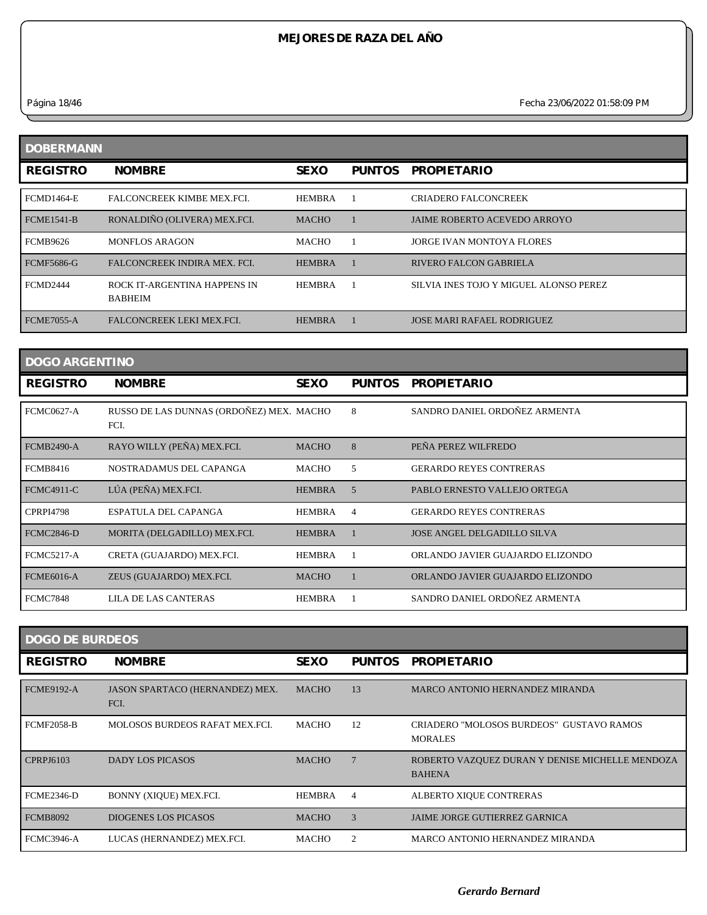# MEJORES DE RAZA DEL AÑO

## DOBERMANN

| REGISTRO | NOMBRE | SEXO | PUNTOS | PROPIETARIO |
|---|---|---|---|---|
| FCMD1464-E | FALCONCREEK KIMBE MEX.FCI. | HEMBRA | 1 | CRIADERO FALCONCREEK |
| FCME1541-B | RONALDIÑO (OLIVERA) MEX.FCI. | MACHO | 1 | JAIME ROBERTO ACEVEDO ARROYO |
| FCMB9626 | MONFLOS ARAGON | MACHO | 1 | JORGE IVAN MONTOYA FLORES |
| FCMF5686-G | FALCONCREEK INDIRA MEX. FCI. | HEMBRA | 1 | RIVERO FALCON GABRIELA |
| FCMD2444 | ROCK IT-ARGENTINA HAPPENS IN BABHEIM | HEMBRA | 1 | SILVIA INES TOJO Y MIGUEL ALONSO PEREZ |
| FCME7055-A | FALCONCREEK LEKI MEX.FCI. | HEMBRA | 1 | JOSE MARI RAFAEL RODRIGUEZ |

## DOGO ARGENTINO

| REGISTRO | NOMBRE | SEXO | PUNTOS | PROPIETARIO |
|---|---|---|---|---|
| FCMC0627-A | RUSSO DE LAS DUNNAS (ORDOÑEZ) MEX. FCI. | MACHO | 8 | SANDRO DANIEL ORDOÑEZ ARMENTA |
| FCMB2490-A | RAYO WILLY (PEÑA) MEX.FCI. | MACHO | 8 | PEÑA PEREZ WILFREDO |
| FCMB8416 | NOSTRADAMUS DEL CAPANGA | MACHO | 5 | GERARDO REYES CONTRERAS |
| FCMC4911-C | LÚA (PEÑA) MEX.FCI. | HEMBRA | 5 | PABLO ERNESTO VALLEJO ORTEGA |
| CPRPI4798 | ESPATULA DEL CAPANGA | HEMBRA | 4 | GERARDO REYES CONTRERAS |
| FCMC2846-D | MORITA (DELGADILLO) MEX.FCI. | HEMBRA | 1 | JOSE ANGEL DELGADILLO SILVA |
| FCMC5217-A | CRETA (GUAJARDO) MEX.FCI. | HEMBRA | 1 | ORLANDO JAVIER GUAJARDO ELIZONDO |
| FCME6016-A | ZEUS (GUAJARDO) MEX.FCI. | MACHO | 1 | ORLANDO JAVIER GUAJARDO ELIZONDO |
| FCMC7848 | LILA DE LAS CANTERAS | HEMBRA | 1 | SANDRO DANIEL ORDOÑEZ ARMENTA |

## DOGO DE BURDEOS

| REGISTRO | NOMBRE | SEXO | PUNTOS | PROPIETARIO |
|---|---|---|---|---|
| FCME9192-A | JASON SPARTACO (HERNANDEZ) MEX. FCI. | MACHO | 13 | MARCO ANTONIO HERNANDEZ MIRANDA |
| FCMF2058-B | MOLOSOS BURDEOS RAFAT MEX.FCI. | MACHO | 12 | CRIADERO "MOLOSOS BURDEOS" GUSTAVO RAMOS MORALES |
| CPRPJ6103 | DADY LOS PICASOS | MACHO | 7 | ROBERTO VAZQUEZ DURAN Y DENISE MICHELLE MENDOZA BAHENA |
| FCME2346-D | BONNY (XIQUE) MEX.FCI. | HEMBRA | 4 | ALBERTO XIQUE CONTRERAS |
| FCMB8092 | DIOGENES LOS PICASOS | MACHO | 3 | JAIME JORGE GUTIERREZ GARNICA |
| FCMC3946-A | LUCAS (HERNANDEZ) MEX.FCI. | MACHO | 2 | MARCO ANTONIO HERNANDEZ MIRANDA |

*Gerardo Bernard*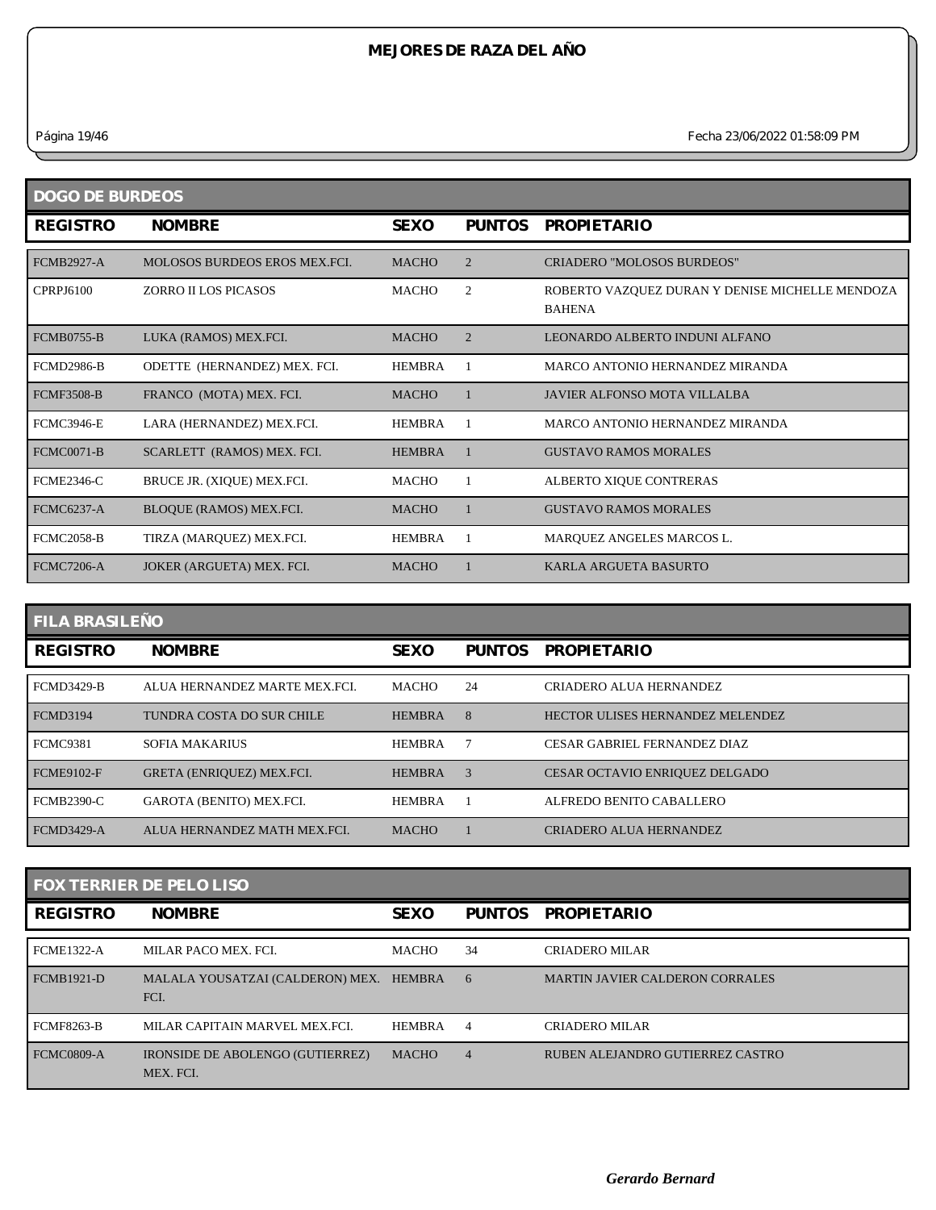# MEJORES DE RAZA DEL AÑO

## DOGO DE BURDEOS

| REGISTRO | NOMBRE | SEXO | PUNTOS | PROPIETARIO |
|---|---|---|---|---|
| FCMB2927-A | MOLOSOS BURDEOS EROS MEX.FCI. | MACHO | 2 | CRIADERO "MOLOSOS BURDEOS" |
| CPRPJ6100 | ZORRO II LOS PICASOS | MACHO | 2 | ROBERTO VAZQUEZ DURAN Y DENISE MICHELLE MENDOZA BAHENA |
| FCMB0755-B | LUKA (RAMOS) MEX.FCI. | MACHO | 2 | LEONARDO ALBERTO INDUNI ALFANO |
| FCMD2986-B | ODETTE (HERNANDEZ) MEX. FCI. | HEMBRA | 1 | MARCO ANTONIO HERNANDEZ MIRANDA |
| FCMF3508-B | FRANCO (MOTA) MEX. FCI. | MACHO | 1 | JAVIER ALFONSO MOTA VILLALBA |
| FCMC3946-E | LARA (HERNANDEZ) MEX.FCI. | HEMBRA | 1 | MARCO ANTONIO HERNANDEZ MIRANDA |
| FCMC0071-B | SCARLETT (RAMOS) MEX. FCI. | HEMBRA | 1 | GUSTAVO RAMOS MORALES |
| FCME2346-C | BRUCE JR. (XIQUE) MEX.FCI. | MACHO | 1 | ALBERTO XIQUE CONTRERAS |
| FCMC6237-A | BLOQUE (RAMOS) MEX.FCI. | MACHO | 1 | GUSTAVO RAMOS MORALES |
| FCMC2058-B | TIRZA (MARQUEZ) MEX.FCI. | HEMBRA | 1 | MARQUEZ ANGELES MARCOS L. |
| FCMC7206-A | JOKER (ARGUETA) MEX. FCI. | MACHO | 1 | KARLA ARGUETA BASURTO |

## FILA BRASILEÑO

| REGISTRO | NOMBRE | SEXO | PUNTOS | PROPIETARIO |
|---|---|---|---|---|
| FCMD3429-B | ALUA HERNANDEZ MARTE MEX.FCI. | MACHO | 24 | CRIADERO ALUA HERNANDEZ |
| FCMD3194 | TUNDRA COSTA DO SUR CHILE | HEMBRA | 8 | HECTOR ULISES HERNANDEZ MELENDEZ |
| FCMC9381 | SOFIA MAKARIUS | HEMBRA | 7 | CESAR GABRIEL FERNANDEZ DIAZ |
| FCME9102-F | GRETA (ENRIQUEZ) MEX.FCI. | HEMBRA | 3 | CESAR OCTAVIO ENRIQUEZ DELGADO |
| FCMB2390-C | GAROTA (BENITO) MEX.FCI. | HEMBRA | 1 | ALFREDO BENITO CABALLERO |
| FCMD3429-A | ALUA HERNANDEZ MATH MEX.FCI. | MACHO | 1 | CRIADERO ALUA HERNANDEZ |

## FOX TERRIER DE PELO LISO

| REGISTRO | NOMBRE | SEXO | PUNTOS | PROPIETARIO |
|---|---|---|---|---|
| FCME1322-A | MILAR PACO MEX. FCI. | MACHO | 34 | CRIADERO MILAR |
| FCMB1921-D | MALALA YOUSATZAI (CALDERON) MEX. FCI. | HEMBRA | 6 | MARTIN JAVIER CALDERON CORRALES |
| FCMF8263-B | MILAR CAPITAIN MARVEL MEX.FCI. | HEMBRA | 4 | CRIADERO MILAR |
| FCMC0809-A | IRONSIDE DE ABOLENGO (GUTIERREZ) MEX. FCI. | MACHO | 4 | RUBEN ALEJANDRO GUTIERREZ CASTRO |

*Gerardo Bernard*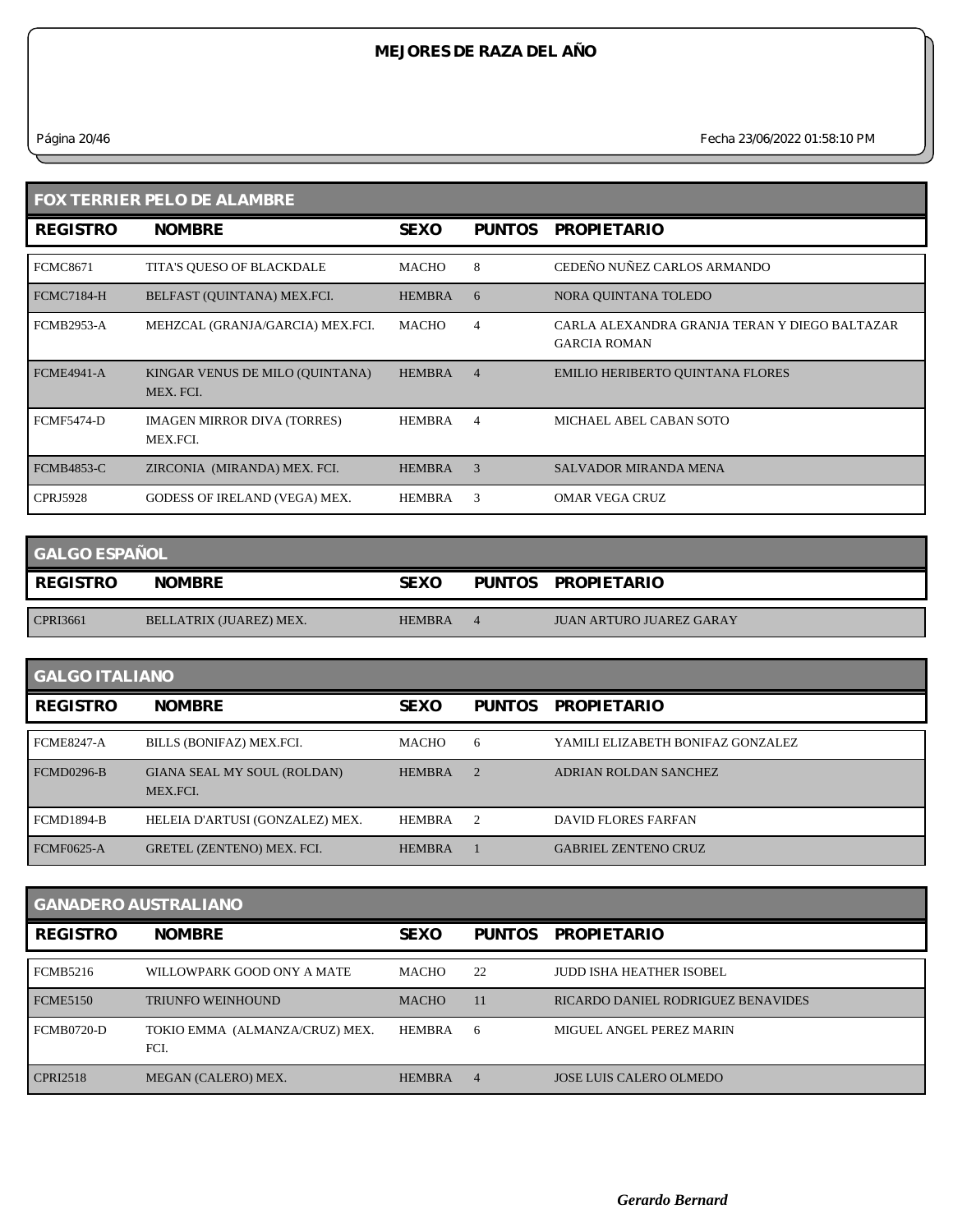# MEJORES DE RAZA DEL AÑO

Fecha 23/06/2022 01:58:10 PM

## FOX TERRIER PELO DE ALAMBRE

| REGISTRO | NOMBRE | SEXO | PUNTOS | PROPIETARIO |
|---|---|---|---|---|
| FCMC8671 | TITA'S QUESO OF BLACKDALE | MACHO | 8 | CEDEÑO NUÑEZ CARLOS ARMANDO |
| FCMC7184-H | BELFAST (QUINTANA) MEX.FCI. | HEMBRA | 6 | NORA QUINTANA TOLEDO |
| FCMB2953-A | MEHZCAL (GRANJA/GARCIA) MEX.FCI. | MACHO | 4 | CARLA ALEXANDRA GRANJA TERAN Y DIEGO BALTAZAR GARCIA ROMAN |
| FCME4941-A | KINGAR VENUS DE MILO (QUINTANA) MEX. FCI. | HEMBRA | 4 | EMILIO HERIBERTO QUINTANA FLORES |
| FCMF5474-D | IMAGEN MIRROR DIVA (TORRES) MEX.FCI. | HEMBRA | 4 | MICHAEL ABEL CABAN SOTO |
| FCMB4853-C | ZIRCONIA (MIRANDA) MEX. FCI. | HEMBRA | 3 | SALVADOR MIRANDA MENA |
| CPRJ5928 | GODESS OF IRELAND (VEGA) MEX. | HEMBRA | 3 | OMAR VEGA CRUZ |

## GALGO ESPAÑOL

| REGISTRO | NOMBRE | SEXO | PUNTOS | PROPIETARIO |
|---|---|---|---|---|
| CPRI3661 | BELLATRIX (JUAREZ) MEX. | HEMBRA | 4 | JUAN ARTURO JUAREZ GARAY |

## GALGO ITALIANO

| REGISTRO | NOMBRE | SEXO | PUNTOS | PROPIETARIO |
|---|---|---|---|---|
| FCME8247-A | BILLS (BONIFAZ) MEX.FCI. | MACHO | 6 | YAMILI ELIZABETH BONIFAZ GONZALEZ |
| FCMD0296-B | GIANA SEAL MY SOUL (ROLDAN) MEX.FCI. | HEMBRA | 2 | ADRIAN ROLDAN SANCHEZ |
| FCMD1894-B | HELEIA D'ARTUSI (GONZALEZ) MEX. | HEMBRA | 2 | DAVID FLORES FARFAN |
| FCMF0625-A | GRETEL (ZENTENO) MEX. FCI. | HEMBRA | 1 | GABRIEL ZENTENO CRUZ |

## GANADERO AUSTRALIANO

| REGISTRO | NOMBRE | SEXO | PUNTOS | PROPIETARIO |
|---|---|---|---|---|
| FCMB5216 | WILLOWPARK GOOD ONY A MATE | MACHO | 22 | JUDD ISHA HEATHER ISOBEL |
| FCME5150 | TRIUNFO WEINHOUND | MACHO | 11 | RICARDO DANIEL RODRIGUEZ BENAVIDES |
| FCMB0720-D | TOKIO EMMA (ALMANZA/CRUZ) MEX. FCI. | HEMBRA | 6 | MIGUEL ANGEL PEREZ MARIN |
| CPRI2518 | MEGAN (CALERO) MEX. | HEMBRA | 4 | JOSE LUIS CALERO OLMEDO |

*Gerardo Bernard*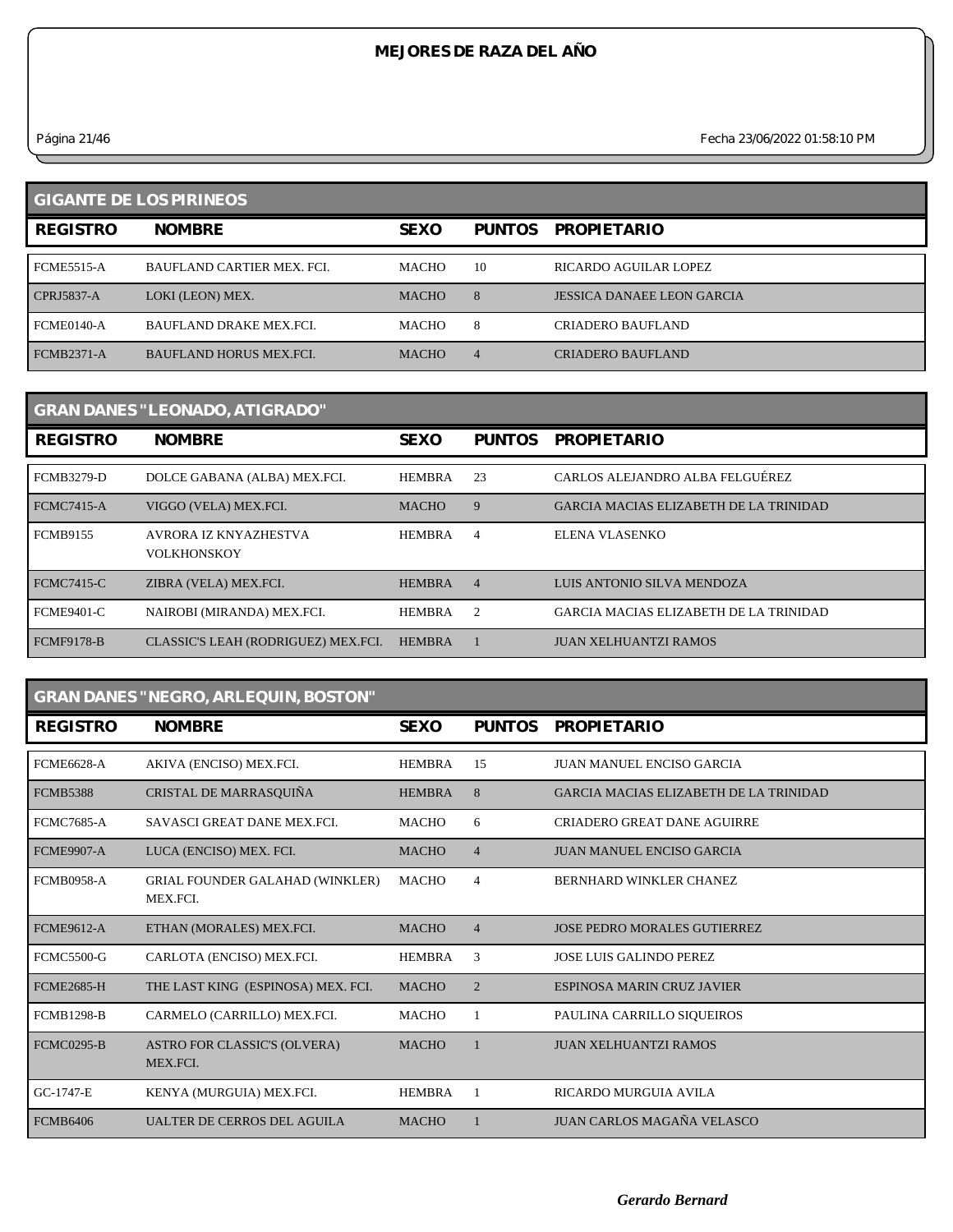# MEJORES DE RAZA DEL AÑO

Fecha 23/06/2022 01:58:10 PM

## GIGANTE DE LOS PIRINEOS

| REGISTRO | NOMBRE | SEXO | PUNTOS | PROPIETARIO |
|---|---|---|---|---|
| FCME5515-A | BAUFLAND CARTIER MEX. FCI. | MACHO | 10 | RICARDO AGUILAR LOPEZ |
| CPRJ5837-A | LOKI (LEON) MEX. | MACHO | 8 | JESSICA DANAEE LEON GARCIA |
| FCME0140-A | BAUFLAND DRAKE MEX.FCI. | MACHO | 8 | CRIADERO BAUFLAND |
| FCMB2371-A | BAUFLAND HORUS MEX.FCI. | MACHO | 4 | CRIADERO BAUFLAND |

## GRAN DANES "LEONADO, ATIGRADO"

| REGISTRO | NOMBRE | SEXO | PUNTOS | PROPIETARIO |
|---|---|---|---|---|
| FCMB3279-D | DOLCE GABANA (ALBA) MEX.FCI. | HEMBRA | 23 | CARLOS ALEJANDRO ALBA FELGUÉREZ |
| FCMC7415-A | VIGGO (VELA) MEX.FCI. | MACHO | 9 | GARCIA MACIAS ELIZABETH DE LA TRINIDAD |
| FCMB9155 | AVRORA IZ KNYAZHESTVA VOLKHONSKOY | HEMBRA | 4 | ELENA VLASENKO |
| FCMC7415-C | ZIBRA (VELA) MEX.FCI. | HEMBRA | 4 | LUIS ANTONIO SILVA MENDOZA |
| FCME9401-C | NAIROBI (MIRANDA) MEX.FCI. | HEMBRA | 2 | GARCIA MACIAS ELIZABETH DE LA TRINIDAD |
| FCMF9178-B | CLASSIC'S LEAH (RODRIGUEZ) MEX.FCI. | HEMBRA | 1 | JUAN XELHUANTZI RAMOS |

## GRAN DANES "NEGRO, ARLEQUIN, BOSTON"

| REGISTRO | NOMBRE | SEXO | PUNTOS | PROPIETARIO |
|---|---|---|---|---|
| FCME6628-A | AKIVA (ENCISO) MEX.FCI. | HEMBRA | 15 | JUAN MANUEL ENCISO GARCIA |
| FCMB5388 | CRISTAL DE MARRASQUIÑA | HEMBRA | 8 | GARCIA MACIAS ELIZABETH DE LA TRINIDAD |
| FCMC7685-A | SAVASCI GREAT DANE MEX.FCI. | MACHO | 6 | CRIADERO GREAT DANE AGUIRRE |
| FCME9907-A | LUCA (ENCISO) MEX. FCI. | MACHO | 4 | JUAN MANUEL ENCISO GARCIA |
| FCMB0958-A | GRIAL FOUNDER GALAHAD (WINKLER) MEX.FCI. | MACHO | 4 | BERNHARD WINKLER CHANEZ |
| FCME9612-A | ETHAN (MORALES) MEX.FCI. | MACHO | 4 | JOSE PEDRO MORALES GUTIERREZ |
| FCMC5500-G | CARLOTA (ENCISO) MEX.FCI. | HEMBRA | 3 | JOSE LUIS GALINDO PEREZ |
| FCME2685-H | THE LAST KING (ESPINOSA) MEX. FCI. | MACHO | 2 | ESPINOSA MARIN CRUZ JAVIER |
| FCMB1298-B | CARMELO (CARRILLO) MEX.FCI. | MACHO | 1 | PAULINA CARRILLO SIQUEIROS |
| FCMC0295-B | ASTRO FOR CLASSIC'S (OLVERA) MEX.FCI. | MACHO | 1 | JUAN XELHUANTZI RAMOS |
| GC-1747-E | KENYA (MURGUIA) MEX.FCI. | HEMBRA | 1 | RICARDO MURGUIA AVILA |
| FCMB6406 | UALTER DE CERROS DEL AGUILA | MACHO | 1 | JUAN CARLOS MAGAÑA VELASCO |

*Gerardo Bernard*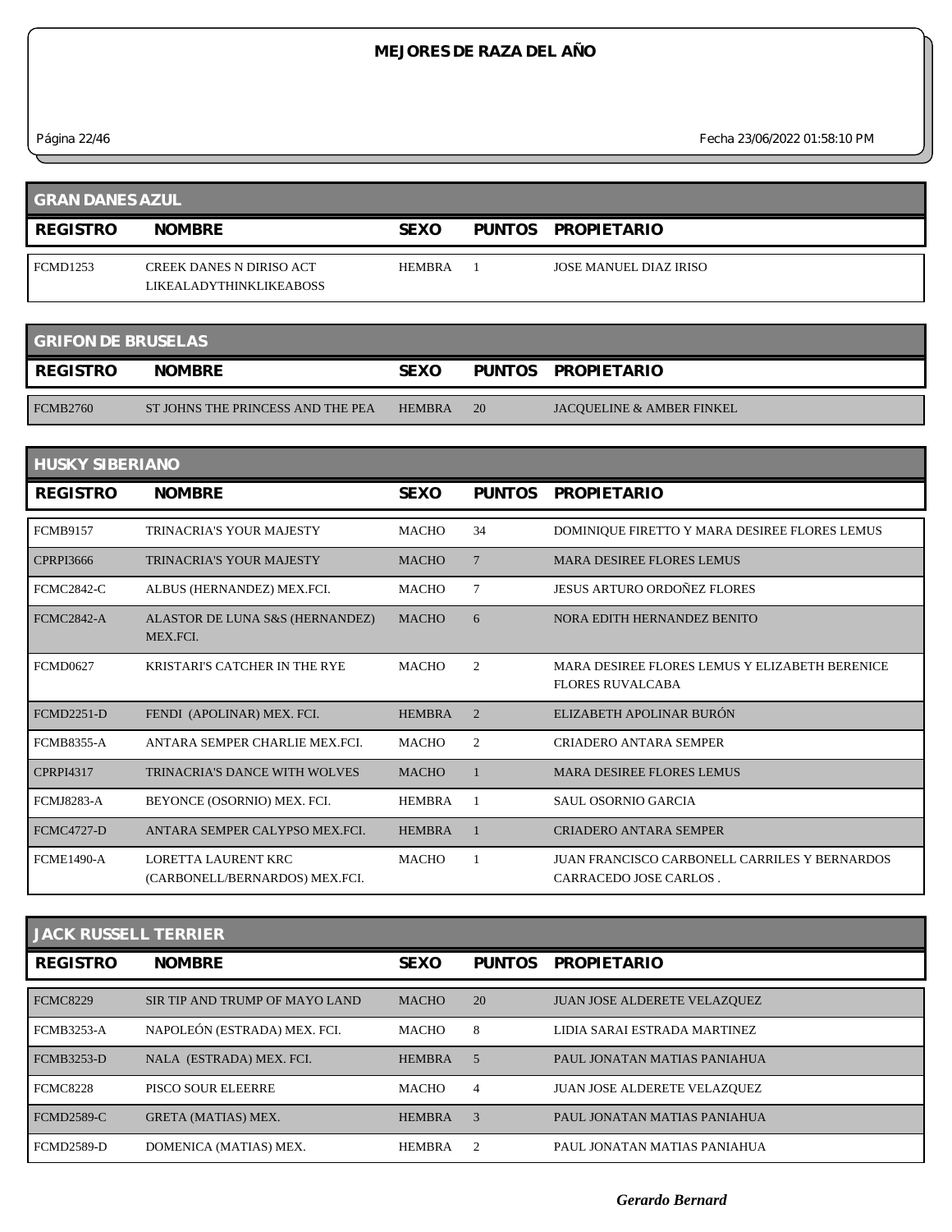# MEJORES DE RAZA DEL AÑO

Página 22/46 Fecha 23/06/2022 01:58:10 PM

## GRAN DANES AZUL

| REGISTRO | NOMBRE | SEXO | PUNTOS | PROPIETARIO |
|---|---|---|---|---|
| FCMD1253 | CREEK DANES N DIRISO ACT LIKEALADYTHINKLIKEABOSS | HEMBRA | 1 | JOSE MANUEL DIAZ IRISO |

## GRIFON DE BRUSELAS

| REGISTRO | NOMBRE | SEXO | PUNTOS | PROPIETARIO |
|---|---|---|---|---|
| FCMB2760 | ST JOHNS THE PRINCESS AND THE PEA | HEMBRA | 20 | JACQUELINE & AMBER FINKEL |

## HUSKY SIBERIANO

| REGISTRO | NOMBRE | SEXO | PUNTOS | PROPIETARIO |
|---|---|---|---|---|
| FCMB9157 | TRINACRIA'S YOUR MAJESTY | MACHO | 34 | DOMINIQUE FIRETTO Y MARA DESIREE FLORES LEMUS |
| CPRPI3666 | TRINACRIA'S YOUR MAJESTY | MACHO | 7 | MARA DESIREE FLORES LEMUS |
| FCMC2842-C | ALBUS (HERNANDEZ) MEX.FCI. | MACHO | 7 | JESUS ARTURO ORDOÑEZ FLORES |
| FCMC2842-A | ALASTOR DE LUNA S&S (HERNANDEZ) MEX.FCI. | MACHO | 6 | NORA EDITH HERNANDEZ BENITO |
| FCMD0627 | KRISTARI'S CATCHER IN THE RYE | MACHO | 2 | MARA DESIREE FLORES LEMUS Y ELIZABETH BERENICE FLORES RUVALCABA |
| FCMD2251-D | FENDI (APOLINAR) MEX. FCI. | HEMBRA | 2 | ELIZABETH APOLINAR BURÓN |
| FCMB8355-A | ANTARA SEMPER CHARLIE MEX.FCI. | MACHO | 2 | CRIADERO ANTARA SEMPER |
| CPRPI4317 | TRINACRIA'S DANCE WITH WOLVES | MACHO | 1 | MARA DESIREE FLORES LEMUS |
| FCMJ8283-A | BEYONCE (OSORNIO) MEX. FCI. | HEMBRA | 1 | SAUL OSORNIO GARCIA |
| FCMC4727-D | ANTARA SEMPER CALYPSO MEX.FCI. | HEMBRA | 1 | CRIADERO ANTARA SEMPER |
| FCME1490-A | LORETTA LAURENT KRC (CARBONELL/BERNARDOS) MEX.FCI. | MACHO | 1 | JUAN FRANCISCO CARBONELL CARRILES Y BERNARDOS CARRACEDO JOSE CARLOS . |

## JACK RUSSELL TERRIER

| REGISTRO | NOMBRE | SEXO | PUNTOS | PROPIETARIO |
|---|---|---|---|---|
| FCMC8229 | SIR TIP AND TRUMP OF MAYO LAND | MACHO | 20 | JUAN JOSE ALDERETE VELAZQUEZ |
| FCMB3253-A | NAPOLEÓN (ESTRADA) MEX. FCI. | MACHO | 8 | LIDIA SARAI ESTRADA MARTINEZ |
| FCMB3253-D | NALA (ESTRADA) MEX. FCI. | HEMBRA | 5 | PAUL JONATAN MATIAS PANIAHUA |
| FCMC8228 | PISCO SOUR ELEERRE | MACHO | 4 | JUAN JOSE ALDERETE VELAZQUEZ |
| FCMD2589-C | GRETA (MATIAS) MEX. | HEMBRA | 3 | PAUL JONATAN MATIAS PANIAHUA |
| FCMD2589-D | DOMENICA (MATIAS) MEX. | HEMBRA | 2 | PAUL JONATAN MATIAS PANIAHUA |

*Gerardo Bernard*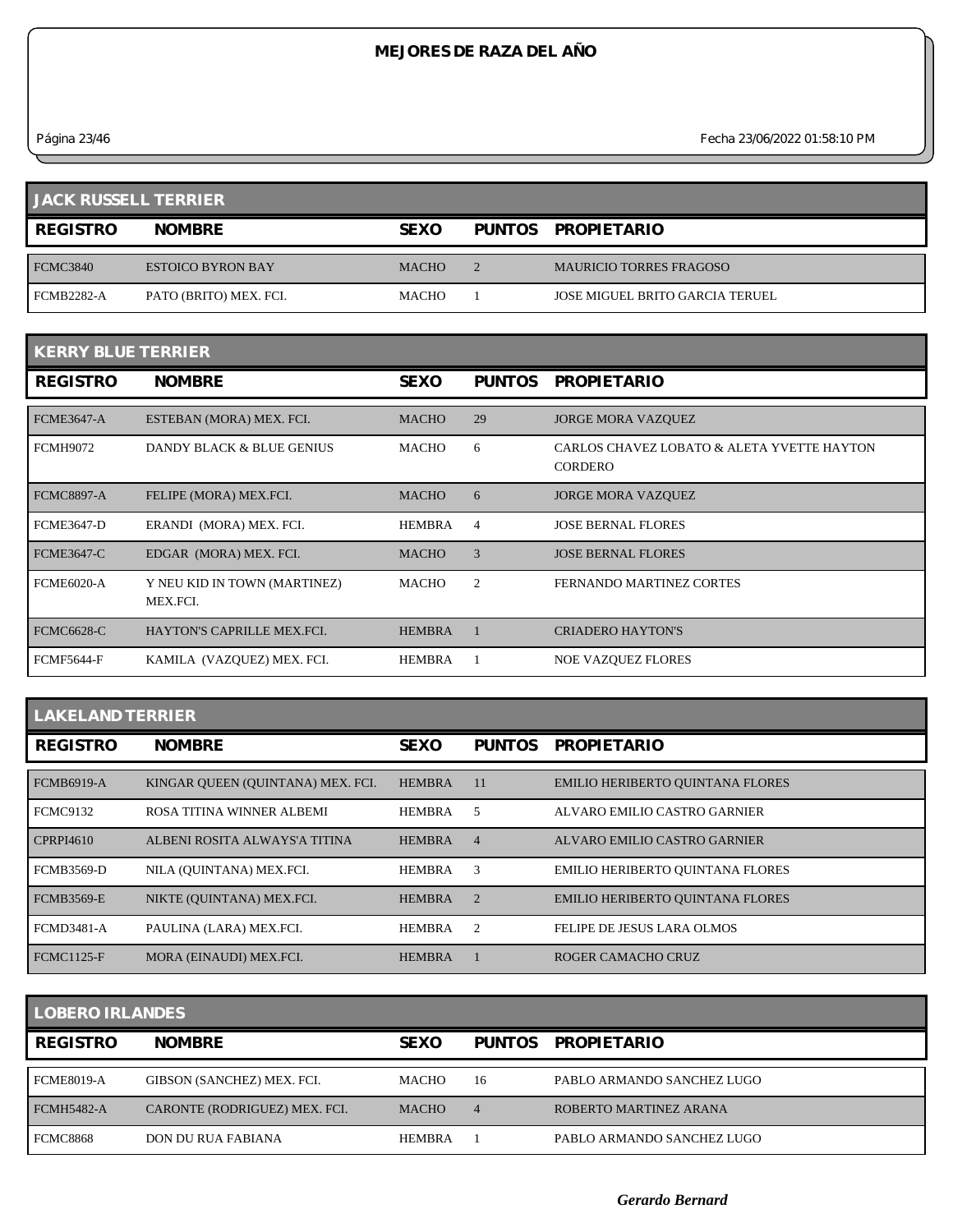# MEJORES DE RAZA DEL AÑO

Página 23/46 Fecha 23/06/2022 01:58:10 PM

## JACK RUSSELL TERRIER

| REGISTRO | NOMBRE | SEXO | PUNTOS | PROPIETARIO |
|---|---|---|---|---|
| FCMC3840 | ESTOICO BYRON BAY | MACHO | 2 | MAURICIO TORRES FRAGOSO |
| FCMB2282-A | PATO (BRITO) MEX. FCI. | MACHO | 1 | JOSE MIGUEL BRITO GARCIA TERUEL |

## KERRY BLUE TERRIER

| REGISTRO | NOMBRE | SEXO | PUNTOS | PROPIETARIO |
|---|---|---|---|---|
| FCME3647-A | ESTEBAN (MORA) MEX. FCI. | MACHO | 29 | JORGE MORA VAZQUEZ |
| FCMH9072 | DANDY BLACK & BLUE GENIUS | MACHO | 6 | CARLOS CHAVEZ LOBATO & ALETA YVETTE HAYTON CORDERO |
| FCMC8897-A | FELIPE (MORA) MEX.FCI. | MACHO | 6 | JORGE MORA VAZQUEZ |
| FCME3647-D | ERANDI (MORA) MEX. FCI. | HEMBRA | 4 | JOSE BERNAL FLORES |
| FCME3647-C | EDGAR (MORA) MEX. FCI. | MACHO | 3 | JOSE BERNAL FLORES |
| FCME6020-A | Y NEU KID IN TOWN (MARTINEZ) MEX.FCI. | MACHO | 2 | FERNANDO MARTINEZ CORTES |
| FCMC6628-C | HAYTON'S CAPRILLE MEX.FCI. | HEMBRA | 1 | CRIADERO HAYTON'S |
| FCMF5644-F | KAMILA (VAZQUEZ) MEX. FCI. | HEMBRA | 1 | NOE VAZQUEZ FLORES |

## LAKELAND TERRIER

| REGISTRO | NOMBRE | SEXO | PUNTOS | PROPIETARIO |
|---|---|---|---|---|
| FCMB6919-A | KINGAR QUEEN (QUINTANA) MEX. FCI. | HEMBRA | 11 | EMILIO HERIBERTO QUINTANA FLORES |
| FCMC9132 | ROSA TITINA WINNER ALBEMI | HEMBRA | 5 | ALVARO EMILIO CASTRO GARNIER |
| CPRPI4610 | ALBENI ROSITA ALWAYS'A TITINA | HEMBRA | 4 | ALVARO EMILIO CASTRO GARNIER |
| FCMB3569-D | NILA (QUINTANA) MEX.FCI. | HEMBRA | 3 | EMILIO HERIBERTO QUINTANA FLORES |
| FCMB3569-E | NIKTE (QUINTANA) MEX.FCI. | HEMBRA | 2 | EMILIO HERIBERTO QUINTANA FLORES |
| FCMD3481-A | PAULINA (LARA) MEX.FCI. | HEMBRA | 2 | FELIPE DE JESUS LARA OLMOS |
| FCMC1125-F | MORA (EINAUDI) MEX.FCI. | HEMBRA | 1 | ROGER CAMACHO CRUZ |

## LOBERO IRLANDES

| REGISTRO | NOMBRE | SEXO | PUNTOS | PROPIETARIO |
|---|---|---|---|---|
| FCME8019-A | GIBSON (SANCHEZ) MEX. FCI. | MACHO | 16 | PABLO ARMANDO SANCHEZ LUGO |
| FCMH5482-A | CARONTE (RODRIGUEZ) MEX. FCI. | MACHO | 4 | ROBERTO MARTINEZ ARANA |
| FCMC8868 | DON DU RUA FABIANA | HEMBRA | 1 | PABLO ARMANDO SANCHEZ LUGO |

*Gerardo Bernard*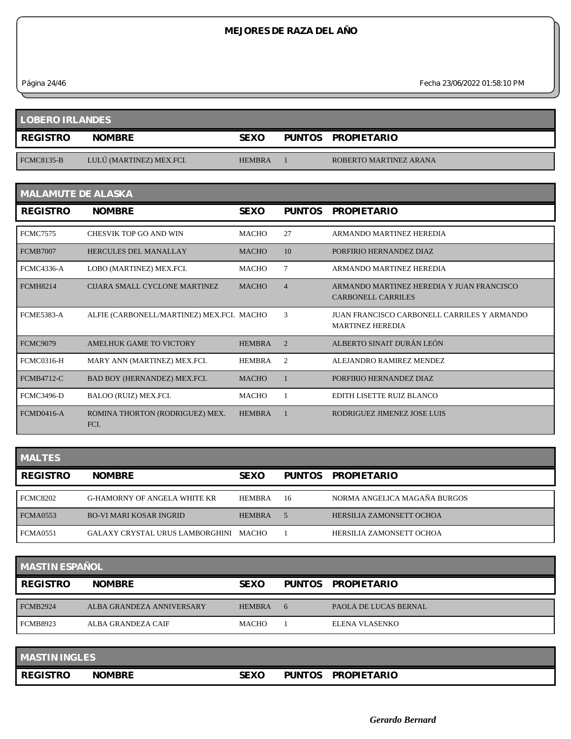# MEJORES DE RAZA DEL AÑO

## LOBERO IRLANDES

| REGISTRO | NOMBRE | SEXO | PUNTOS | PROPIETARIO |
| --- | --- | --- | --- | --- |
| FCMC8135-B | LULÚ (MARTINEZ) MEX.FCI. | HEMBRA | 1 | ROBERTO MARTINEZ ARANA |

## MALAMUTE DE ALASKA

| REGISTRO | NOMBRE | SEXO | PUNTOS | PROPIETARIO |
| --- | --- | --- | --- | --- |
| FCMC7575 | CHESVIK TOP GO AND WIN | MACHO | 27 | ARMANDO MARTINEZ HEREDIA |
| FCMB7007 | HERCULES DEL MANALLAY | MACHO | 10 | PORFIRIO HERNANDEZ DIAZ |
| FCMC4336-A | LOBO (MARTINEZ) MEX.FCI. | MACHO | 7 | ARMANDO MARTINEZ HEREDIA |
| FCMH8214 | CIJARA SMALL CYCLONE MARTINEZ | MACHO | 4 | ARMANDO MARTINEZ HEREDIA Y JUAN FRANCISCO CARBONELL CARRILES |
| FCME5383-A | ALFIE (CARBONELL/MARTINEZ) MEX.FCI. | MACHO | 3 | JUAN FRANCISCO CARBONELL CARRILES Y ARMANDO MARTINEZ HEREDIA |
| FCMC9079 | AMELHUK GAME TO VICTORY | HEMBRA | 2 | ALBERTO SINAIT DURÁN LEÓN |
| FCMC0316-H | MARY ANN (MARTINEZ) MEX.FCI. | HEMBRA | 2 | ALEJANDRO RAMIREZ MENDEZ |
| FCMB4712-C | BAD BOY (HERNANDEZ) MEX.FCI. | MACHO | 1 | PORFIRIO HERNANDEZ DIAZ |
| FCMC3496-D | BALOO (RUIZ) MEX.FCI. | MACHO | 1 | EDITH LISETTE RUIZ BLANCO |
| FCMD0416-A | ROMINA THORTON (RODRIGUEZ) MEX. FCI. | HEMBRA | 1 | RODRIGUEZ JIMENEZ JOSE LUIS |

## MALTES

| REGISTRO | NOMBRE | SEXO | PUNTOS | PROPIETARIO |
| --- | --- | --- | --- | --- |
| FCMC8202 | G-HAMORNY OF ANGELA WHITE KR | HEMBRA | 16 | NORMA ANGELICA MAGAÑA BURGOS |
| FCMA0553 | BO-VI MARI KOSAR INGRID | HEMBRA | 5 | HERSILIA ZAMONSETT OCHOA |
| FCMA0551 | GALAXY CRYSTAL URUS LAMBORGHINI | MACHO | 1 | HERSILIA ZAMONSETT OCHOA |

## MASTIN ESPAÑOL

| REGISTRO | NOMBRE | SEXO | PUNTOS | PROPIETARIO |
| --- | --- | --- | --- | --- |
| FCMB2924 | ALBA GRANDEZA ANNIVERSARY | HEMBRA | 6 | PAOLA DE LUCAS BERNAL |
| FCMB8923 | ALBA GRANDEZA CAIF | MACHO | 1 | ELENA VLASENKO |

## MASTIN INGLES

| REGISTRO | NOMBRE | SEXO | PUNTOS | PROPIETARIO |
| --- | --- | --- | --- | --- |

*Gerardo Bernard*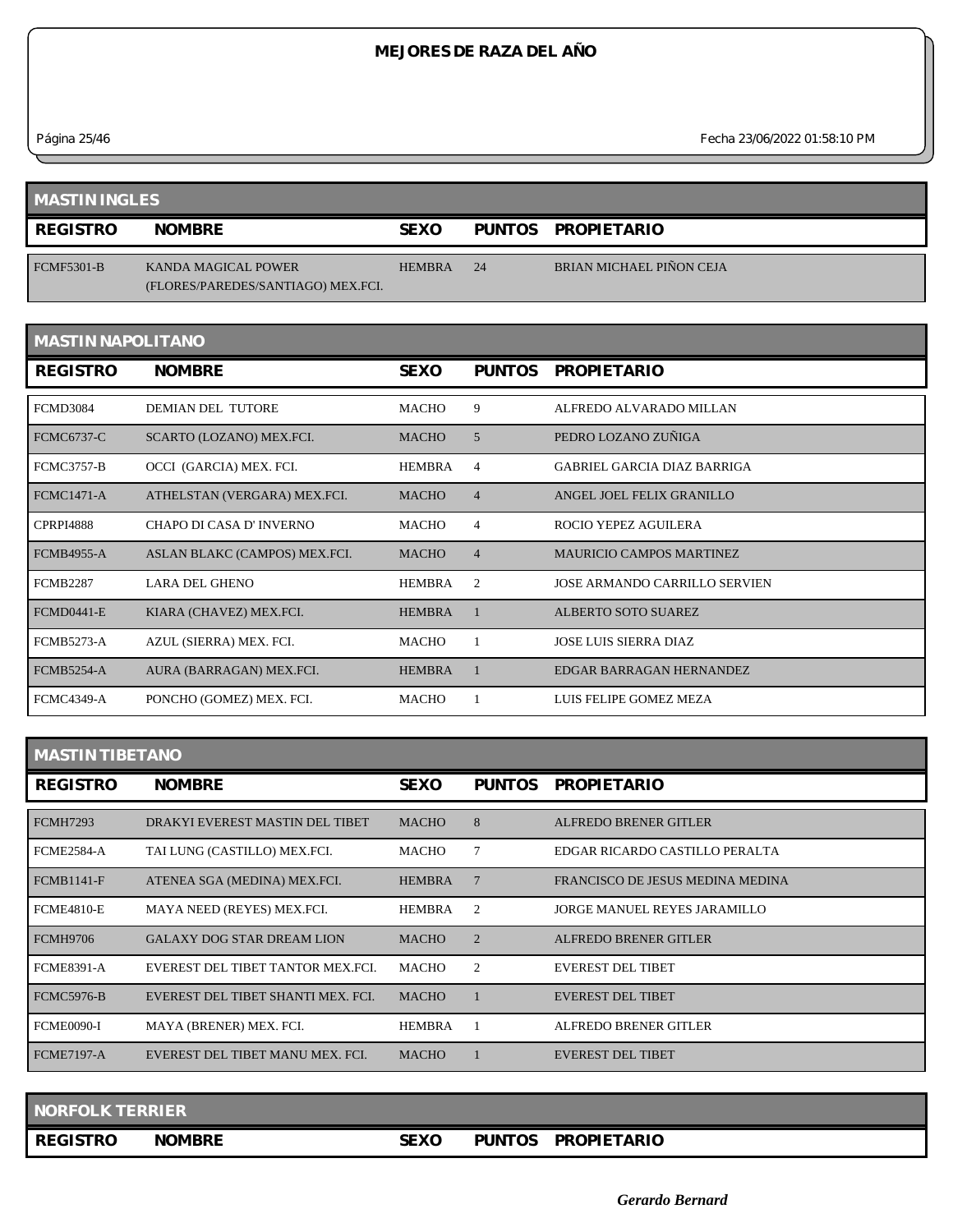# MEJORES DE RAZA DEL AÑO

## MASTIN INGLES

| REGISTRO | NOMBRE | SEXO | PUNTOS | PROPIETARIO |
|---|---|---|---|---|
| FCMF5301-B | KANDA MAGICAL POWER (FLORES/PAREDES/SANTIAGO) MEX.FCI. | HEMBRA | 24 | BRIAN MICHAEL PIÑON CEJA |

## MASTIN NAPOLITANO

| REGISTRO | NOMBRE | SEXO | PUNTOS | PROPIETARIO |
|---|---|---|---|---|
| FCMD3084 | DEMIAN DEL TUTORE | MACHO | 9 | ALFREDO ALVARADO MILLAN |
| FCMC6737-C | SCARTO (LOZANO) MEX.FCI. | MACHO | 5 | PEDRO LOZANO ZUÑIGA |
| FCMC3757-B | OCCI (GARCIA) MEX. FCI. | HEMBRA | 4 | GABRIEL GARCIA DIAZ BARRIGA |
| FCMC1471-A | ATHELSTAN (VERGARA) MEX.FCI. | MACHO | 4 | ANGEL JOEL FELIX GRANILLO |
| CPRPI4888 | CHAPO DI CASA D' INVERNO | MACHO | 4 | ROCIO YEPEZ AGUILERA |
| FCMB4955-A | ASLAN BLAKC (CAMPOS) MEX.FCI. | MACHO | 4 | MAURICIO CAMPOS MARTINEZ |
| FCMB2287 | LARA DEL GHENO | HEMBRA | 2 | JOSE ARMANDO CARRILLO SERVIEN |
| FCMD0441-E | KIARA (CHAVEZ) MEX.FCI. | HEMBRA | 1 | ALBERTO SOTO SUAREZ |
| FCMB5273-A | AZUL (SIERRA) MEX. FCI. | MACHO | 1 | JOSE LUIS SIERRA DIAZ |
| FCMB5254-A | AURA (BARRAGAN) MEX.FCI. | HEMBRA | 1 | EDGAR BARRAGAN HERNANDEZ |
| FCMC4349-A | PONCHO (GOMEZ) MEX. FCI. | MACHO | 1 | LUIS FELIPE GOMEZ MEZA |

## MASTIN TIBETANO

| REGISTRO | NOMBRE | SEXO | PUNTOS | PROPIETARIO |
|---|---|---|---|---|
| FCMH7293 | DRAKYI EVEREST MASTIN DEL TIBET | MACHO | 8 | ALFREDO BRENER GITLER |
| FCME2584-A | TAI LUNG (CASTILLO) MEX.FCI. | MACHO | 7 | EDGAR RICARDO CASTILLO PERALTA |
| FCMB1141-F | ATENEA SGA (MEDINA) MEX.FCI. | HEMBRA | 7 | FRANCISCO DE JESUS MEDINA MEDINA |
| FCME4810-E | MAYA NEED (REYES) MEX.FCI. | HEMBRA | 2 | JORGE MANUEL REYES JARAMILLO |
| FCMH9706 | GALAXY DOG STAR DREAM LION | MACHO | 2 | ALFREDO BRENER GITLER |
| FCME8391-A | EVEREST DEL TIBET TANTOR MEX.FCI. | MACHO | 2 | EVEREST DEL TIBET |
| FCMC5976-B | EVEREST DEL TIBET SHANTI MEX. FCI. | MACHO | 1 | EVEREST DEL TIBET |
| FCME0090-I | MAYA (BRENER) MEX. FCI. | HEMBRA | 1 | ALFREDO BRENER GITLER |
| FCME7197-A | EVEREST DEL TIBET MANU MEX. FCI. | MACHO | 1 | EVEREST DEL TIBET |

## NORFOLK TERRIER

| REGISTRO | NOMBRE | SEXO | PUNTOS | PROPIETARIO |
|---|---|---|---|---|

*Gerardo Bernard*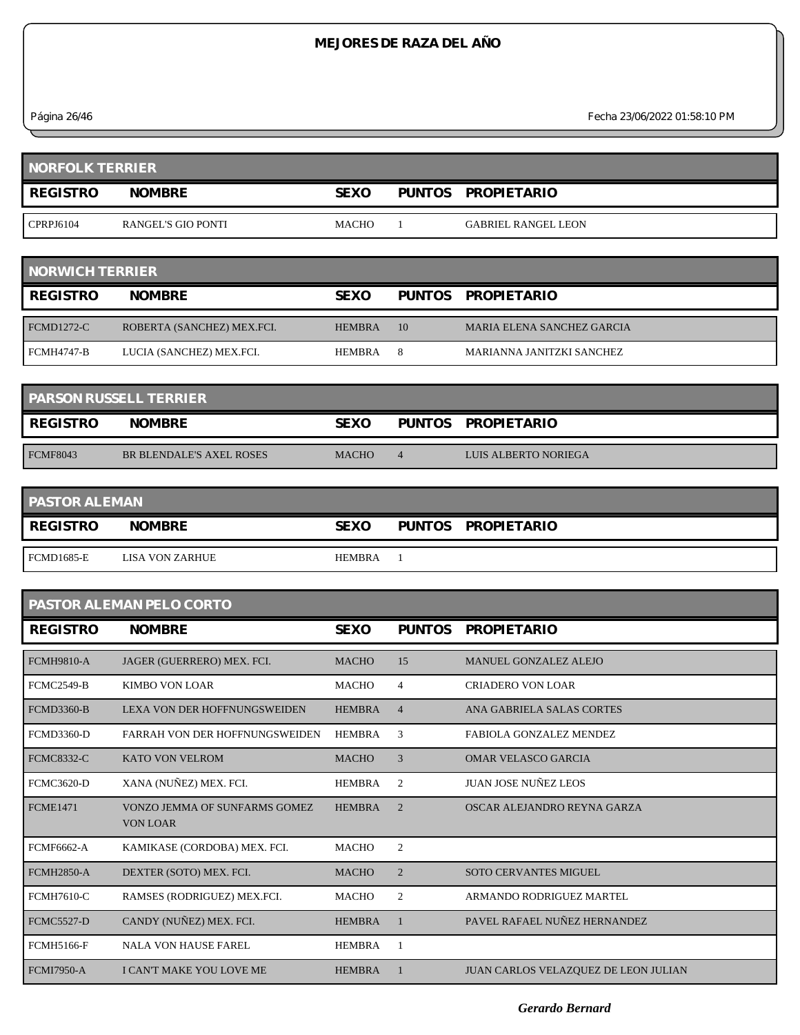# MEJORES DE RAZA DEL AÑO

## NORFOLK TERRIER

| REGISTRO | NOMBRE | SEXO | PUNTOS | PROPIETARIO |
|---|---|---|---|---|
| CPRPJ6104 | RANGEL'S GIO PONTI | MACHO | 1 | GABRIEL RANGEL LEON |

## NORWICH TERRIER

| REGISTRO | NOMBRE | SEXO | PUNTOS | PROPIETARIO |
|---|---|---|---|---|
| FCMD1272-C | ROBERTA (SANCHEZ) MEX.FCI. | HEMBRA | 10 | MARIA ELENA SANCHEZ GARCIA |
| FCMH4747-B | LUCIA (SANCHEZ) MEX.FCI. | HEMBRA | 8 | MARIANNA JANITZKI SANCHEZ |

## PARSON RUSSELL TERRIER

| REGISTRO | NOMBRE | SEXO | PUNTOS | PROPIETARIO |
|---|---|---|---|---|
| FCMF8043 | BR BLENDALE'S AXEL ROSES | MACHO | 4 | LUIS ALBERTO NORIEGA |

## PASTOR ALEMAN

| REGISTRO | NOMBRE | SEXO | PUNTOS | PROPIETARIO |
|---|---|---|---|---|
| FCMD1685-E | LISA VON ZARHUE | HEMBRA | 1 | |

## PASTOR ALEMAN PELO CORTO

| REGISTRO | NOMBRE | SEXO | PUNTOS | PROPIETARIO |
|---|---|---|---|---|
| FCMH9810-A | JAGER (GUERRERO) MEX. FCI. | MACHO | 15 | MANUEL GONZALEZ ALEJO |
| FCMC2549-B | KIMBO VON LOAR | MACHO | 4 | CRIADERO VON LOAR |
| FCMD3360-B | LEXA VON DER HOFFNUNGSWEIDEN | HEMBRA | 4 | ANA GABRIELA SALAS CORTES |
| FCMD3360-D | FARRAH VON DER HOFFNUNGSWEIDEN | HEMBRA | 3 | FABIOLA GONZALEZ MENDEZ |
| FCMC8332-C | KATO VON VELROM | MACHO | 3 | OMAR VELASCO GARCIA |
| FCMC3620-D | XANA (NUÑEZ) MEX. FCI. | HEMBRA | 2 | JUAN JOSE NUÑEZ LEOS |
| FCME1471 | VONZO JEMMA OF SUNFARMS GOMEZ VON LOAR | HEMBRA | 2 | OSCAR ALEJANDRO REYNA GARZA |
| FCMF6662-A | KAMIKASE (CORDOBA) MEX. FCI. | MACHO | 2 | |
| FCMH2850-A | DEXTER (SOTO) MEX. FCI. | MACHO | 2 | SOTO CERVANTES MIGUEL |
| FCMH7610-C | RAMSES (RODRIGUEZ) MEX.FCI. | MACHO | 2 | ARMANDO RODRIGUEZ MARTEL |
| FCMC5527-D | CANDY (NUÑEZ) MEX. FCI. | HEMBRA | 1 | PAVEL RAFAEL NUÑEZ HERNANDEZ |
| FCMH5166-F | NALA VON HAUSE FAREL | HEMBRA | 1 | |
| FCMI7950-A | I CAN'T MAKE YOU LOVE ME | HEMBRA | 1 | JUAN CARLOS VELAZQUEZ DE LEON JULIAN |

*Gerardo Bernard*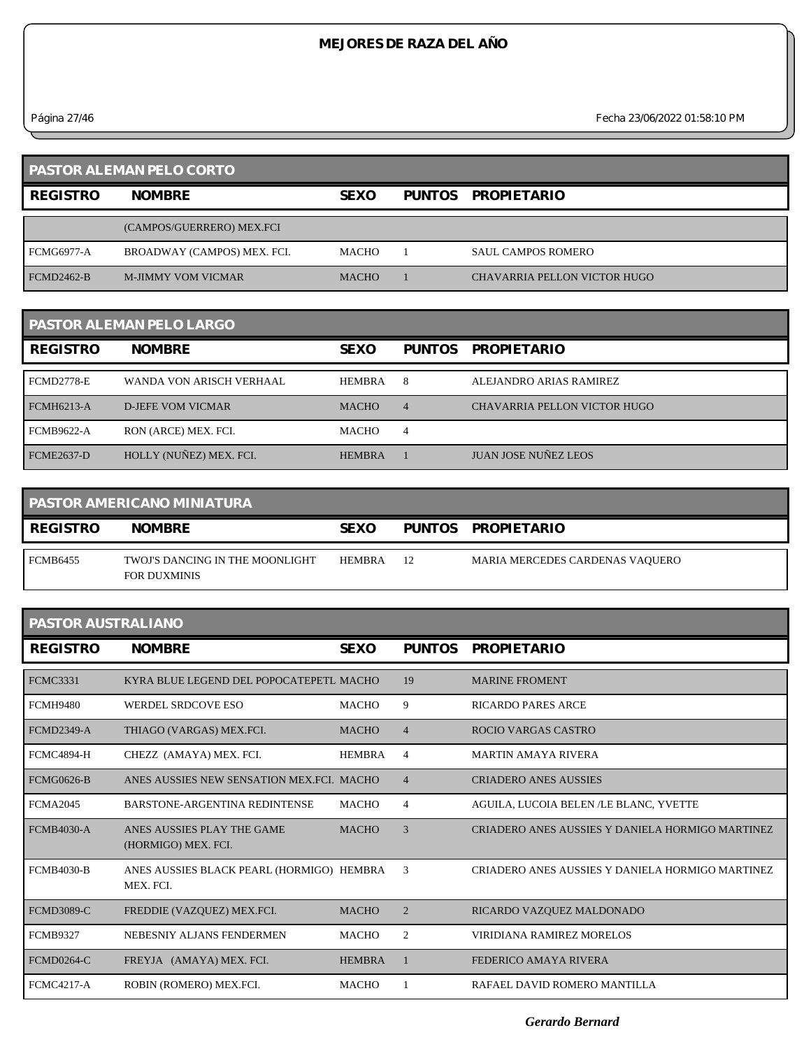# MEJORES DE RAZA DEL AÑO

## PASTOR ALEMAN PELO CORTO

| REGISTRO | NOMBRE | SEXO | PUNTOS | PROPIETARIO |
|---|---|---|---|---|
| | (CAMPOS/GUERRERO) MEX.FCI | | | |
| FCMG6977-A | BROADWAY (CAMPOS) MEX. FCI. | MACHO | 1 | SAUL CAMPOS ROMERO |
| FCMD2462-B | M-JIMMY VOM VICMAR | MACHO | 1 | CHAVARRIA PELLON VICTOR HUGO |

## PASTOR ALEMAN PELO LARGO

| REGISTRO | NOMBRE | SEXO | PUNTOS | PROPIETARIO |
|---|---|---|---|---|
| FCMD2778-E | WANDA VON ARISCH VERHAAL | HEMBRA | 8 | ALEJANDRO ARIAS RAMIREZ |
| FCMH6213-A | D-JEFE VOM VICMAR | MACHO | 4 | CHAVARRIA PELLON VICTOR HUGO |
| FCMB9622-A | RON (ARCE) MEX. FCI. | MACHO | 4 | |
| FCME2637-D | HOLLY (NUÑEZ) MEX. FCI. | HEMBRA | 1 | JUAN JOSE NUÑEZ LEOS |

## PASTOR AMERICANO MINIATURA

| REGISTRO | NOMBRE | SEXO | PUNTOS | PROPIETARIO |
|---|---|---|---|---|
| FCMB6455 | TWOJ'S DANCING IN THE MOONLIGHT FOR DUXMINIS | HEMBRA | 12 | MARIA MERCEDES CARDENAS VAQUERO |

## PASTOR AUSTRALIANO

| REGISTRO | NOMBRE | SEXO | PUNTOS | PROPIETARIO |
|---|---|---|---|---|
| FCMC3331 | KYRA BLUE LEGEND DEL POPOCATEPETL | MACHO | 19 | MARINE FROMENT |
| FCMH9480 | WERDEL SRDCOVE ESO | MACHO | 9 | RICARDO PARES ARCE |
| FCMD2349-A | THIAGO (VARGAS) MEX.FCI. | MACHO | 4 | ROCIO VARGAS CASTRO |
| FCMC4894-H | CHEZZ (AMAYA) MEX. FCI. | HEMBRA | 4 | MARTIN AMAYA RIVERA |
| FCMG0626-B | ANES AUSSIES NEW SENSATION MEX.FCI. | MACHO | 4 | CRIADERO ANES AUSSIES |
| FCMA2045 | BARSTONE-ARGENTINA REDINTENSE | MACHO | 4 | AGUILA, LUCOIA BELEN /LE BLANC, YVETTE |
| FCMB4030-A | ANES AUSSIES PLAY THE GAME (HORMIGO) MEX. FCI. | MACHO | 3 | CRIADERO ANES AUSSIES Y DANIELA HORMIGO MARTINEZ |
| FCMB4030-B | ANES AUSSIES BLACK PEARL (HORMIGO) MEX. FCI. | HEMBRA | 3 | CRIADERO ANES AUSSIES Y DANIELA HORMIGO MARTINEZ |
| FCMD3089-C | FREDDIE (VAZQUEZ) MEX.FCI. | MACHO | 2 | RICARDO VAZQUEZ MALDONADO |
| FCMB9327 | NEBESNIY ALJANS FENDERMEN | MACHO | 2 | VIRIDIANA RAMIREZ MORELOS |
| FCMD0264-C | FREYJA (AMAYA) MEX. FCI. | HEMBRA | 1 | FEDERICO AMAYA RIVERA |
| FCMC4217-A | ROBIN (ROMERO) MEX.FCI. | MACHO | 1 | RAFAEL DAVID ROMERO MANTILLA |

*Gerardo Bernard*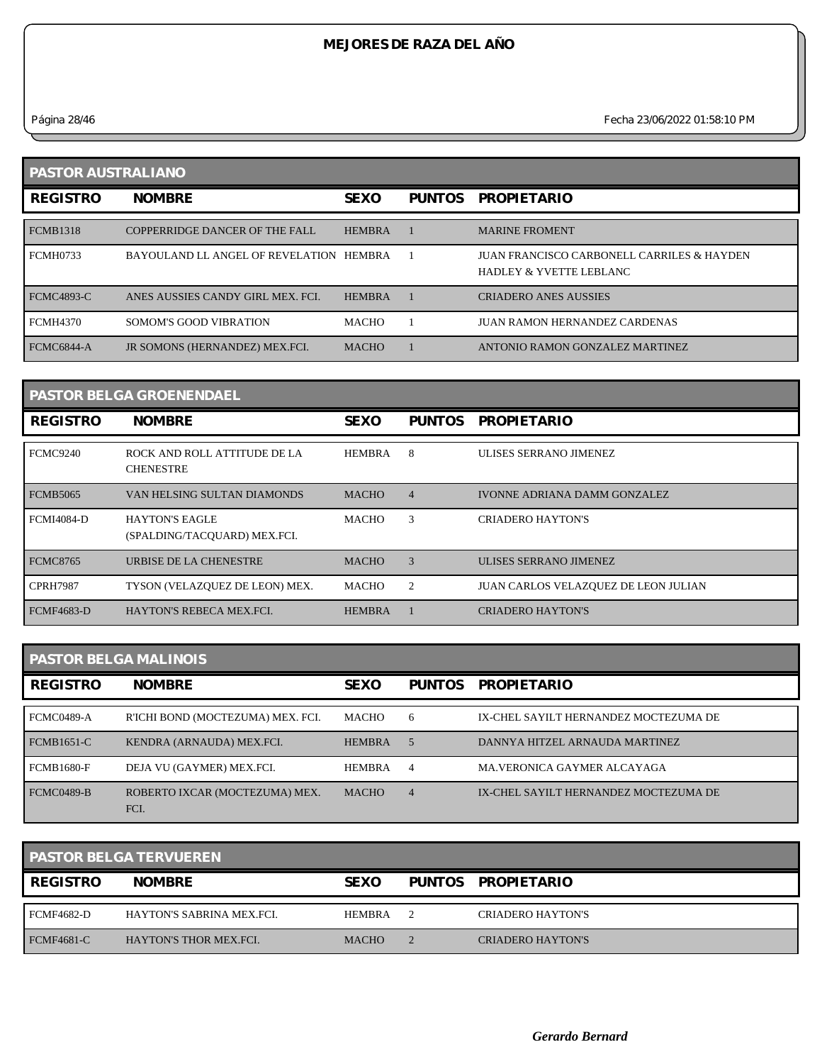# MEJORES DE RAZA DEL AÑO

## PASTOR AUSTRALIANO

| REGISTRO | NOMBRE | SEXO | PUNTOS | PROPIETARIO |
|---|---|---|---|---|
| FCMB1318 | COPPERRIDGE DANCER OF THE FALL | HEMBRA | 1 | MARINE FROMENT |
| FCMH0733 | BAYOULAND LL ANGEL OF REVELATION | HEMBRA | 1 | JUAN FRANCISCO CARBONELL CARRILES & HAYDEN HADLEY & YVETTE LEBLANC |
| FCMC4893-C | ANES AUSSIES CANDY GIRL MEX. FCI. | HEMBRA | 1 | CRIADERO ANES AUSSIES |
| FCMH4370 | SOMOM'S GOOD VIBRATION | MACHO | 1 | JUAN RAMON HERNANDEZ CARDENAS |
| FCMC6844-A | JR SOMONS (HERNANDEZ) MEX.FCI. | MACHO | 1 | ANTONIO RAMON GONZALEZ MARTINEZ |

## PASTOR BELGA GROENENDAEL

| REGISTRO | NOMBRE | SEXO | PUNTOS | PROPIETARIO |
|---|---|---|---|---|
| FCMC9240 | ROCK AND ROLL ATTITUDE DE LA CHENESTRE | HEMBRA | 8 | ULISES SERRANO JIMENEZ |
| FCMB5065 | VAN HELSING SULTAN DIAMONDS | MACHO | 4 | IVONNE ADRIANA DAMM GONZALEZ |
| FCMI4084-D | HAYTON'S EAGLE (SPALDING/TACQUARD) MEX.FCI. | MACHO | 3 | CRIADERO HAYTON'S |
| FCMC8765 | URBISE DE LA CHENESTRE | MACHO | 3 | ULISES SERRANO JIMENEZ |
| CPRH7987 | TYSON (VELAZQUEZ DE LEON) MEX. | MACHO | 2 | JUAN CARLOS VELAZQUEZ DE LEON JULIAN |
| FCMF4683-D | HAYTON'S REBECA MEX.FCI. | HEMBRA | 1 | CRIADERO HAYTON'S |

## PASTOR BELGA MALINOIS

| REGISTRO | NOMBRE | SEXO | PUNTOS | PROPIETARIO |
|---|---|---|---|---|
| FCMC0489-A | R'ICHI BOND (MOCTEZUMA) MEX. FCI. | MACHO | 6 | IX-CHEL SAYILT HERNANDEZ MOCTEZUMA DE |
| FCMB1651-C | KENDRA (ARNAUDA) MEX.FCI. | HEMBRA | 5 | DANNYA HITZEL ARNAUDA MARTINEZ |
| FCMB1680-F | DEJA VU (GAYMER) MEX.FCI. | HEMBRA | 4 | MA.VERONICA GAYMER ALCAYAGA |
| FCMC0489-B | ROBERTO IXCAR (MOCTEZUMA) MEX. FCI. | MACHO | 4 | IX-CHEL SAYILT HERNANDEZ MOCTEZUMA DE |

## PASTOR BELGA TERVUEREN

| REGISTRO | NOMBRE | SEXO | PUNTOS | PROPIETARIO |
|---|---|---|---|---|
| FCMF4682-D | HAYTON'S SABRINA MEX.FCI. | HEMBRA | 2 | CRIADERO HAYTON'S |
| FCMF4681-C | HAYTON'S THOR MEX.FCI. | MACHO | 2 | CRIADERO HAYTON'S |

*Gerardo Bernard*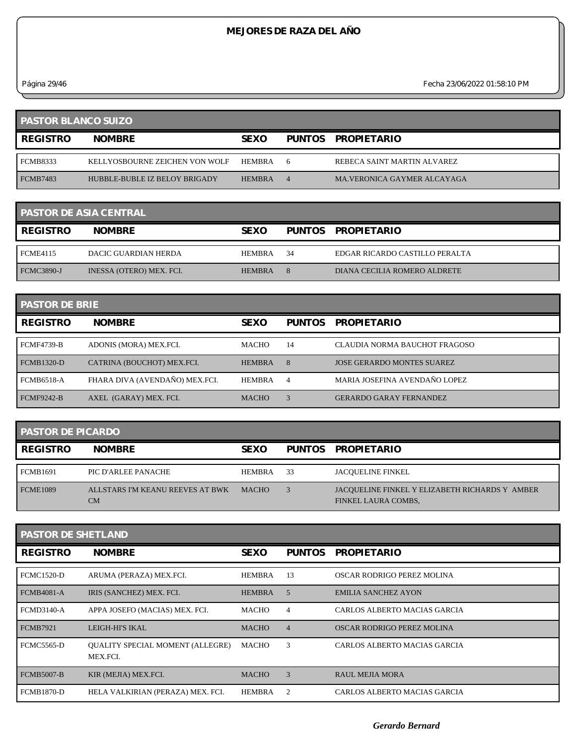# MEJORES DE RAZA DEL AÑO

## PASTOR BLANCO SUIZO

| REGISTRO | NOMBRE | SEXO | PUNTOS | PROPIETARIO |
|---|---|---|---|---|
| FCMB8333 | KELLYOSBOURNE ZEICHEN VON WOLF | HEMBRA | 6 | REBECA SAINT MARTIN ALVAREZ |
| FCMB7483 | HUBBLE-BUBLE IZ BELOY BRIGADY | HEMBRA | 4 | MA.VERONICA GAYMER ALCAYAGA |

## PASTOR DE ASIA CENTRAL

| REGISTRO | NOMBRE | SEXO | PUNTOS | PROPIETARIO |
|---|---|---|---|---|
| FCME4115 | DACIC GUARDIAN HERDA | HEMBRA | 34 | EDGAR RICARDO CASTILLO PERALTA |
| FCMC3890-J | INESSA (OTERO) MEX. FCI. | HEMBRA | 8 | DIANA CECILIA ROMERO ALDRETE |

## PASTOR DE BRIE

| REGISTRO | NOMBRE | SEXO | PUNTOS | PROPIETARIO |
|---|---|---|---|---|
| FCMF4739-B | ADONIS (MORA) MEX.FCI. | MACHO | 14 | CLAUDIA NORMA BAUCHOT FRAGOSO |
| FCMB1320-D | CATRINA (BOUCHOT) MEX.FCI. | HEMBRA | 8 | JOSE GERARDO MONTES SUAREZ |
| FCMB6518-A | FHARA DIVA (AVENDAÑO) MEX.FCI. | HEMBRA | 4 | MARIA JOSEFINA AVENDAÑO LOPEZ |
| FCMF9242-B | AXEL (GARAY) MEX. FCI. | MACHO | 3 | GERARDO GARAY FERNANDEZ |

## PASTOR DE PICARDO

| REGISTRO | NOMBRE | SEXO | PUNTOS | PROPIETARIO |
|---|---|---|---|---|
| FCMB1691 | PIC D'ARLEE PANACHE | HEMBRA | 33 | JACQUELINE FINKEL |
| FCME1089 | ALLSTARS I'M KEANU REEVES AT BWK CM | MACHO | 3 | JACQUELINE FINKEL Y ELIZABETH RICHARDS Y AMBER FINKEL LAURA COMBS, |

## PASTOR DE SHETLAND

| REGISTRO | NOMBRE | SEXO | PUNTOS | PROPIETARIO |
|---|---|---|---|---|
| FCMC1520-D | ARUMA (PERAZA) MEX.FCI. | HEMBRA | 13 | OSCAR RODRIGO PEREZ MOLINA |
| FCMB4081-A | IRIS (SANCHEZ) MEX. FCI. | HEMBRA | 5 | EMILIA SANCHEZ AYON |
| FCMD3140-A | APPA JOSEFO (MACIAS) MEX. FCI. | MACHO | 4 | CARLOS ALBERTO MACIAS GARCIA |
| FCMB7921 | LEIGH-HI'S IKAL | MACHO | 4 | OSCAR RODRIGO PEREZ MOLINA |
| FCMC5565-D | QUALITY SPECIAL MOMENT (ALLEGRE) MEX.FCI. | MACHO | 3 | CARLOS ALBERTO MACIAS GARCIA |
| FCMB5007-B | KIR (MEJIA) MEX.FCI. | MACHO | 3 | RAUL MEJIA MORA |
| FCMB1870-D | HELA VALKIRIAN (PERAZA) MEX. FCI. | HEMBRA | 2 | CARLOS ALBERTO MACIAS GARCIA |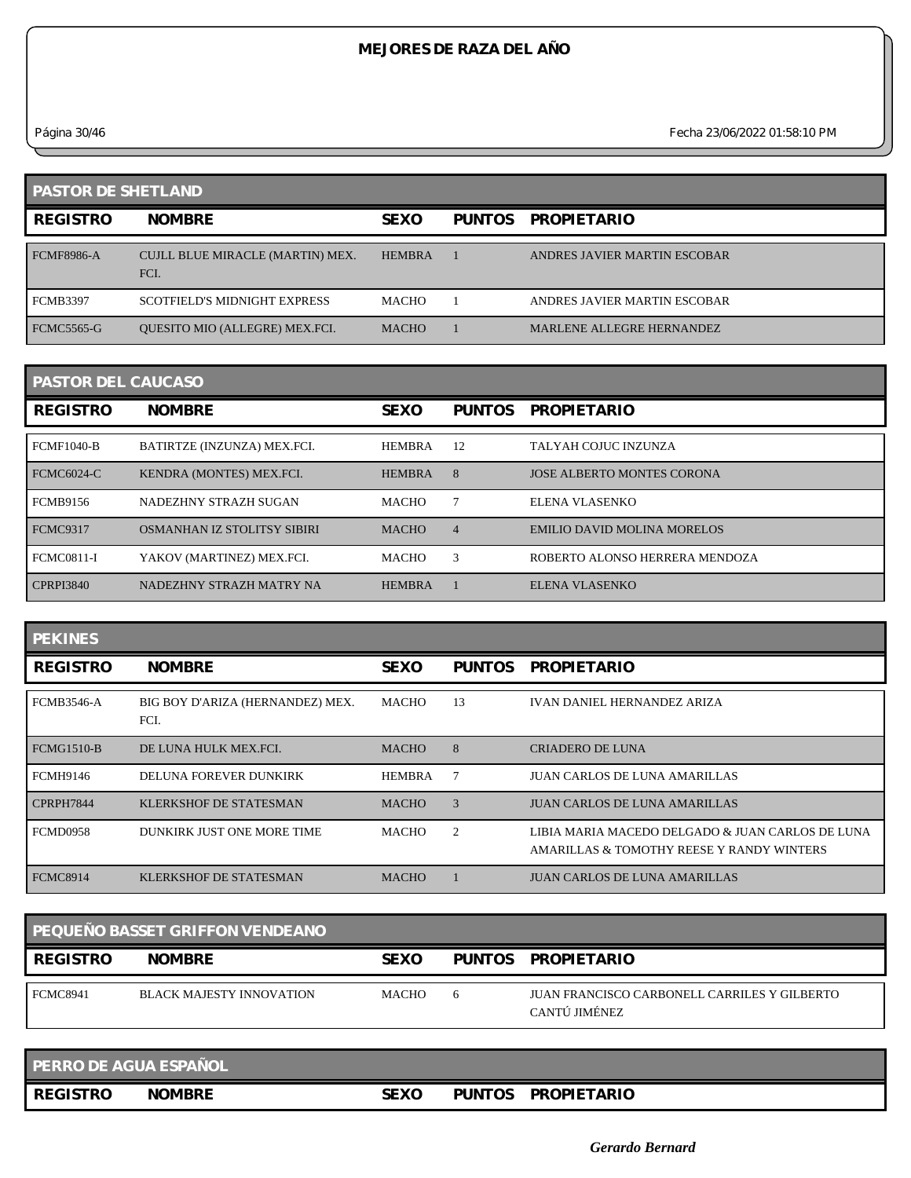# MEJORES DE RAZA DEL AÑO

## PASTOR DE SHETLAND

| REGISTRO | NOMBRE | SEXO | PUNTOS | PROPIETARIO |
|---|---|---|---|---|
| FCMF8986-A | CUJLL BLUE MIRACLE (MARTIN) MEX. FCI. | HEMBRA | 1 | ANDRES JAVIER MARTIN ESCOBAR |
| FCMB3397 | SCOTFIELD'S MIDNIGHT EXPRESS | MACHO | 1 | ANDRES JAVIER MARTIN ESCOBAR |
| FCMC5565-G | QUESITO MIO (ALLEGRE) MEX.FCI. | MACHO | 1 | MARLENE ALLEGRE HERNANDEZ |

## PASTOR DEL CAUCASO

| REGISTRO | NOMBRE | SEXO | PUNTOS | PROPIETARIO |
|---|---|---|---|---|
| FCMF1040-B | BATIRTZE (INZUNZA) MEX.FCI. | HEMBRA | 12 | TALYAH COJUC INZUNZA |
| FCMC6024-C | KENDRA (MONTES) MEX.FCI. | HEMBRA | 8 | JOSE ALBERTO MONTES CORONA |
| FCMB9156 | NADEZHNY STRAZH SUGAN | MACHO | 7 | ELENA VLASENKO |
| FCMC9317 | OSMANHAN IZ STOLITSY SIBIRI | MACHO | 4 | EMILIO DAVID MOLINA MORELOS |
| FCMC0811-I | YAKOV (MARTINEZ) MEX.FCI. | MACHO | 3 | ROBERTO ALONSO HERRERA MENDOZA |
| CPRPI3840 | NADEZHNY STRAZH MATRY NA | HEMBRA | 1 | ELENA VLASENKO |

## PEKINES

| REGISTRO | NOMBRE | SEXO | PUNTOS | PROPIETARIO |
|---|---|---|---|---|
| FCMB3546-A | BIG BOY D'ARIZA (HERNANDEZ) MEX. FCI. | MACHO | 13 | IVAN DANIEL HERNANDEZ ARIZA |
| FCMG1510-B | DE LUNA HULK MEX.FCI. | MACHO | 8 | CRIADERO DE LUNA |
| FCMH9146 | DELUNA FOREVER DUNKIRK | HEMBRA | 7 | JUAN CARLOS DE LUNA AMARILLAS |
| CPRPH7844 | KLERKSHOF DE STATESMAN | MACHO | 3 | JUAN CARLOS DE LUNA AMARILLAS |
| FCMD0958 | DUNKIRK JUST ONE MORE TIME | MACHO | 2 | LIBIA MARIA MACEDO DELGADO & JUAN CARLOS DE LUNA AMARILLAS & TOMOTHY REESE Y RANDY WINTERS |
| FCMC8914 | KLERKSHOF DE STATESMAN | MACHO | 1 | JUAN CARLOS DE LUNA AMARILLAS |

## PEQUEÑO BASSET GRIFFON VENDEANO

| REGISTRO | NOMBRE | SEXO | PUNTOS | PROPIETARIO |
|---|---|---|---|---|
| FCMC8941 | BLACK MAJESTY INNOVATION | MACHO | 6 | JUAN FRANCISCO CARBONELL CARRILES Y GILBERTO CANTÚ JIMÉNEZ |

## PERRO DE AGUA ESPAÑOL

| REGISTRO | NOMBRE | SEXO | PUNTOS | PROPIETARIO |
|---|---|---|---|---|

*Gerardo Bernard*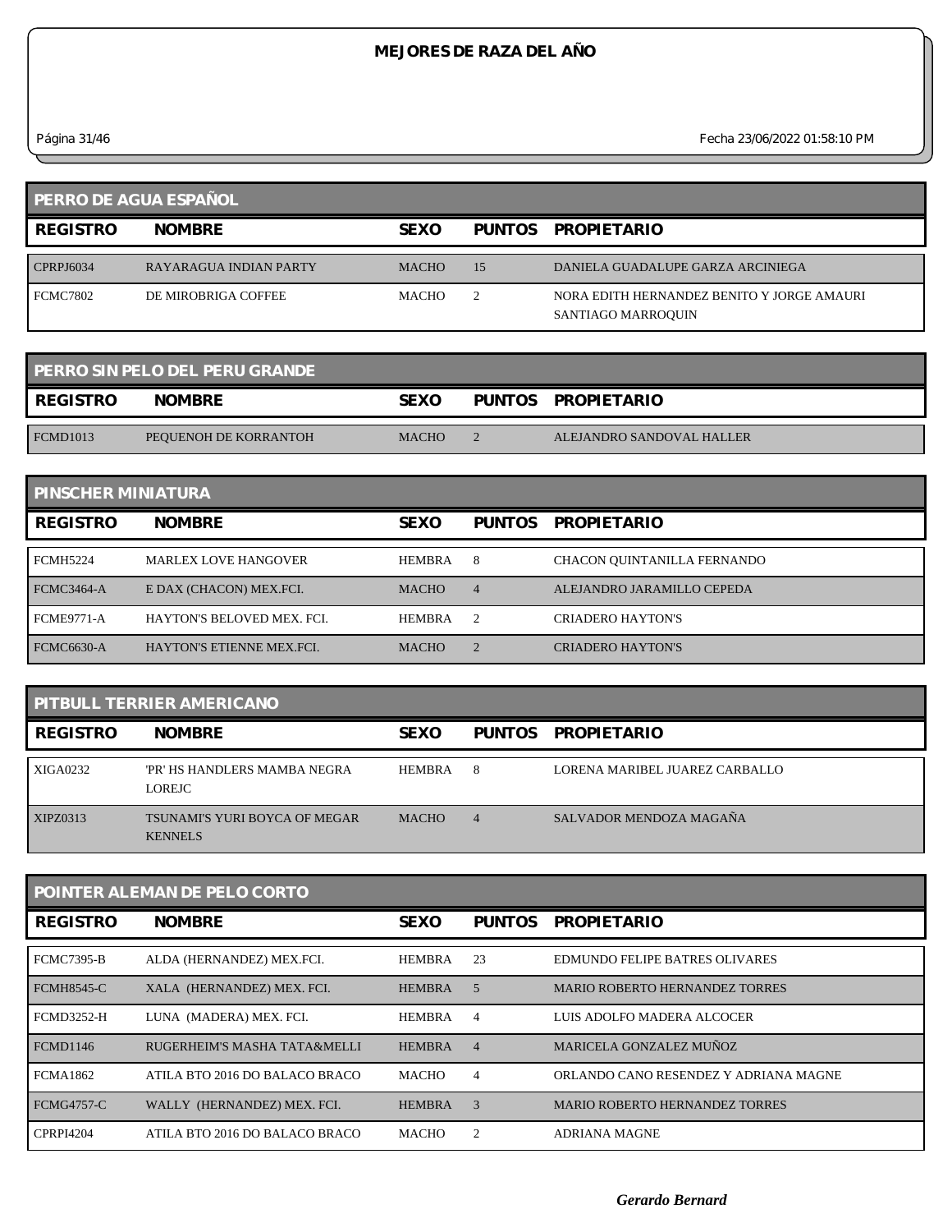# MEJORES DE RAZA DEL AÑO

Fecha 23/06/2022 01:58:10 PM

## PERRO DE AGUA ESPAÑOL

| REGISTRO | NOMBRE | SEXO | PUNTOS | PROPIETARIO |
|---|---|---|---|---|
| CPRPJ6034 | RAYARAGUA INDIAN PARTY | MACHO | 15 | DANIELA GUADALUPE GARZA ARCINIEGA |
| FCMC7802 | DE MIROBRIGA COFFEE | MACHO | 2 | NORA EDITH HERNANDEZ BENITO Y JORGE AMAURI SANTIAGO MARROQUIN |

## PERRO SIN PELO DEL PERU GRANDE

| REGISTRO | NOMBRE | SEXO | PUNTOS | PROPIETARIO |
|---|---|---|---|---|
| FCMD1013 | PEQUENOH DE KORRANTOH | MACHO | 2 | ALEJANDRO SANDOVAL HALLER |

## PINSCHER MINIATURA

| REGISTRO | NOMBRE | SEXO | PUNTOS | PROPIETARIO |
|---|---|---|---|---|
| FCMH5224 | MARLEX LOVE HANGOVER | HEMBRA | 8 | CHACON QUINTANILLA FERNANDO |
| FCMC3464-A | E DAX (CHACON) MEX.FCI. | MACHO | 4 | ALEJANDRO JARAMILLO CEPEDA |
| FCME9771-A | HAYTON'S BELOVED MEX. FCI. | HEMBRA | 2 | CRIADERO HAYTON'S |
| FCMC6630-A | HAYTON'S ETIENNE MEX.FCI. | MACHO | 2 | CRIADERO HAYTON'S |

## PITBULL TERRIER AMERICANO

| REGISTRO | NOMBRE | SEXO | PUNTOS | PROPIETARIO |
|---|---|---|---|---|
| XIGA0232 | 'PR' HS HANDLERS MAMBA NEGRA LOREJC | HEMBRA | 8 | LORENA MARIBEL JUAREZ CARBALLO |
| XIPZ0313 | TSUNAMI'S YURI BOYCA OF MEGAR KENNELS | MACHO | 4 | SALVADOR MENDOZA MAGAÑA |

## POINTER ALEMAN DE PELO CORTO

| REGISTRO | NOMBRE | SEXO | PUNTOS | PROPIETARIO |
|---|---|---|---|---|
| FCMC7395-B | ALDA (HERNANDEZ) MEX.FCI. | HEMBRA | 23 | EDMUNDO FELIPE BATRES OLIVARES |
| FCMH8545-C | XALA (HERNANDEZ) MEX. FCI. | HEMBRA | 5 | MARIO ROBERTO HERNANDEZ TORRES |
| FCMD3252-H | LUNA (MADERA) MEX. FCI. | HEMBRA | 4 | LUIS ADOLFO MADERA ALCOCER |
| FCMD1146 | RUGERHEIM'S MASHA TATA&MELLI | HEMBRA | 4 | MARICELA GONZALEZ MUÑOZ |
| FCMA1862 | ATILA BTO 2016 DO BALACO BRACO | MACHO | 4 | ORLANDO CANO RESENDEZ Y ADRIANA MAGNE |
| FCMG4757-C | WALLY (HERNANDEZ) MEX. FCI. | HEMBRA | 3 | MARIO ROBERTO HERNANDEZ TORRES |
| CPRPI4204 | ATILA BTO 2016 DO BALACO BRACO | MACHO | 2 | ADRIANA MAGNE |

*Gerardo Bernard*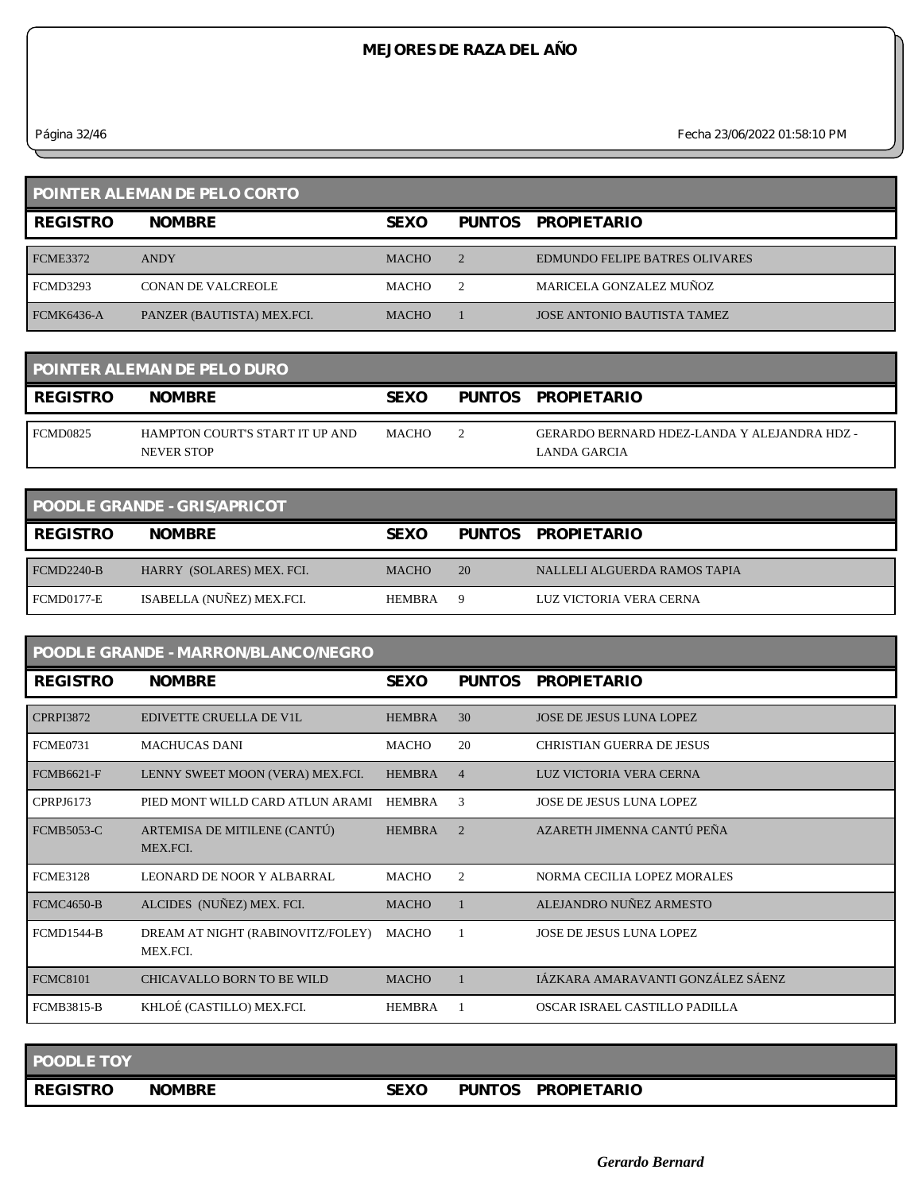# MEJORES DE RAZA DEL AÑO

## POINTER ALEMAN DE PELO CORTO

| REGISTRO | NOMBRE | SEXO | PUNTOS | PROPIETARIO |
|---|---|---|---|---|
| FCME3372 | ANDY | MACHO | 2 | EDMUNDO FELIPE BATRES OLIVARES |
| FCMD3293 | CONAN DE VALCREOLE | MACHO | 2 | MARICELA GONZALEZ MUÑOZ |
| FCMK6436-A | PANZER (BAUTISTA) MEX.FCI. | MACHO | 1 | JOSE ANTONIO BAUTISTA TAMEZ |

## POINTER ALEMAN DE PELO DURO

| REGISTRO | NOMBRE | SEXO | PUNTOS | PROPIETARIO |
|---|---|---|---|---|
| FCMD0825 | HAMPTON COURT'S START IT UP AND NEVER STOP | MACHO | 2 | GERARDO BERNARD HDEZ-LANDA Y ALEJANDRA HDZ - LANDA GARCIA |

## POODLE GRANDE - GRIS/APRICOT

| REGISTRO | NOMBRE | SEXO | PUNTOS | PROPIETARIO |
|---|---|---|---|---|
| FCMD2240-B | HARRY (SOLARES) MEX. FCI. | MACHO | 20 | NALLELI ALGUERDA RAMOS TAPIA |
| FCMD0177-E | ISABELLA (NUÑEZ) MEX.FCI. | HEMBRA | 9 | LUZ VICTORIA VERA CERNA |

## POODLE GRANDE - MARRON/BLANCO/NEGRO

| REGISTRO | NOMBRE | SEXO | PUNTOS | PROPIETARIO |
|---|---|---|---|---|
| CPRPI3872 | EDIVETTE CRUELLA DE V1L | HEMBRA | 30 | JOSE DE JESUS LUNA LOPEZ |
| FCME0731 | MACHUCAS DANI | MACHO | 20 | CHRISTIAN GUERRA DE JESUS |
| FCMB6621-F | LENNY SWEET MOON (VERA) MEX.FCI. | HEMBRA | 4 | LUZ VICTORIA VERA CERNA |
| CPRPJ6173 | PIED MONT WILLD CARD ATLUN ARAMI | HEMBRA | 3 | JOSE DE JESUS LUNA LOPEZ |
| FCMB5053-C | ARTEMISA DE MITILENE (CANTÚ) MEX.FCI. | HEMBRA | 2 | AZARETH JIMENNA CANTÚ PEÑA |
| FCME3128 | LEONARD DE NOOR Y ALBARRAL | MACHO | 2 | NORMA CECILIA LOPEZ MORALES |
| FCMC4650-B | ALCIDES (NUÑEZ) MEX. FCI. | MACHO | 1 | ALEJANDRO NUÑEZ ARMESTO |
| FCMD1544-B | DREAM AT NIGHT (RABINOVITZ/FOLEY) MEX.FCI. | MACHO | 1 | JOSE DE JESUS LUNA LOPEZ |
| FCMC8101 | CHICAVALLO BORN TO BE WILD | MACHO | 1 | IÁZKARA AMARAVANTI GONZÁLEZ SÁENZ |
| FCMB3815-B | KHLOÉ (CASTILLO) MEX.FCI. | HEMBRA | 1 | OSCAR ISRAEL CASTILLO PADILLA |

## POODLE TOY

| REGISTRO | NOMBRE | SEXO | PUNTOS | PROPIETARIO |
|---|---|---|---|---|

*Gerardo Bernard*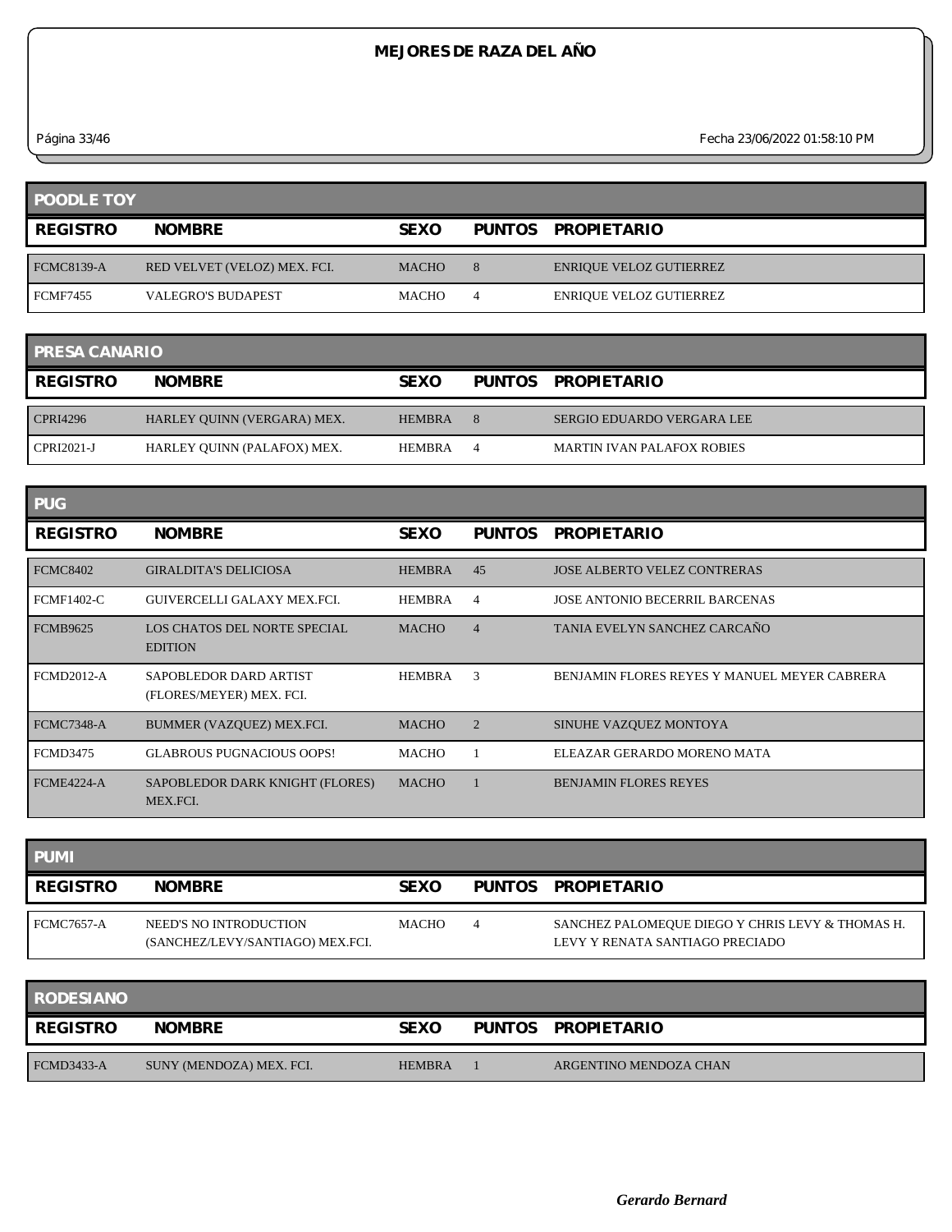# MEJORES DE RAZA DEL AÑO

## POODLE TOY

| REGISTRO | NOMBRE | SEXO | PUNTOS | PROPIETARIO |
|---|---|---|---|---|
| FCMC8139-A | RED VELVET (VELOZ) MEX. FCI. | MACHO | 8 | ENRIQUE VELOZ GUTIERREZ |
| FCMF7455 | VALEGRO'S BUDAPEST | MACHO | 4 | ENRIQUE VELOZ GUTIERREZ |

## PRESA CANARIO

| REGISTRO | NOMBRE | SEXO | PUNTOS | PROPIETARIO |
|---|---|---|---|---|
| CPRI4296 | HARLEY QUINN (VERGARA) MEX. | HEMBRA | 8 | SERGIO EDUARDO VERGARA LEE |
| CPRI2021-J | HARLEY QUINN (PALAFOX) MEX. | HEMBRA | 4 | MARTIN IVAN PALAFOX ROBIES |

## PUG

| REGISTRO | NOMBRE | SEXO | PUNTOS | PROPIETARIO |
|---|---|---|---|---|
| FCMC8402 | GIRALDITA'S DELICIOSA | HEMBRA | 45 | JOSE ALBERTO VELEZ CONTRERAS |
| FCMF1402-C | GUIVERCELLI GALAXY MEX.FCI. | HEMBRA | 4 | JOSE ANTONIO BECERRIL BARCENAS |
| FCMB9625 | LOS CHATOS DEL NORTE SPECIAL EDITION | MACHO | 4 | TANIA EVELYN SANCHEZ CARCAÑO |
| FCMD2012-A | SAPOBLEDOR DARD ARTIST (FLORES/MEYER) MEX. FCI. | HEMBRA | 3 | BENJAMIN FLORES REYES Y MANUEL MEYER CABRERA |
| FCMC7348-A | BUMMER (VAZQUEZ) MEX.FCI. | MACHO | 2 | SINUHE VAZQUEZ MONTOYA |
| FCMD3475 | GLABROUS PUGNACIOUS OOPS! | MACHO | 1 | ELEAZAR GERARDO MORENO MATA |
| FCME4224-A | SAPOBLEDOR DARK KNIGHT (FLORES) MEX.FCI. | MACHO | 1 | BENJAMIN FLORES REYES |

## PUMI

| REGISTRO | NOMBRE | SEXO | PUNTOS | PROPIETARIO |
|---|---|---|---|---|
| FCMC7657-A | NEED'S NO INTRODUCTION (SANCHEZ/LEVY/SANTIAGO) MEX.FCI. | MACHO | 4 | SANCHEZ PALOMEQUE DIEGO Y CHRIS LEVY & THOMAS H. LEVY Y RENATA SANTIAGO PRECIADO |

## RODESIANO

| REGISTRO | NOMBRE | SEXO | PUNTOS | PROPIETARIO |
|---|---|---|---|---|
| FCMD3433-A | SUNY (MENDOZA) MEX. FCI. | HEMBRA | 1 | ARGENTINO MENDOZA CHAN |

*Gerardo Bernard*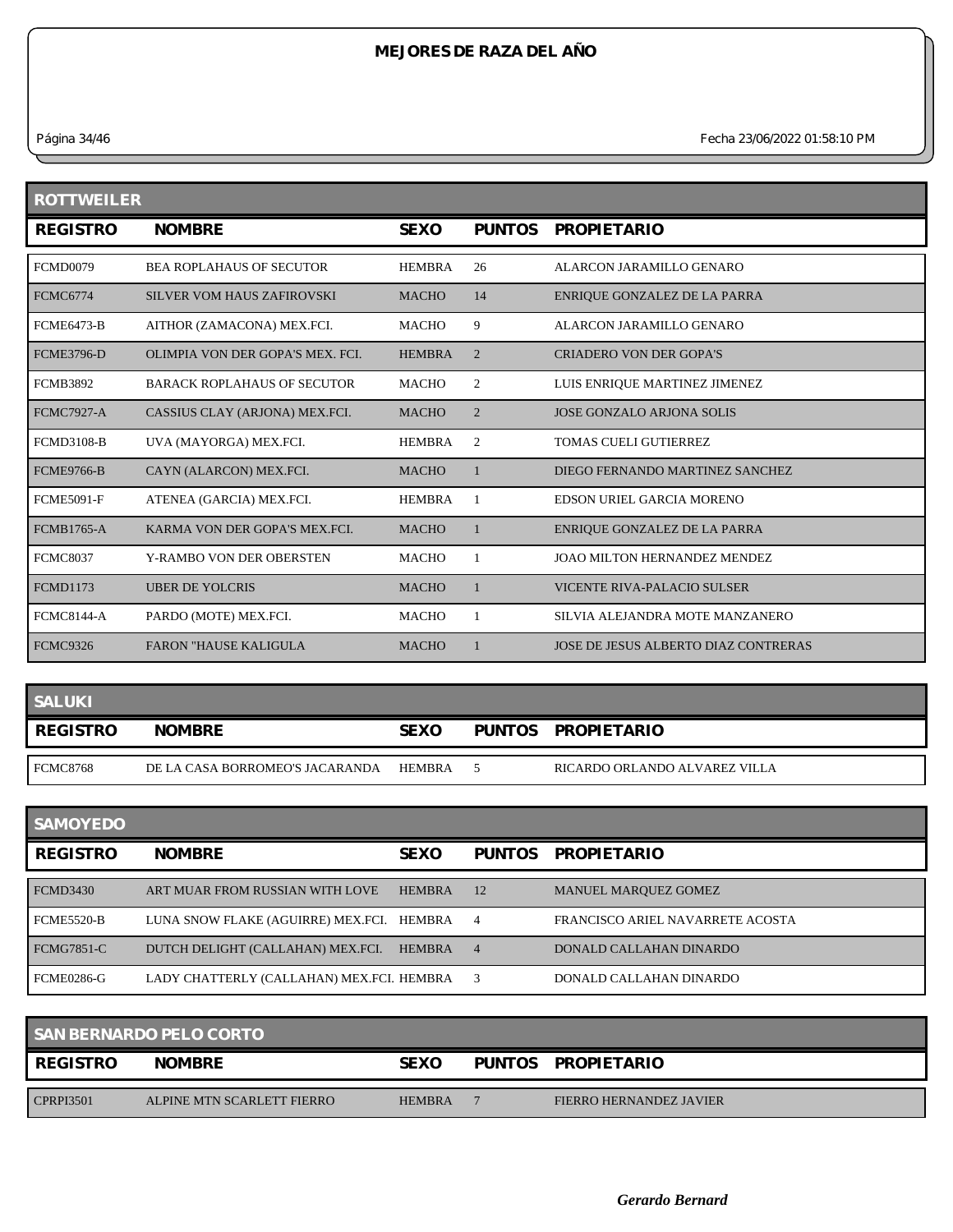# MEJORES DE RAZA DEL AÑO

Página 34/46 Fecha 23/06/2022 01:58:10 PM

## ROTTWEILER

| REGISTRO | NOMBRE | SEXO | PUNTOS | PROPIETARIO |
|---|---|---|---|---|
| FCMD0079 | BEA ROPLAHAUS OF SECUTOR | HEMBRA | 26 | ALARCON JARAMILLO GENARO |
| FCMC6774 | SILVER VOM HAUS ZAFIROVSKI | MACHO | 14 | ENRIQUE GONZALEZ DE LA PARRA |
| FCME6473-B | AITHOR (ZAMACONA) MEX.FCI. | MACHO | 9 | ALARCON JARAMILLO GENARO |
| FCME3796-D | OLIMPIA VON DER GOPA'S MEX. FCI. | HEMBRA | 2 | CRIADERO VON DER GOPA'S |
| FCMB3892 | BARACK ROPLAHAUS OF SECUTOR | MACHO | 2 | LUIS ENRIQUE MARTINEZ JIMENEZ |
| FCMC7927-A | CASSIUS CLAY (ARJONA) MEX.FCI. | MACHO | 2 | JOSE GONZALO ARJONA SOLIS |
| FCMD3108-B | UVA (MAYORGA) MEX.FCI. | HEMBRA | 2 | TOMAS CUELI GUTIERREZ |
| FCME9766-B | CAYN (ALARCON) MEX.FCI. | MACHO | 1 | DIEGO FERNANDO MARTINEZ SANCHEZ |
| FCME5091-F | ATENEA (GARCIA) MEX.FCI. | HEMBRA | 1 | EDSON URIEL GARCIA MORENO |
| FCMB1765-A | KARMA VON DER GOPA'S MEX.FCI. | MACHO | 1 | ENRIQUE GONZALEZ DE LA PARRA |
| FCMC8037 | Y-RAMBO VON DER OBERSTEN | MACHO | 1 | JOAO MILTON HERNANDEZ MENDEZ |
| FCMD1173 | UBER DE YOLCRIS | MACHO | 1 | VICENTE RIVA-PALACIO SULSER |
| FCMC8144-A | PARDO (MOTE) MEX.FCI. | MACHO | 1 | SILVIA ALEJANDRA MOTE MANZANERO |
| FCMC9326 | FARON "HAUSE KALIGULA | MACHO | 1 | JOSE DE JESUS ALBERTO DIAZ CONTRERAS |

## SALUKI

| REGISTRO | NOMBRE | SEXO | PUNTOS | PROPIETARIO |
|---|---|---|---|---|
| FCMC8768 | DE LA CASA BORROMEO'S JACARANDA | HEMBRA | 5 | RICARDO ORLANDO ALVAREZ VILLA |

## SAMOYEDO

| REGISTRO | NOMBRE | SEXO | PUNTOS | PROPIETARIO |
|---|---|---|---|---|
| FCMD3430 | ART MUAR FROM RUSSIAN WITH LOVE | HEMBRA | 12 | MANUEL MARQUEZ GOMEZ |
| FCME5520-B | LUNA SNOW FLAKE (AGUIRRE) MEX.FCI. | HEMBRA | 4 | FRANCISCO ARIEL NAVARRETE ACOSTA |
| FCMG7851-C | DUTCH DELIGHT (CALLAHAN) MEX.FCI. | HEMBRA | 4 | DONALD CALLAHAN DINARDO |
| FCME0286-G | LADY CHATTERLY (CALLAHAN) MEX.FCI. | HEMBRA | 3 | DONALD CALLAHAN DINARDO |

## SAN BERNARDO PELO CORTO

| REGISTRO | NOMBRE | SEXO | PUNTOS | PROPIETARIO |
|---|---|---|---|---|
| CPRPI3501 | ALPINE MTN SCARLETT FIERRO | HEMBRA | 7 | FIERRO HERNANDEZ JAVIER |

*Gerardo Bernard*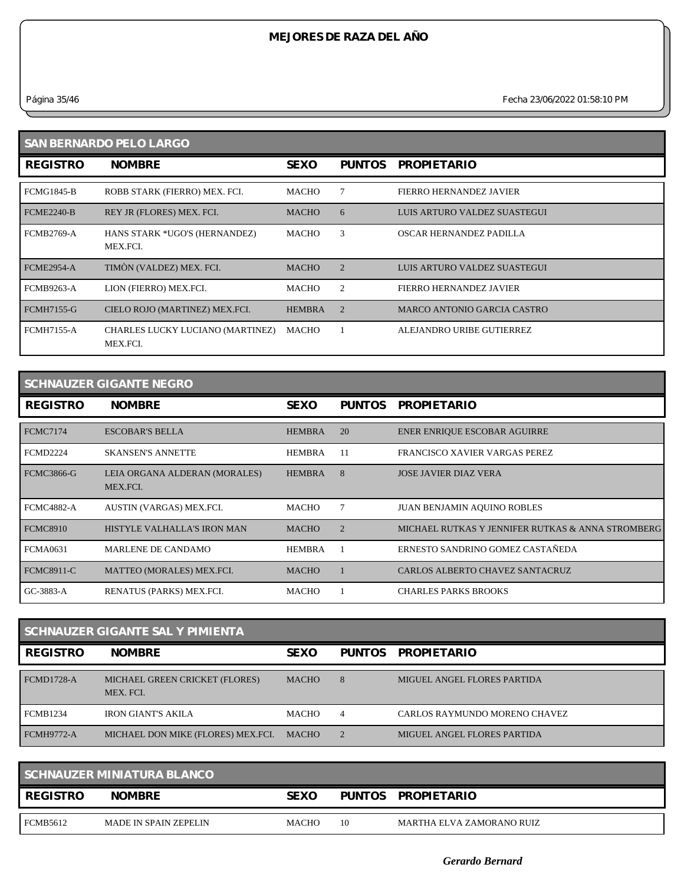# MEJORES DE RAZA DEL AÑO

Página 35/46 Fecha 23/06/2022 01:58:10 PM

## SAN BERNARDO PELO LARGO

| REGISTRO | NOMBRE | SEXO | PUNTOS | PROPIETARIO |
|---|---|---|---|---|
| FCMG1845-B | ROBB STARK (FIERRO) MEX. FCI. | MACHO | 7 | FIERRO HERNANDEZ JAVIER |
| FCME2240-B | REY JR (FLORES) MEX. FCI. | MACHO | 6 | LUIS ARTURO VALDEZ SUASTEGUI |
| FCMB2769-A | HANS STARK *UGO'S (HERNANDEZ) MEX.FCI. | MACHO | 3 | OSCAR HERNANDEZ PADILLA |
| FCME2954-A | TIMÒN (VALDEZ) MEX. FCI. | MACHO | 2 | LUIS ARTURO VALDEZ SUASTEGUI |
| FCMB9263-A | LION (FIERRO) MEX.FCI. | MACHO | 2 | FIERRO HERNANDEZ JAVIER |
| FCMH7155-G | CIELO ROJO (MARTINEZ) MEX.FCI. | HEMBRA | 2 | MARCO ANTONIO GARCIA CASTRO |
| FCMH7155-A | CHARLES LUCKY LUCIANO (MARTINEZ) MEX.FCI. | MACHO | 1 | ALEJANDRO URIBE GUTIERREZ |

## SCHNAUZER GIGANTE NEGRO

| REGISTRO | NOMBRE | SEXO | PUNTOS | PROPIETARIO |
|---|---|---|---|---|
| FCMC7174 | ESCOBAR'S BELLA | HEMBRA | 20 | ENER ENRIQUE ESCOBAR AGUIRRE |
| FCMD2224 | SKANSEN'S ANNETTE | HEMBRA | 11 | FRANCISCO XAVIER VARGAS PEREZ |
| FCMC3866-G | LEIA ORGANA ALDERAN (MORALES) MEX.FCI. | HEMBRA | 8 | JOSE JAVIER DIAZ VERA |
| FCMC4882-A | AUSTIN (VARGAS) MEX.FCI. | MACHO | 7 | JUAN BENJAMIN AQUINO ROBLES |
| FCMC8910 | HISTYLE VALHALLA'S IRON MAN | MACHO | 2 | MICHAEL RUTKAS Y JENNIFER RUTKAS & ANNA STROMBERG |
| FCMA0631 | MARLENE DE CANDAMO | HEMBRA | 1 | ERNESTO SANDRINO GOMEZ CASTAÑEDA |
| FCMC8911-C | MATTEO (MORALES) MEX.FCI. | MACHO | 1 | CARLOS ALBERTO CHAVEZ SANTACRUZ |
| GC-3883-A | RENATUS (PARKS) MEX.FCI. | MACHO | 1 | CHARLES PARKS BROOKS |

## SCHNAUZER GIGANTE SAL Y PIMIENTA

| REGISTRO | NOMBRE | SEXO | PUNTOS | PROPIETARIO |
|---|---|---|---|---|
| FCMD1728-A | MICHAEL GREEN CRICKET (FLORES) MEX. FCI. | MACHO | 8 | MIGUEL ANGEL FLORES PARTIDA |
| FCMB1234 | IRON GIANT'S AKILA | MACHO | 4 | CARLOS RAYMUNDO MORENO CHAVEZ |
| FCMH9772-A | MICHAEL DON MIKE (FLORES) MEX.FCI. | MACHO | 2 | MIGUEL ANGEL FLORES PARTIDA |

## SCHNAUZER MINIATURA BLANCO

| REGISTRO | NOMBRE | SEXO | PUNTOS | PROPIETARIO |
|---|---|---|---|---|
| FCMB5612 | MADE IN SPAIN ZEPELIN | MACHO | 10 | MARTHA ELVA ZAMORANO RUIZ |

*Gerardo Bernard*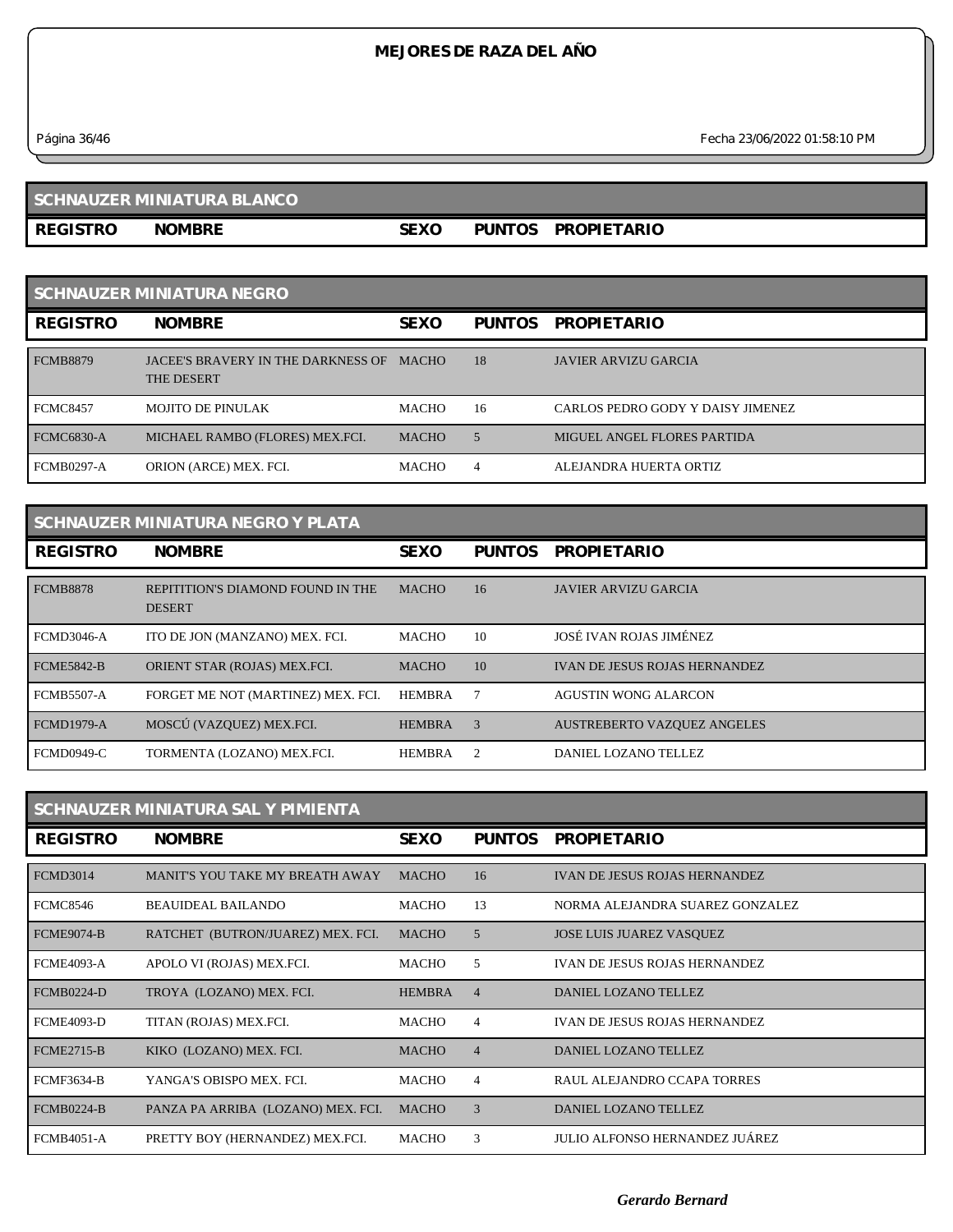# MEJORES DE RAZA DEL AÑO

Página 36/46 Fecha 23/06/2022 01:58:10 PM

## SCHNAUZER MINIATURA BLANCO

| REGISTRO | NOMBRE | SEXO | PUNTOS | PROPIETARIO |
|---|---|---|---|---|

## SCHNAUZER MINIATURA NEGRO

| REGISTRO | NOMBRE | SEXO | PUNTOS | PROPIETARIO |
|---|---|---|---|---|
| FCMB8879 | JACEE'S BRAVERY IN THE DARKNESS OF THE DESERT | MACHO | 18 | JAVIER ARVIZU GARCIA |
| FCMC8457 | MOJITO DE PINULAK | MACHO | 16 | CARLOS PEDRO GODY Y DAISY JIMENEZ |
| FCMC6830-A | MICHAEL RAMBO (FLORES) MEX.FCI. | MACHO | 5 | MIGUEL ANGEL FLORES PARTIDA |
| FCMB0297-A | ORION (ARCE) MEX. FCI. | MACHO | 4 | ALEJANDRA HUERTA ORTIZ |

## SCHNAUZER MINIATURA NEGRO Y PLATA

| REGISTRO | NOMBRE | SEXO | PUNTOS | PROPIETARIO |
|---|---|---|---|---|
| FCMB8878 | REPITITION'S DIAMOND FOUND IN THE DESERT | MACHO | 16 | JAVIER ARVIZU GARCIA |
| FCMD3046-A | ITO DE JON (MANZANO) MEX. FCI. | MACHO | 10 | JOSÉ IVAN ROJAS JIMÉNEZ |
| FCME5842-B | ORIENT STAR (ROJAS) MEX.FCI. | MACHO | 10 | IVAN DE JESUS ROJAS HERNANDEZ |
| FCMB5507-A | FORGET ME NOT (MARTINEZ) MEX. FCI. | HEMBRA | 7 | AGUSTIN WONG ALARCON |
| FCMD1979-A | MOSCÚ (VAZQUEZ) MEX.FCI. | HEMBRA | 3 | AUSTREBERTO VAZQUEZ ANGELES |
| FCMD0949-C | TORMENTA (LOZANO) MEX.FCI. | HEMBRA | 2 | DANIEL LOZANO TELLEZ |

## SCHNAUZER MINIATURA SAL Y PIMIENTA

| REGISTRO | NOMBRE | SEXO | PUNTOS | PROPIETARIO |
|---|---|---|---|---|
| FCMD3014 | MANIT'S YOU TAKE MY BREATH AWAY | MACHO | 16 | IVAN DE JESUS ROJAS HERNANDEZ |
| FCMC8546 | BEAUIDEAL BAILANDO | MACHO | 13 | NORMA ALEJANDRA SUAREZ GONZALEZ |
| FCME9074-B | RATCHET (BUTRON/JUAREZ) MEX. FCI. | MACHO | 5 | JOSE LUIS JUAREZ VASQUEZ |
| FCME4093-A | APOLO VI (ROJAS) MEX.FCI. | MACHO | 5 | IVAN DE JESUS ROJAS HERNANDEZ |
| FCMB0224-D | TROYA (LOZANO) MEX. FCI. | HEMBRA | 4 | DANIEL LOZANO TELLEZ |
| FCME4093-D | TITAN (ROJAS) MEX.FCI. | MACHO | 4 | IVAN DE JESUS ROJAS HERNANDEZ |
| FCME2715-B | KIKO (LOZANO) MEX. FCI. | MACHO | 4 | DANIEL LOZANO TELLEZ |
| FCMF3634-B | YANGA'S OBISPO MEX. FCI. | MACHO | 4 | RAUL ALEJANDRO CCAPA TORRES |
| FCMB0224-B | PANZA PA ARRIBA (LOZANO) MEX. FCI. | MACHO | 3 | DANIEL LOZANO TELLEZ |
| FCMB4051-A | PRETTY BOY (HERNANDEZ) MEX.FCI. | MACHO | 3 | JULIO ALFONSO HERNANDEZ JUÁREZ |

*Gerardo Bernard*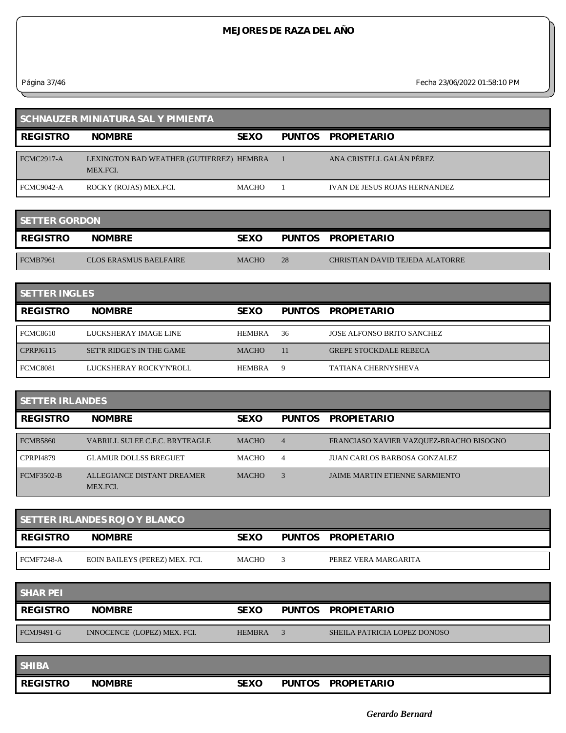# MEJORES DE RAZA DEL AÑO

## SCHNAUZER MINIATURA SAL Y PIMIENTA

| REGISTRO | NOMBRE | SEXO | PUNTOS | PROPIETARIO |
|---|---|---|---|---|
| FCMC2917-A | LEXINGTON BAD WEATHER (GUTIERREZ) MEX.FCI. | HEMBRA | 1 | ANA CRISTELL GALÁN PÉREZ |
| FCMC9042-A | ROCKY (ROJAS) MEX.FCI. | MACHO | 1 | IVAN DE JESUS ROJAS HERNANDEZ |

## SETTER GORDON

| REGISTRO | NOMBRE | SEXO | PUNTOS | PROPIETARIO |
|---|---|---|---|---|
| FCMB7961 | CLOS ERASMUS BAELFAIRE | MACHO | 28 | CHRISTIAN DAVID TEJEDA ALATORRE |

## SETTER INGLES

| REGISTRO | NOMBRE | SEXO | PUNTOS | PROPIETARIO |
|---|---|---|---|---|
| FCMC8610 | LUCKSHERAY IMAGE LINE | HEMBRA | 36 | JOSE ALFONSO BRITO SANCHEZ |
| CPRPJ6115 | SET'R RIDGE'S IN THE GAME | MACHO | 11 | GREPE STOCKDALE REBECA |
| FCMC8081 | LUCKSHERAY ROCKY'N'ROLL | HEMBRA | 9 | TATIANA CHERNYSHEVA |

## SETTER IRLANDES

| REGISTRO | NOMBRE | SEXO | PUNTOS | PROPIETARIO |
|---|---|---|---|---|
| FCMB5860 | VABRILL SULEE C.F.C. BRYTEAGLE | MACHO | 4 | FRANCIASO XAVIER VAZQUEZ-BRACHO BISOGNO |
| CPRPI4879 | GLAMUR DOLLSS BREGUET | MACHO | 4 | JUAN CARLOS BARBOSA GONZALEZ |
| FCMF3502-B | ALLEGIANCE DISTANT DREAMER MEX.FCI. | MACHO | 3 | JAIME MARTIN ETIENNE SARMIENTO |

## SETTER IRLANDES ROJO Y BLANCO

| REGISTRO | NOMBRE | SEXO | PUNTOS | PROPIETARIO |
|---|---|---|---|---|
| FCMF7248-A | EOIN BAILEYS (PEREZ) MEX. FCI. | MACHO | 3 | PEREZ VERA MARGARITA |

## SHAR PEI

| REGISTRO | NOMBRE | SEXO | PUNTOS | PROPIETARIO |
|---|---|---|---|---|
| FCMJ9491-G | INNOCENCE (LOPEZ) MEX. FCI. | HEMBRA | 3 | SHEILA PATRICIA LOPEZ DONOSO |

## SHIBA

| REGISTRO | NOMBRE | SEXO | PUNTOS | PROPIETARIO |
|---|---|---|---|---|

*Gerardo Bernard*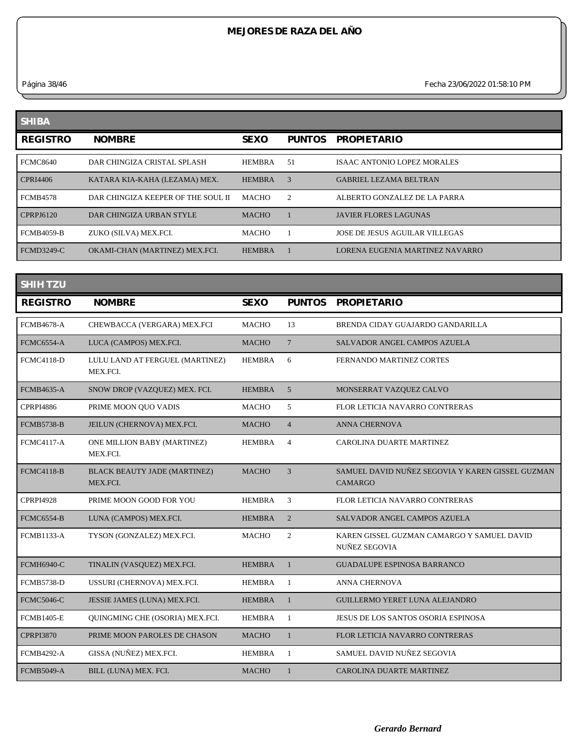# MEJORES DE RAZA DEL AÑO

## SHIBA

| REGISTRO | NOMBRE | SEXO | PUNTOS | PROPIETARIO |
|---|---|---|---|---|
| FCMC8640 | DAR CHINGIZA CRISTAL SPLASH | HEMBRA | 51 | ISAAC ANTONIO LOPEZ MORALES |
| CPRI4406 | KATARA KIA-KAHA (LEZAMA) MEX. | HEMBRA | 3 | GABRIEL LEZAMA BELTRAN |
| FCMB4578 | DAR CHINGIZA KEEPER OF THE SOUL II | MACHO | 2 | ALBERTO GONZALEZ DE LA PARRA |
| CPRPJ6120 | DAR CHINGIZA URBAN STYLE | MACHO | 1 | JAVIER FLORES LAGUNAS |
| FCMB4059-B | ZUKO (SILVA) MEX.FCI. | MACHO | 1 | JOSE DE JESUS AGUILAR VILLEGAS |
| FCMD3249-C | OKAMI-CHAN (MARTINEZ) MEX.FCI. | HEMBRA | 1 | LORENA EUGENIA MARTINEZ NAVARRO |

## SHIH TZU

| REGISTRO | NOMBRE | SEXO | PUNTOS | PROPIETARIO |
|---|---|---|---|---|
| FCMB4678-A | CHEWBACCA (VERGARA) MEX.FCI | MACHO | 13 | BRENDA CIDAY GUAJARDO GANDARILLA |
| FCMC6554-A | LUCA (CAMPOS) MEX.FCI. | MACHO | 7 | SALVADOR ANGEL CAMPOS AZUELA |
| FCMC4118-D | LULU LAND AT FERGUEL (MARTINEZ) MEX.FCI. | HEMBRA | 6 | FERNANDO MARTINEZ CORTES |
| FCMB4635-A | SNOW DROP (VAZQUEZ) MEX. FCI. | HEMBRA | 5 | MONSERRAT VAZQUEZ CALVO |
| CPRPI4886 | PRIME MOON QUO VADIS | MACHO | 5 | FLOR LETICIA NAVARRO CONTRERAS |
| FCMB5738-B | JEILUN (CHERNOVA) MEX.FCI. | MACHO | 4 | ANNA CHERNOVA |
| FCMC4117-A | ONE MILLION BABY (MARTINEZ) MEX.FCI. | HEMBRA | 4 | CAROLINA DUARTE MARTINEZ |
| FCMC4118-B | BLACK BEAUTY JADE (MARTINEZ) MEX.FCI. | MACHO | 3 | SAMUEL DAVID NUÑEZ SEGOVIA Y KAREN GISSEL GUZMAN CAMARGO |
| CPRPI4928 | PRIME MOON GOOD FOR YOU | HEMBRA | 3 | FLOR LETICIA NAVARRO CONTRERAS |
| FCMC6554-B | LUNA (CAMPOS) MEX.FCI. | HEMBRA | 2 | SALVADOR ANGEL CAMPOS AZUELA |
| FCMB1133-A | TYSON (GONZALEZ) MEX.FCI. | MACHO | 2 | KAREN GISSEL GUZMAN CAMARGO Y SAMUEL DAVID NUÑEZ SEGOVIA |
| FCMH6940-C | TINALIN (VASQUEZ) MEX.FCI. | HEMBRA | 1 | GUADALUPE ESPINOSA BARRANCO |
| FCMB5738-D | USSURI (CHERNOVA) MEX.FCI. | HEMBRA | 1 | ANNA CHERNOVA |
| FCMC5046-C | JESSIE JAMES (LUNA) MEX.FCI. | HEMBRA | 1 | GUILLERMO YERET LUNA ALEJANDRO |
| FCMB1405-E | QUINGMING CHE (OSORIA) MEX.FCI. | HEMBRA | 1 | JESUS DE LOS SANTOS OSORIA ESPINOSA |
| CPRPI3870 | PRIME MOON PAROLES DE CHASON | MACHO | 1 | FLOR LETICIA NAVARRO CONTRERAS |
| FCMB4292-A | GISSA (NUÑEZ) MEX.FCI. | HEMBRA | 1 | SAMUEL DAVID NUÑEZ SEGOVIA |
| FCMB5049-A | BILL (LUNA) MEX. FCI. | MACHO | 1 | CAROLINA DUARTE MARTINEZ |

*Gerardo Bernard*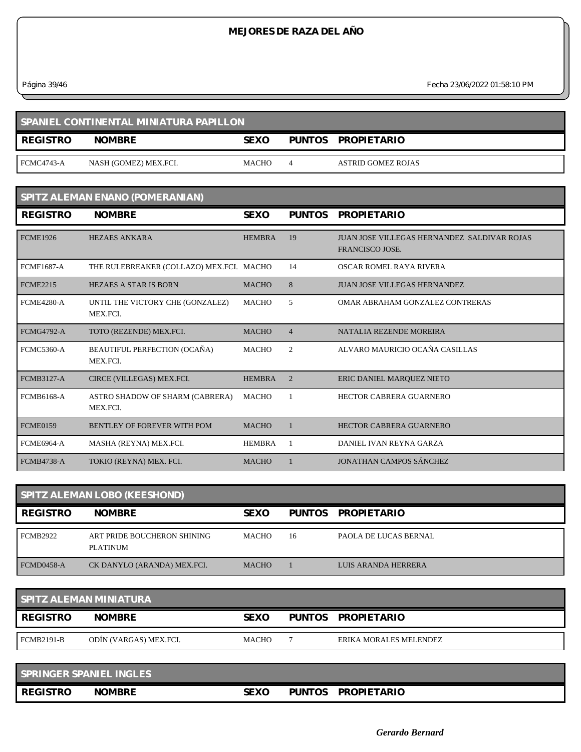# MEJORES DE RAZA DEL AÑO

## SPANIEL CONTINENTAL MINIATURA PAPILLON

| REGISTRO | NOMBRE | SEXO | PUNTOS | PROPIETARIO |
|---|---|---|---|---|
| FCMC4743-A | NASH (GOMEZ) MEX.FCI. | MACHO | 4 | ASTRID GOMEZ ROJAS |

## SPITZ ALEMAN ENANO (POMERANIAN)

| REGISTRO | NOMBRE | SEXO | PUNTOS | PROPIETARIO |
|---|---|---|---|---|
| FCME1926 | HEZAES ANKARA | HEMBRA | 19 | JUAN JOSE VILLEGAS HERNANDEZ SALDIVAR ROJAS FRANCISCO JOSE. |
| FCMF1687-A | THE RULEBREAKER (COLLAZO) MEX.FCI. | MACHO | 14 | OSCAR ROMEL RAYA RIVERA |
| FCME2215 | HEZAES A STAR IS BORN | MACHO | 8 | JUAN JOSE VILLEGAS HERNANDEZ |
| FCME4280-A | UNTIL THE VICTORY CHE (GONZALEZ) MEX.FCI. | MACHO | 5 | OMAR ABRAHAM GONZALEZ CONTRERAS |
| FCMG4792-A | TOTO (REZENDE) MEX.FCI. | MACHO | 4 | NATALIA REZENDE MOREIRA |
| FCMC5360-A | BEAUTIFUL PERFECTION (OCAÑA) MEX.FCI. | MACHO | 2 | ALVARO MAURICIO OCAÑA CASILLAS |
| FCMB3127-A | CIRCE (VILLEGAS) MEX.FCI. | HEMBRA | 2 | ERIC DANIEL MARQUEZ NIETO |
| FCMB6168-A | ASTRO SHADOW OF SHARM (CABRERA) MEX.FCI. | MACHO | 1 | HECTOR CABRERA GUARNERO |
| FCME0159 | BENTLEY OF FOREVER WITH POM | MACHO | 1 | HECTOR CABRERA GUARNERO |
| FCME6964-A | MASHA (REYNA) MEX.FCI. | HEMBRA | 1 | DANIEL IVAN REYNA GARZA |
| FCMB4738-A | TOKIO (REYNA) MEX. FCI. | MACHO | 1 | JONATHAN CAMPOS SÁNCHEZ |

## SPITZ ALEMAN LOBO (KEESHOND)

| REGISTRO | NOMBRE | SEXO | PUNTOS | PROPIETARIO |
|---|---|---|---|---|
| FCMB2922 | ART PRIDE BOUCHERON SHINING PLATINUM | MACHO | 16 | PAOLA DE LUCAS BERNAL |
| FCMD0458-A | CK DANYLO (ARANDA) MEX.FCI. | MACHO | 1 | LUIS ARANDA HERRERA |

## SPITZ ALEMAN MINIATURA

| REGISTRO | NOMBRE | SEXO | PUNTOS | PROPIETARIO |
|---|---|---|---|---|
| FCMB2191-B | ODÍN (VARGAS) MEX.FCI. | MACHO | 7 | ERIKA MORALES MELENDEZ |

## SPRINGER SPANIEL INGLES

| REGISTRO | NOMBRE | SEXO | PUNTOS | PROPIETARIO |
|---|---|---|---|---|

*Gerardo Bernard*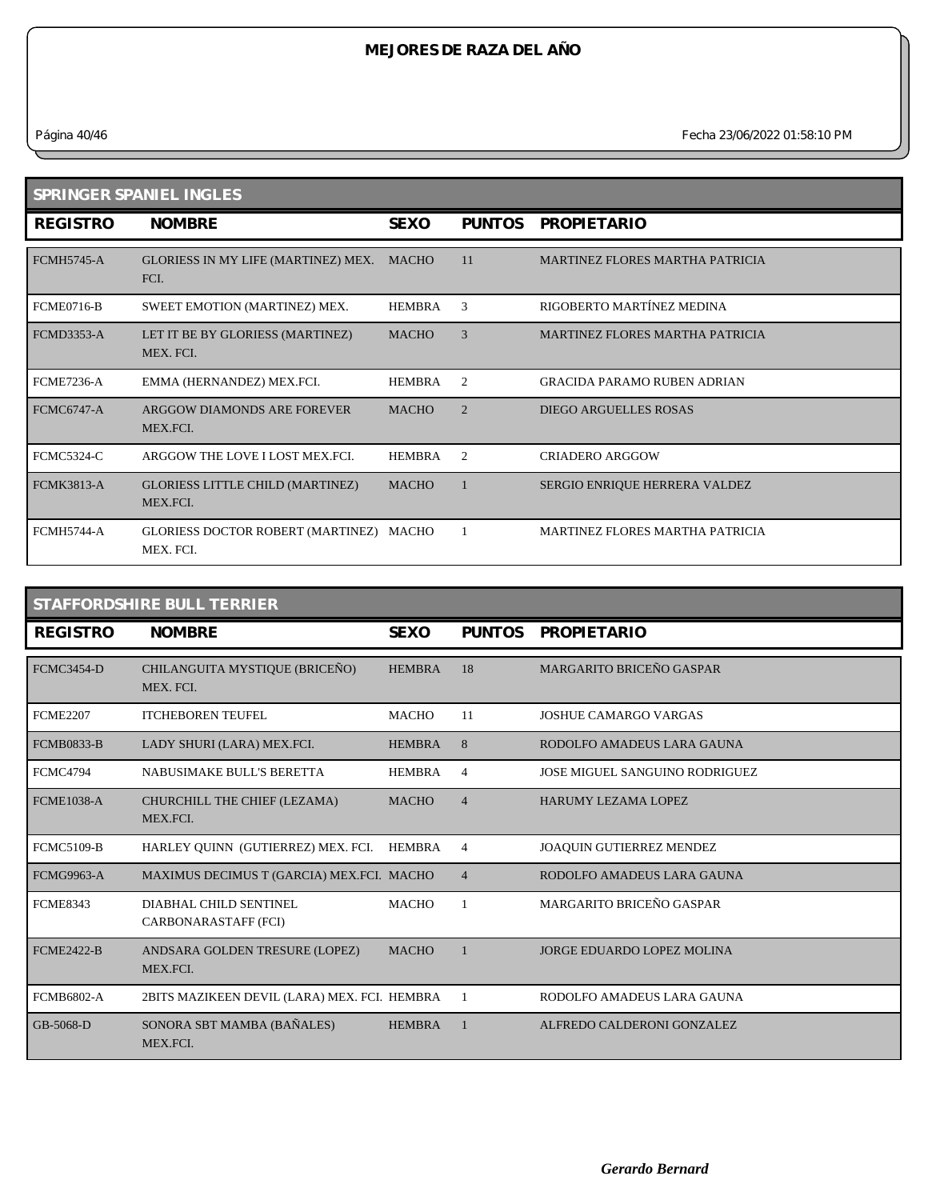# MEJORES DE RAZA DEL AÑO

## SPRINGER SPANIEL INGLES

| REGISTRO | NOMBRE | SEXO | PUNTOS | PROPIETARIO |
|---|---|---|---|---|
| FCMH5745-A | GLORIESS IN MY LIFE (MARTINEZ) MEX. FCI. | MACHO | 11 | MARTINEZ FLORES MARTHA PATRICIA |
| FCME0716-B | SWEET EMOTION (MARTINEZ) MEX. | HEMBRA | 3 | RIGOBERTO MARTÍNEZ MEDINA |
| FCMD3353-A | LET IT BE BY GLORIESS (MARTINEZ) MEX. FCI. | MACHO | 3 | MARTINEZ FLORES MARTHA PATRICIA |
| FCME7236-A | EMMA (HERNANDEZ) MEX.FCI. | HEMBRA | 2 | GRACIDA PARAMO RUBEN ADRIAN |
| FCMC6747-A | ARGGOW DIAMONDS ARE FOREVER MEX.FCI. | MACHO | 2 | DIEGO ARGUELLES ROSAS |
| FCMC5324-C | ARGGOW THE LOVE I LOST MEX.FCI. | HEMBRA | 2 | CRIADERO ARGGOW |
| FCMK3813-A | GLORIESS LITTLE CHILD (MARTINEZ) MEX.FCI. | MACHO | 1 | SERGIO ENRIQUE HERRERA VALDEZ |
| FCMH5744-A | GLORIESS DOCTOR ROBERT (MARTINEZ) MEX. FCI. | MACHO | 1 | MARTINEZ FLORES MARTHA PATRICIA |

## STAFFORDSHIRE BULL TERRIER

| REGISTRO | NOMBRE | SEXO | PUNTOS | PROPIETARIO |
|---|---|---|---|---|
| FCMC3454-D | CHILANGUITA MYSTIQUE (BRICEÑO) MEX. FCI. | HEMBRA | 18 | MARGARITO BRICEÑO GASPAR |
| FCME2207 | ITCHEBOREN TEUFEL | MACHO | 11 | JOSHUE CAMARGO VARGAS |
| FCMB0833-B | LADY SHURI (LARA) MEX.FCI. | HEMBRA | 8 | RODOLFO AMADEUS LARA GAUNA |
| FCMC4794 | NABUSIMAKE BULL'S BERETTA | HEMBRA | 4 | JOSE MIGUEL SANGUINO RODRIGUEZ |
| FCME1038-A | CHURCHILL THE CHIEF (LEZAMA) MEX.FCI. | MACHO | 4 | HARUMY LEZAMA LOPEZ |
| FCMC5109-B | HARLEY QUINN (GUTIERREZ) MEX. FCI. | HEMBRA | 4 | JOAQUIN GUTIERREZ MENDEZ |
| FCMG9963-A | MAXIMUS DECIMUS T (GARCIA) MEX.FCI. | MACHO | 4 | RODOLFO AMADEUS LARA GAUNA |
| FCME8343 | DIABHAL CHILD SENTINEL CARBONARASTAFF (FCI) | MACHO | 1 | MARGARITO BRICEÑO GASPAR |
| FCME2422-B | ANDSARA GOLDEN TRESURE (LOPEZ) MEX.FCI. | MACHO | 1 | JORGE EDUARDO LOPEZ MOLINA |
| FCMB6802-A | 2BITS MAZIKEEN DEVIL (LARA) MEX. FCI. | HEMBRA | 1 | RODOLFO AMADEUS LARA GAUNA |
| GB-5068-D | SONORA SBT MAMBA (BAÑALES) MEX.FCI. | HEMBRA | 1 | ALFREDO CALDERONI GONZALEZ |

*Gerardo Bernard*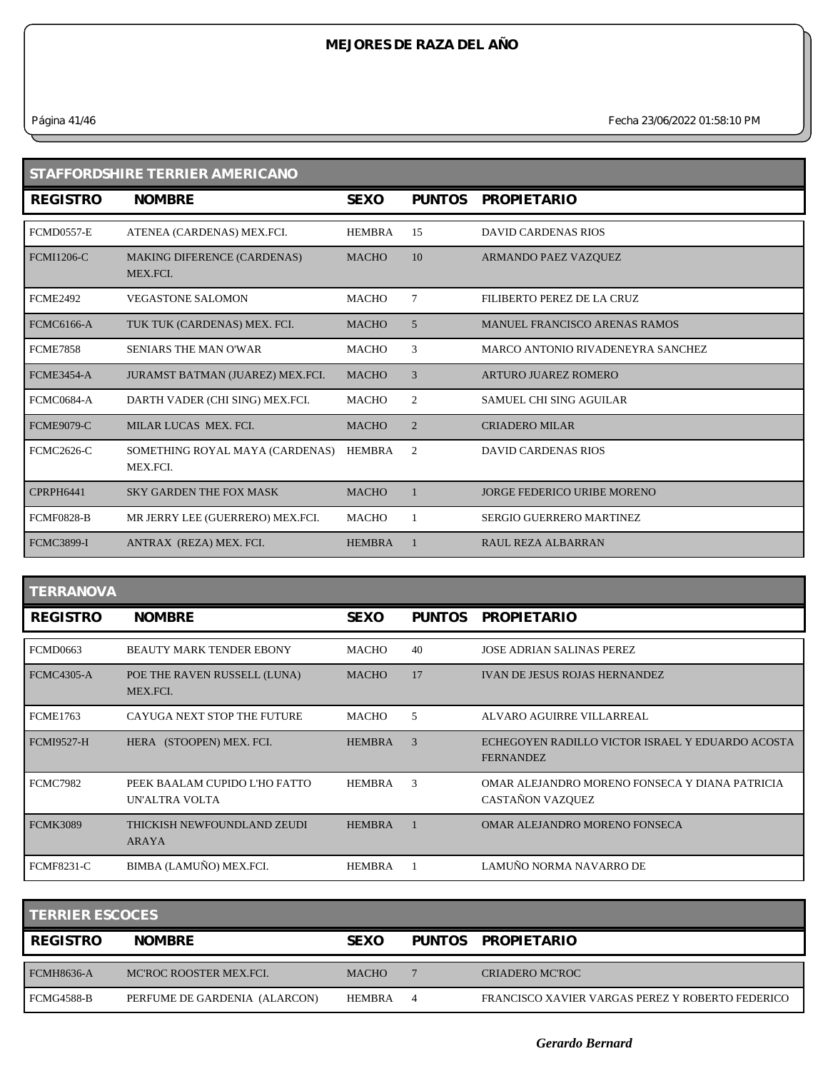# MEJORES DE RAZA DEL AÑO

## STAFFORDSHIRE TERRIER AMERICANO

| REGISTRO | NOMBRE | SEXO | PUNTOS | PROPIETARIO |
|---|---|---|---|---|
| FCMD0557-E | ATENEA (CARDENAS) MEX.FCI. | HEMBRA | 15 | DAVID CARDENAS RIOS |
| FCMI1206-C | MAKING DIFERENCE (CARDENAS) MEX.FCI. | MACHO | 10 | ARMANDO PAEZ VAZQUEZ |
| FCME2492 | VEGASTONE SALOMON | MACHO | 7 | FILIBERTO PEREZ DE LA CRUZ |
| FCMC6166-A | TUK TUK (CARDENAS) MEX. FCI. | MACHO | 5 | MANUEL FRANCISCO ARENAS RAMOS |
| FCME7858 | SENIARS THE MAN O'WAR | MACHO | 3 | MARCO ANTONIO RIVADENEYRA SANCHEZ |
| FCME3454-A | JURAMST BATMAN (JUAREZ) MEX.FCI. | MACHO | 3 | ARTURO JUAREZ ROMERO |
| FCMC0684-A | DARTH VADER (CHI SING) MEX.FCI. | MACHO | 2 | SAMUEL CHI SING AGUILAR |
| FCME9079-C | MILAR LUCAS MEX. FCI. | MACHO | 2 | CRIADERO MILAR |
| FCMC2626-C | SOMETHING ROYAL MAYA (CARDENAS) MEX.FCI. | HEMBRA | 2 | DAVID CARDENAS RIOS |
| CPRPH6441 | SKY GARDEN THE FOX MASK | MACHO | 1 | JORGE FEDERICO URIBE MORENO |
| FCMF0828-B | MR JERRY LEE (GUERRERO) MEX.FCI. | MACHO | 1 | SERGIO GUERRERO MARTINEZ |
| FCMC3899-I | ANTRAX (REZA) MEX. FCI. | HEMBRA | 1 | RAUL REZA ALBARRAN |

## TERRANOVA

| REGISTRO | NOMBRE | SEXO | PUNTOS | PROPIETARIO |
|---|---|---|---|---|
| FCMD0663 | BEAUTY MARK TENDER EBONY | MACHO | 40 | JOSE ADRIAN SALINAS PEREZ |
| FCMC4305-A | POE THE RAVEN RUSSELL (LUNA) MEX.FCI. | MACHO | 17 | IVAN DE JESUS ROJAS HERNANDEZ |
| FCME1763 | CAYUGA NEXT STOP THE FUTURE | MACHO | 5 | ALVARO AGUIRRE VILLARREAL |
| FCMI9527-H | HERA (STOOPEN) MEX. FCI. | HEMBRA | 3 | ECHEGOYEN RADILLO VICTOR ISRAEL Y EDUARDO ACOSTA FERNANDEZ |
| FCMC7982 | PEEK BAALAM CUPIDO L'HO FATTO UN'ALTRA VOLTA | HEMBRA | 3 | OMAR ALEJANDRO MORENO FONSECA Y DIANA PATRICIA CASTAÑON VAZQUEZ |
| FCMK3089 | THICKISH NEWFOUNDLAND ZEUDI ARAYA | HEMBRA | 1 | OMAR ALEJANDRO MORENO FONSECA |
| FCMF8231-C | BIMBA (LAMUÑO) MEX.FCI. | HEMBRA | 1 | LAMUÑO NORMA NAVARRO DE |

## TERRIER ESCOCES

| REGISTRO | NOMBRE | SEXO | PUNTOS | PROPIETARIO |
|---|---|---|---|---|
| FCMH8636-A | MC'ROC ROOSTER MEX.FCI. | MACHO | 7 | CRIADERO MC'ROC |
| FCMG4588-B | PERFUME DE GARDENIA (ALARCON) | HEMBRA | 4 | FRANCISCO XAVIER VARGAS PEREZ Y ROBERTO FEDERICO |

*Gerardo Bernard*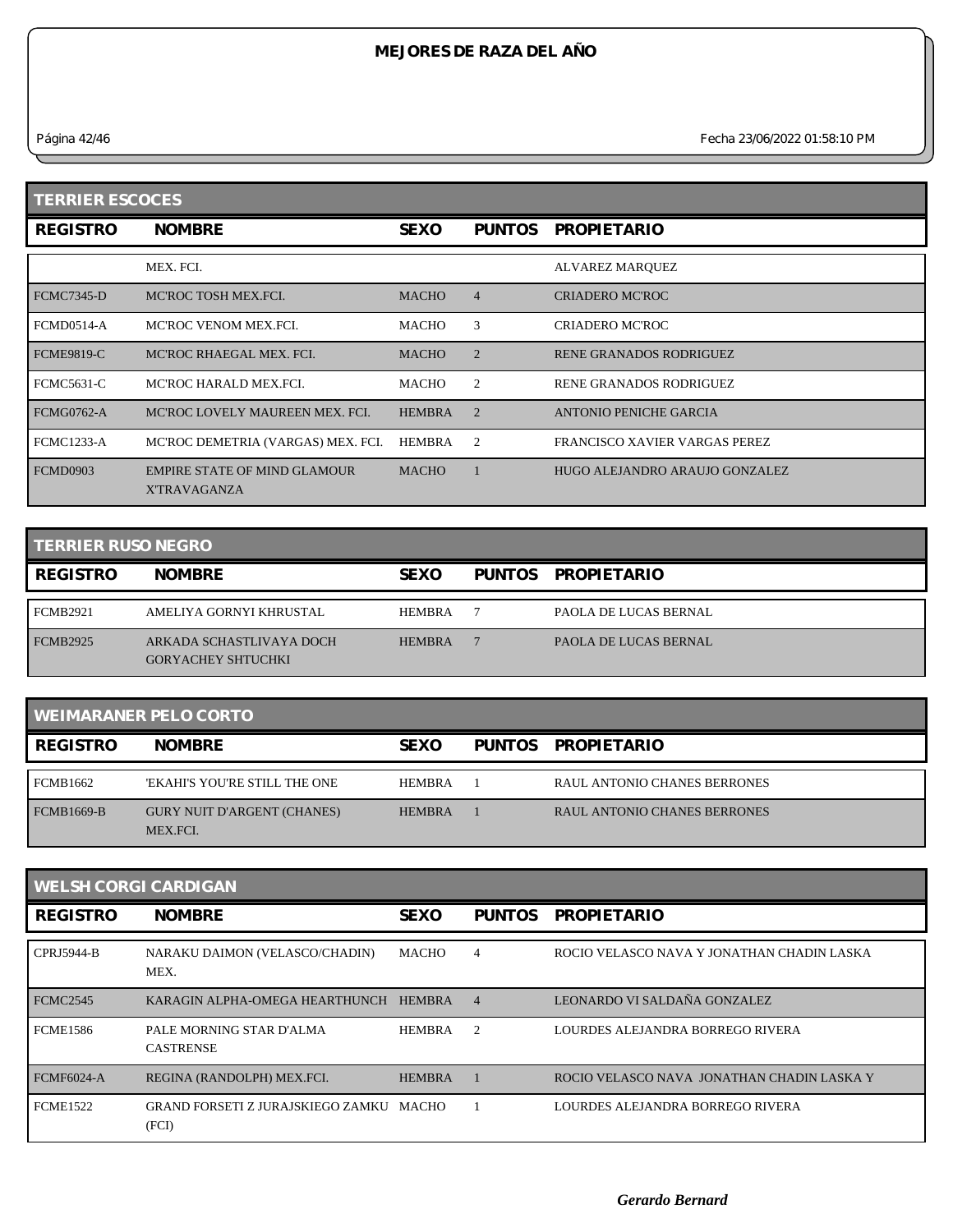# MEJORES DE RAZA DEL AÑO

Página 42/46 Fecha 23/06/2022 01:58:10 PM

## TERRIER ESCOCES

| REGISTRO | NOMBRE | SEXO | PUNTOS | PROPIETARIO |
|---|---|---|---|---|
| | MEX. FCI. | | | ALVAREZ MARQUEZ |
| FCMC7345-D | MC'ROC TOSH MEX.FCI. | MACHO | 4 | CRIADERO MC'ROC |
| FCMD0514-A | MC'ROC VENOM MEX.FCI. | MACHO | 3 | CRIADERO MC'ROC |
| FCME9819-C | MC'ROC RHAEGAL MEX. FCI. | MACHO | 2 | RENE GRANADOS RODRIGUEZ |
| FCMC5631-C | MC'ROC HARALD MEX.FCI. | MACHO | 2 | RENE GRANADOS RODRIGUEZ |
| FCMG0762-A | MC'ROC LOVELY MAUREEN MEX. FCI. | HEMBRA | 2 | ANTONIO PENICHE GARCIA |
| FCMC1233-A | MC'ROC DEMETRIA (VARGAS) MEX. FCI. | HEMBRA | 2 | FRANCISCO XAVIER VARGAS PEREZ |
| FCMD0903 | EMPIRE STATE OF MIND GLAMOUR X'TRAVAGANZA | MACHO | 1 | HUGO ALEJANDRO ARAUJO GONZALEZ |

## TERRIER RUSO NEGRO

| REGISTRO | NOMBRE | SEXO | PUNTOS | PROPIETARIO |
|---|---|---|---|---|
| FCMB2921 | AMELIYA GORNYI KHRUSTAL | HEMBRA | 7 | PAOLA DE LUCAS BERNAL |
| FCMB2925 | ARKADA SCHASTLIVAYA DOCH GORYACHEY SHTUCHKI | HEMBRA | 7 | PAOLA DE LUCAS BERNAL |

## WEIMARANER PELO CORTO

| REGISTRO | NOMBRE | SEXO | PUNTOS | PROPIETARIO |
|---|---|---|---|---|
| FCMB1662 | 'EKAHI'S YOU'RE STILL THE ONE | HEMBRA | 1 | RAUL ANTONIO CHANES BERRONES |
| FCMB1669-B | GURY NUIT D'ARGENT (CHANES) MEX.FCI. | HEMBRA | 1 | RAUL ANTONIO CHANES BERRONES |

## WELSH CORGI CARDIGAN

| REGISTRO | NOMBRE | SEXO | PUNTOS | PROPIETARIO |
|---|---|---|---|---|
| CPRJ5944-B | NARAKU DAIMON (VELASCO/CHADIN) MEX. | MACHO | 4 | ROCIO VELASCO NAVA Y JONATHAN CHADIN LASKA |
| FCMC2545 | KARAGIN ALPHA-OMEGA HEARTHUNCH | HEMBRA | 4 | LEONARDO VI SALDAÑA GONZALEZ |
| FCME1586 | PALE MORNING STAR D'ALMA CASTRENSE | HEMBRA | 2 | LOURDES ALEJANDRA BORREGO RIVERA |
| FCMF6024-A | REGINA (RANDOLPH) MEX.FCI. | HEMBRA | 1 | ROCIO VELASCO NAVA JONATHAN CHADIN LASKA Y |
| FCME1522 | GRAND FORSETI Z JURAJSKIEGO ZAMKU (FCI) | MACHO | 1 | LOURDES ALEJANDRA BORREGO RIVERA |

*Gerardo Bernard*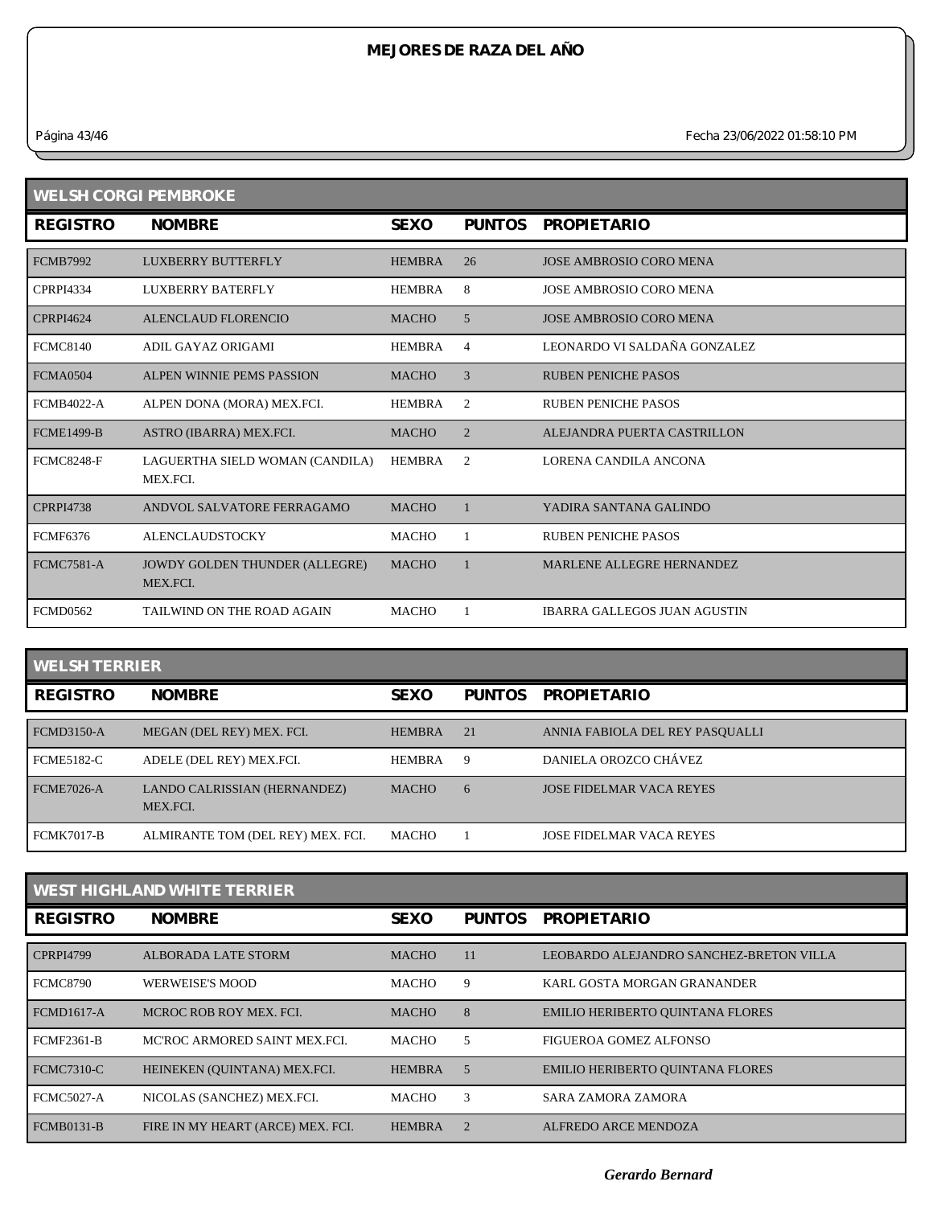# MEJORES DE RAZA DEL AÑO

Fecha 23/06/2022 01:58:10 PM

## WELSH CORGI PEMBROKE

| REGISTRO | NOMBRE | SEXO | PUNTOS | PROPIETARIO |
|---|---|---|---|---|
| FCMB7992 | LUXBERRY BUTTERFLY | HEMBRA | 26 | JOSE AMBROSIO CORO MENA |
| CPRPI4334 | LUXBERRY BATERFLY | HEMBRA | 8 | JOSE AMBROSIO CORO MENA |
| CPRPI4624 | ALENCLAUD FLORENCIO | MACHO | 5 | JOSE AMBROSIO CORO MENA |
| FCMC8140 | ADIL GAYAZ ORIGAMI | HEMBRA | 4 | LEONARDO VI SALDAÑA GONZALEZ |
| FCMA0504 | ALPEN WINNIE PEMS PASSION | MACHO | 3 | RUBEN PENICHE PASOS |
| FCMB4022-A | ALPEN DONA (MORA) MEX.FCI. | HEMBRA | 2 | RUBEN PENICHE PASOS |
| FCME1499-B | ASTRO (IBARRA) MEX.FCI. | MACHO | 2 | ALEJANDRA PUERTA CASTRILLON |
| FCMC8248-F | LAGUERTHA SIELD WOMAN (CANDILA) MEX.FCI. | HEMBRA | 2 | LORENA CANDILA ANCONA |
| CPRPI4738 | ANDVOL SALVATORE FERRAGAMO | MACHO | 1 | YADIRA SANTANA GALINDO |
| FCMF6376 | ALENCLAUDSTOCKY | MACHO | 1 | RUBEN PENICHE PASOS |
| FCMC7581-A | JOWDY GOLDEN THUNDER (ALLEGRE) MEX.FCI. | MACHO | 1 | MARLENE ALLEGRE HERNANDEZ |
| FCMD0562 | TAILWIND ON THE ROAD AGAIN | MACHO | 1 | IBARRA GALLEGOS JUAN AGUSTIN |

## WELSH TERRIER

| REGISTRO | NOMBRE | SEXO | PUNTOS | PROPIETARIO |
|---|---|---|---|---|
| FCMD3150-A | MEGAN (DEL REY) MEX. FCI. | HEMBRA | 21 | ANNIA FABIOLA DEL REY PASQUALLI |
| FCME5182-C | ADELE (DEL REY) MEX.FCI. | HEMBRA | 9 | DANIELA OROZCO CHÁVEZ |
| FCME7026-A | LANDO CALRISSIAN (HERNANDEZ) MEX.FCI. | MACHO | 6 | JOSE FIDELMAR VACA REYES |
| FCMK7017-B | ALMIRANTE TOM (DEL REY) MEX. FCI. | MACHO | 1 | JOSE FIDELMAR VACA REYES |

## WEST HIGHLAND WHITE TERRIER

| REGISTRO | NOMBRE | SEXO | PUNTOS | PROPIETARIO |
|---|---|---|---|---|
| CPRPI4799 | ALBORADA LATE STORM | MACHO | 11 | LEOBARDO ALEJANDRO SANCHEZ-BRETON VILLA |
| FCMC8790 | WERWEISE'S MOOD | MACHO | 9 | KARL GOSTA MORGAN GRANANDER |
| FCMD1617-A | MCROC ROB ROY MEX. FCI. | MACHO | 8 | EMILIO HERIBERTO QUINTANA FLORES |
| FCMF2361-B | MC'ROC ARMORED SAINT MEX.FCI. | MACHO | 5 | FIGUEROA GOMEZ ALFONSO |
| FCMC7310-C | HEINEKEN (QUINTANA) MEX.FCI. | HEMBRA | 5 | EMILIO HERIBERTO QUINTANA FLORES |
| FCMC5027-A | NICOLAS (SANCHEZ) MEX.FCI. | MACHO | 3 | SARA ZAMORA ZAMORA |
| FCMB0131-B | FIRE IN MY HEART (ARCE) MEX. FCI. | HEMBRA | 2 | ALFREDO ARCE MENDOZA |

*Gerardo Bernard*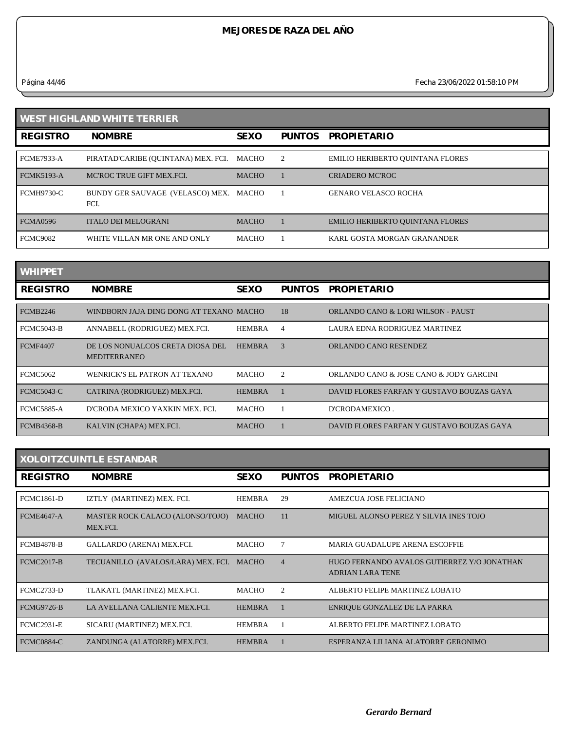# MEJORES DE RAZA DEL AÑO

## WEST HIGHLAND WHITE TERRIER

| REGISTRO | NOMBRE | SEXO | PUNTOS | PROPIETARIO |
|---|---|---|---|---|
| FCME7933-A | PIRATAD'CARIBE (QUINTANA) MEX. FCI. | MACHO | 2 | EMILIO HERIBERTO QUINTANA FLORES |
| FCMK5193-A | MC'ROC TRUE GIFT MEX.FCI. | MACHO | 1 | CRIADERO MC'ROC |
| FCMH9730-C | BUNDY GER SAUVAGE (VELASCO) MEX. FCI. | MACHO | 1 | GENARO VELASCO ROCHA |
| FCMA0596 | ITALO DEI MELOGRANI | MACHO | 1 | EMILIO HERIBERTO QUINTANA FLORES |
| FCMC9082 | WHITE VILLAN MR ONE AND ONLY | MACHO | 1 | KARL GOSTA MORGAN GRANANDER |

## WHIPPET

| REGISTRO | NOMBRE | SEXO | PUNTOS | PROPIETARIO |
|---|---|---|---|---|
| FCMB2246 | WINDBORN JAJA DING DONG AT TEXANO | MACHO | 18 | ORLANDO CANO & LORI WILSON - PAUST |
| FCMC5043-B | ANNABELL (RODRIGUEZ) MEX.FCI. | HEMBRA | 4 | LAURA EDNA RODRIGUEZ MARTINEZ |
| FCMF4407 | DE LOS NONUALCOS CRETA DIOSA DEL MEDITERRANEO | HEMBRA | 3 | ORLANDO CANO RESENDEZ |
| FCMC5062 | WENRICK'S EL PATRON AT TEXANO | MACHO | 2 | ORLANDO CANO & JOSE CANO & JODY GARCINI |
| FCMC5043-C | CATRINA (RODRIGUEZ) MEX.FCI. | HEMBRA | 1 | DAVID FLORES FARFAN Y GUSTAVO BOUZAS GAYA |
| FCMC5885-A | D'CRODA MEXICO YAXKIN MEX. FCI. | MACHO | 1 | D'CRODAMEXICO . |
| FCMB4368-B | KALVIN (CHAPA) MEX.FCI. | MACHO | 1 | DAVID FLORES FARFAN Y GUSTAVO BOUZAS GAYA |

## XOLOITZCUINTLE ESTANDAR

| REGISTRO | NOMBRE | SEXO | PUNTOS | PROPIETARIO |
|---|---|---|---|---|
| FCMC1861-D | IZTLY (MARTINEZ) MEX. FCI. | HEMBRA | 29 | AMEZCUA JOSE FELICIANO |
| FCME4647-A | MASTER ROCK CALACO (ALONSO/TOJO) MEX.FCI. | MACHO | 11 | MIGUEL ALONSO PEREZ Y SILVIA INES TOJO |
| FCMB4878-B | GALLARDO (ARENA) MEX.FCI. | MACHO | 7 | MARIA GUADALUPE ARENA ESCOFFIE |
| FCMC2017-B | TECUANILLO (AVALOS/LARA) MEX. FCI. | MACHO | 4 | HUGO FERNANDO AVALOS GUTIERREZ Y/O JONATHAN ADRIAN LARA TENE |
| FCMC2733-D | TLAKATL (MARTINEZ) MEX.FCI. | MACHO | 2 | ALBERTO FELIPE MARTINEZ LOBATO |
| FCMG9726-B | LA AVELLANA CALIENTE MEX.FCI. | HEMBRA | 1 | ENRIQUE GONZALEZ DE LA PARRA |
| FCMC2931-E | SICARU (MARTINEZ) MEX.FCI. | HEMBRA | 1 | ALBERTO FELIPE MARTINEZ LOBATO |
| FCMC0884-C | ZANDUNGA (ALATORRE) MEX.FCI. | HEMBRA | 1 | ESPERANZA LILIANA ALATORRE GERONIMO |

*Gerardo Bernard*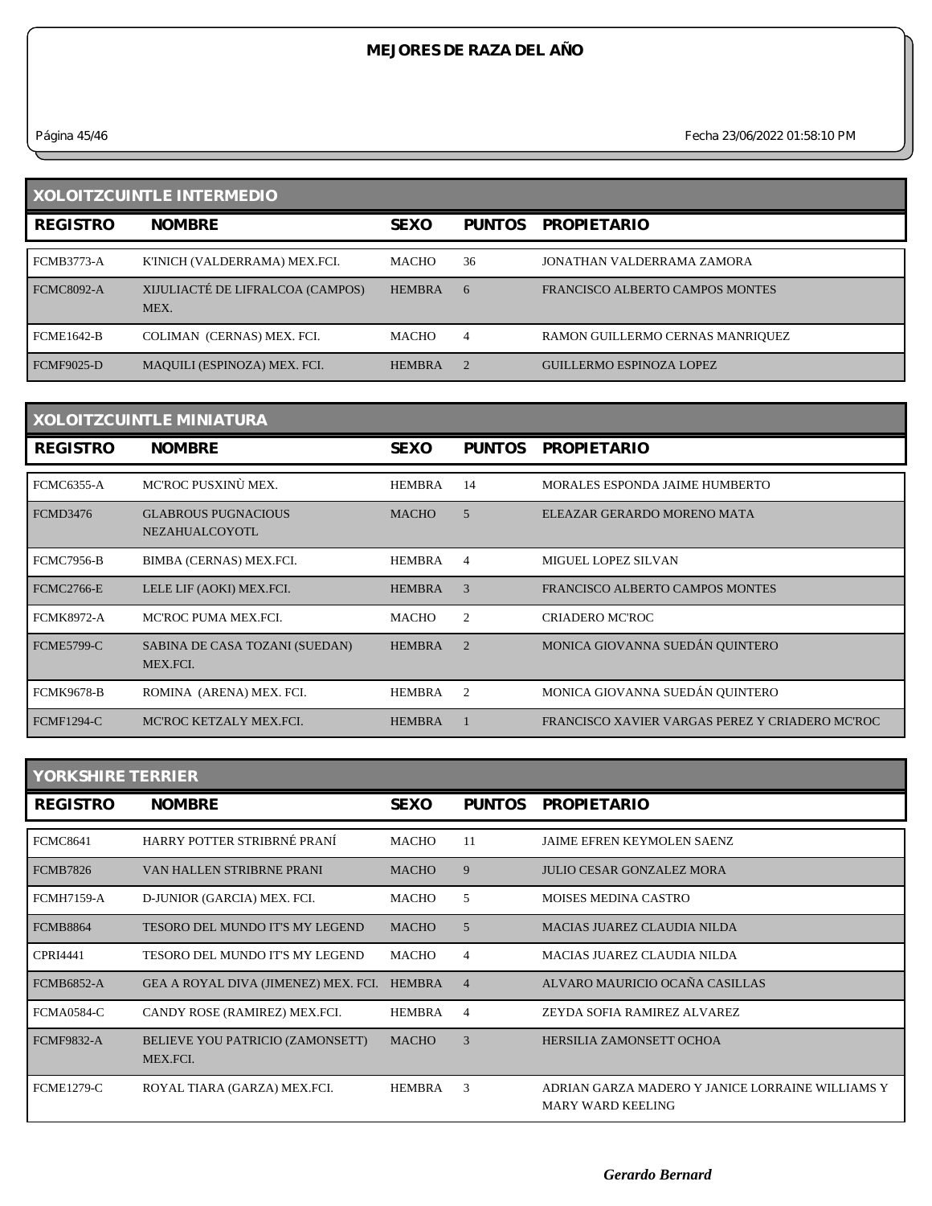# MEJORES DE RAZA DEL AÑO

Página 45/46 Fecha 23/06/2022 01:58:10 PM

## XOLOITZCUINTLE INTERMEDIO

| REGISTRO | NOMBRE | SEXO | PUNTOS | PROPIETARIO |
|---|---|---|---|---|
| FCMB3773-A | K'INICH (VALDERRAMA) MEX.FCI. | MACHO | 36 | JONATHAN VALDERRAMA ZAMORA |
| FCMC8092-A | XIJULIACTÉ DE LIFRALCOA (CAMPOS) MEX. | HEMBRA | 6 | FRANCISCO ALBERTO CAMPOS MONTES |
| FCME1642-B | COLIMAN (CERNAS) MEX. FCI. | MACHO | 4 | RAMON GUILLERMO CERNAS MANRIQUEZ |
| FCMF9025-D | MAQUILI (ESPINOZA) MEX. FCI. | HEMBRA | 2 | GUILLERMO ESPINOZA LOPEZ |

## XOLOITZCUINTLE MINIATURA

| REGISTRO | NOMBRE | SEXO | PUNTOS | PROPIETARIO |
|---|---|---|---|---|
| FCMC6355-A | MC'ROC PUSXINÙ MEX. | HEMBRA | 14 | MORALES ESPONDA JAIME HUMBERTO |
| FCMD3476 | GLABROUS PUGNACIOUS NEZAHUALCOYOTL | MACHO | 5 | ELEAZAR GERARDO MORENO MATA |
| FCMC7956-B | BIMBA (CERNAS) MEX.FCI. | HEMBRA | 4 | MIGUEL LOPEZ SILVAN |
| FCMC2766-E | LELE LIF (AOKI) MEX.FCI. | HEMBRA | 3 | FRANCISCO ALBERTO CAMPOS MONTES |
| FCMK8972-A | MC'ROC PUMA MEX.FCI. | MACHO | 2 | CRIADERO MC'ROC |
| FCME5799-C | SABINA DE CASA TOZANI (SUEDAN) MEX.FCI. | HEMBRA | 2 | MONICA GIOVANNA SUEDÁN QUINTERO |
| FCMK9678-B | ROMINA (ARENA) MEX. FCI. | HEMBRA | 2 | MONICA GIOVANNA SUEDÁN QUINTERO |
| FCMF1294-C | MC'ROC KETZALY MEX.FCI. | HEMBRA | 1 | FRANCISCO XAVIER VARGAS PEREZ Y CRIADERO MC'ROC |

## YORKSHIRE TERRIER

| REGISTRO | NOMBRE | SEXO | PUNTOS | PROPIETARIO |
|---|---|---|---|---|
| FCMC8641 | HARRY POTTER STRIBRNÉ PRANÍ | MACHO | 11 | JAIME EFREN KEYMOLEN SAENZ |
| FCMB7826 | VAN HALLEN STRIBRNE PRANI | MACHO | 9 | JULIO CESAR GONZALEZ MORA |
| FCMH7159-A | D-JUNIOR (GARCIA) MEX. FCI. | MACHO | 5 | MOISES MEDINA CASTRO |
| FCMB8864 | TESORO DEL MUNDO IT'S MY LEGEND | MACHO | 5 | MACIAS JUAREZ CLAUDIA NILDA |
| CPRI4441 | TESORO DEL MUNDO IT'S MY LEGEND | MACHO | 4 | MACIAS JUAREZ CLAUDIA NILDA |
| FCMB6852-A | GEA A ROYAL DIVA (JIMENEZ) MEX. FCI. | HEMBRA | 4 | ALVARO MAURICIO OCAÑA CASILLAS |
| FCMA0584-C | CANDY ROSE (RAMIREZ) MEX.FCI. | HEMBRA | 4 | ZEYDA SOFIA RAMIREZ ALVAREZ |
| FCMF9832-A | BELIEVE YOU PATRICIO (ZAMONSETT) MEX.FCI. | MACHO | 3 | HERSILIA ZAMONSETT OCHOA |
| FCME1279-C | ROYAL TIARA (GARZA) MEX.FCI. | HEMBRA | 3 | ADRIAN GARZA MADERO Y JANICE LORRAINE WILLIAMS Y MARY WARD KEELING |

*Gerardo Bernard*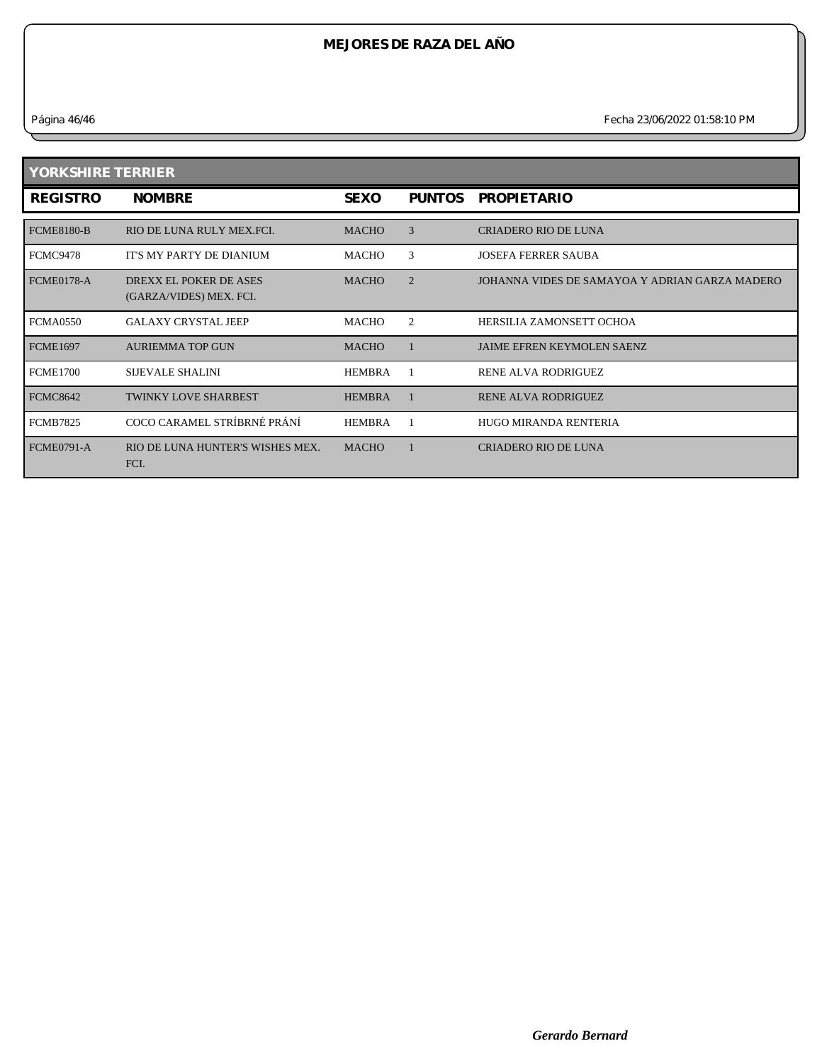# MEJORES DE RAZA DEL AÑO

Fecha 23/06/2022 01:58:10 PM

## YORKSHIRE TERRIER

| REGISTRO | NOMBRE | SEXO | PUNTOS | PROPIETARIO |
|---|---|---|---|---|
| FCME8180-B | RIO DE LUNA RULY MEX.FCI. | MACHO | 3 | CRIADERO RIO DE LUNA |
| FCMC9478 | IT'S MY PARTY DE DIANIUM | MACHO | 3 | JOSEFA FERRER SAUBA |
| FCME0178-A | DREXX EL POKER DE ASES (GARZA/VIDES) MEX. FCI. | MACHO | 2 | JOHANNA VIDES DE SAMAYOA Y ADRIAN GARZA MADERO |
| FCMA0550 | GALAXY CRYSTAL JEEP | MACHO | 2 | HERSILIA ZAMONSETT OCHOA |
| FCME1697 | AURIEMMA TOP GUN | MACHO | 1 | JAIME EFREN KEYMOLEN SAENZ |
| FCME1700 | SIJEVALE SHALINI | HEMBRA | 1 | RENE ALVA RODRIGUEZ |
| FCMC8642 | TWINKY LOVE SHARBEST | HEMBRA | 1 | RENE ALVA RODRIGUEZ |
| FCMB7825 | COCO CARAMEL STRÍBRNÉ PRÁNÍ | HEMBRA | 1 | HUGO MIRANDA RENTERIA |
| FCME0791-A | RIO DE LUNA HUNTER'S WISHES MEX. FCI. | MACHO | 1 | CRIADERO RIO DE LUNA |

*Gerardo Bernard*